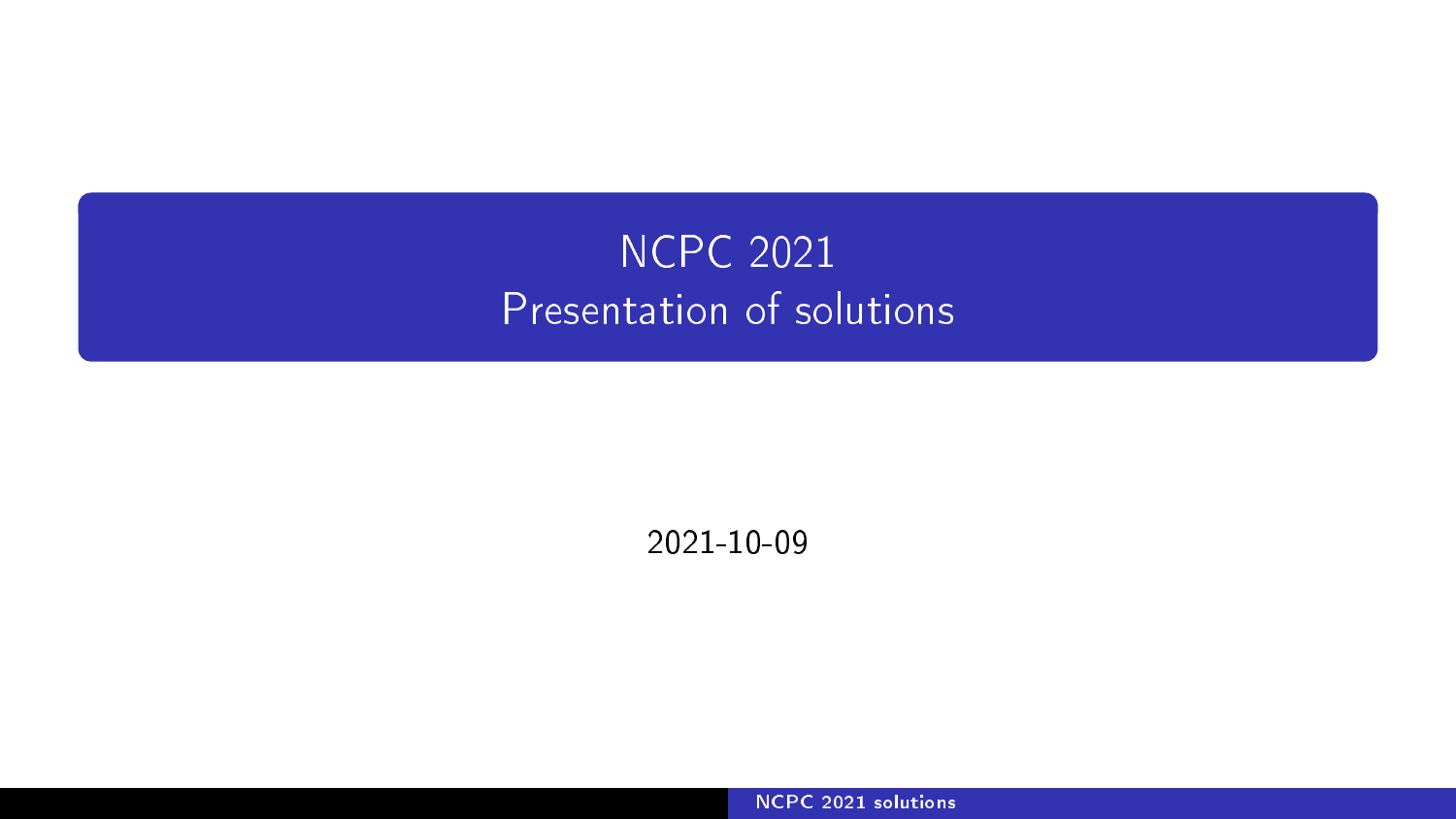# NCPC 2021
# Presentation of solutions

2021-10-09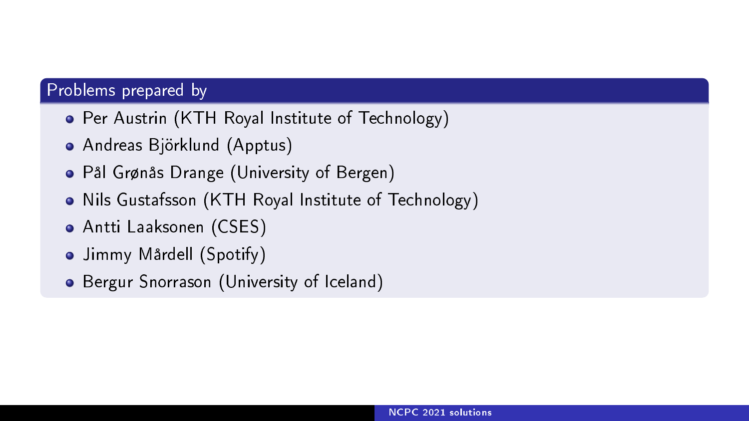## Problems prepared by

- Per Austrin (KTH Royal Institute of Technology)
- Andreas Björklund (Apptus)
- Pål Grønås Drange (University of Bergen)
- Nils Gustafsson (KTH Royal Institute of Technology)
- Antti Laaksonen (CSES)
- Jimmy Mårdell (Spotify)
- Bergur Snorrason (University of Iceland)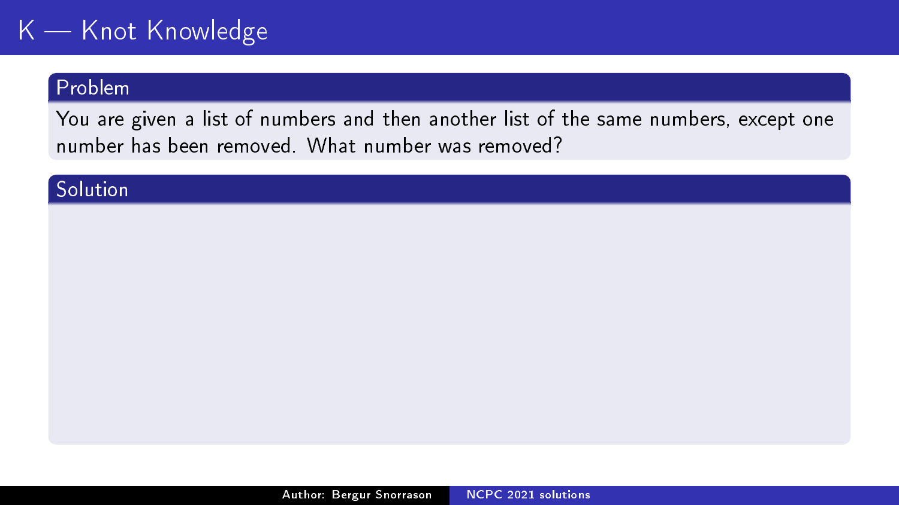# K — Knot Knowledge

## Problem

You are given a list of numbers and then another list of the same numbers, except one number has been removed. What number was removed?

## Solution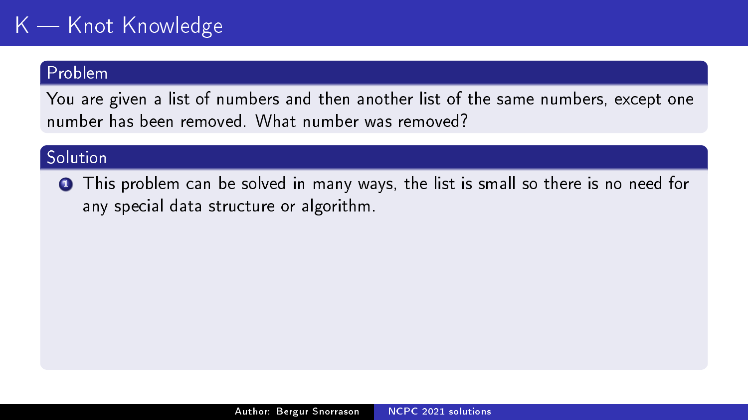# K — Knot Knowledge

## Problem

You are given a list of numbers and then another list of the same numbers, except one number has been removed. What number was removed?

## Solution

1. This problem can be solved in many ways, the list is small so there is no need for any special data structure or algorithm.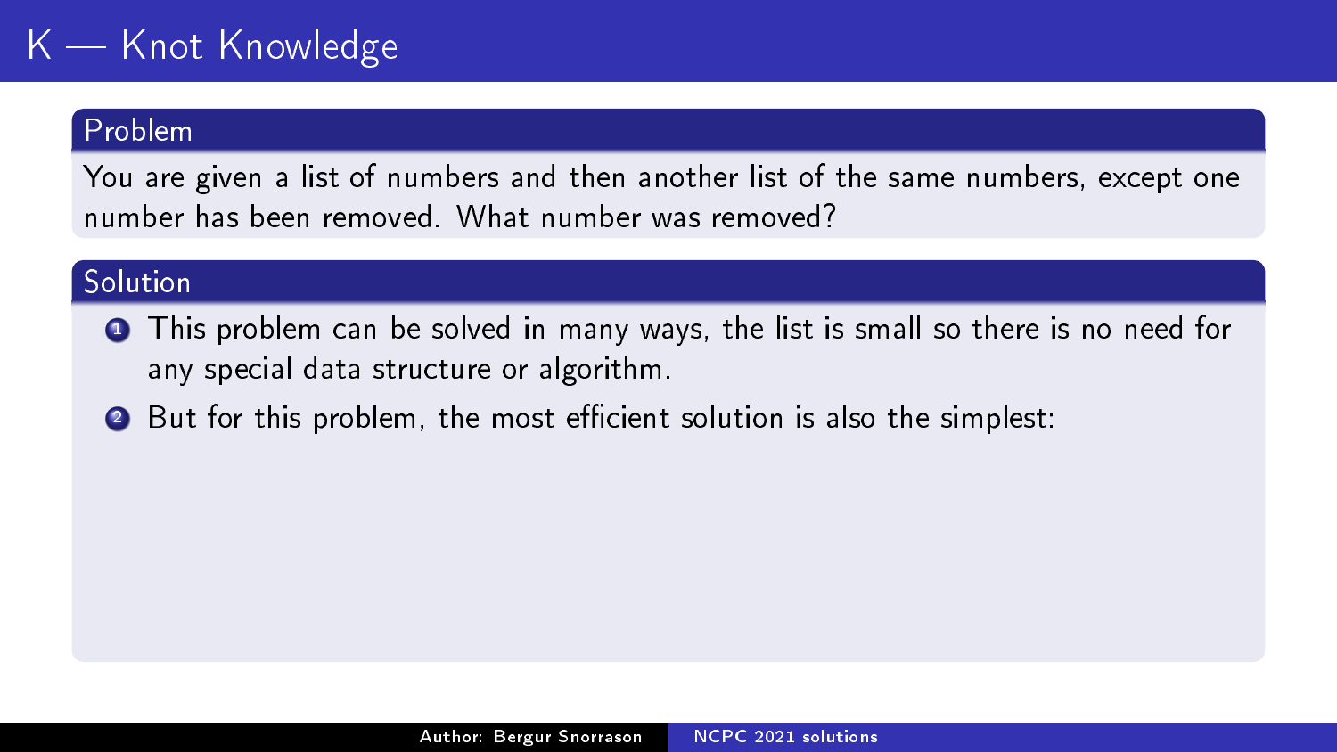# K — Knot Knowledge

## Problem

You are given a list of numbers and then another list of the same numbers, except one number has been removed. What number was removed?

## Solution

1. This problem can be solved in many ways, the list is small so there is no need for any special data structure or algorithm.
2. But for this problem, the most efficient solution is also the simplest: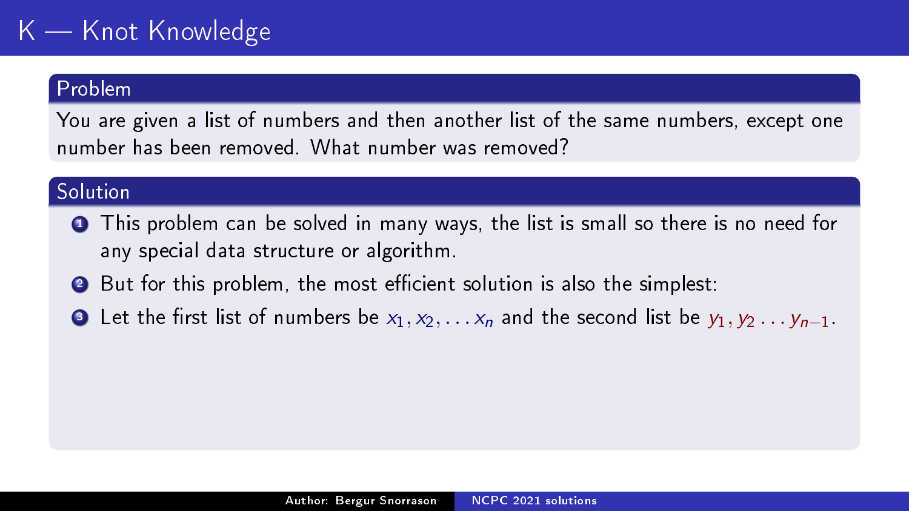# K — Knot Knowledge

## Problem

You are given a list of numbers and then another list of the same numbers, except one number has been removed. What number was removed?

## Solution

1. This problem can be solved in many ways, the list is small so there is no need for any special data structure or algorithm.
2. But for this problem, the most efficient solution is also the simplest:
3. Let the first list of numbers be $x_1, x_2, \ldots x_n$ and the second list be $y_1, y_2 \ldots y_{n-1}$.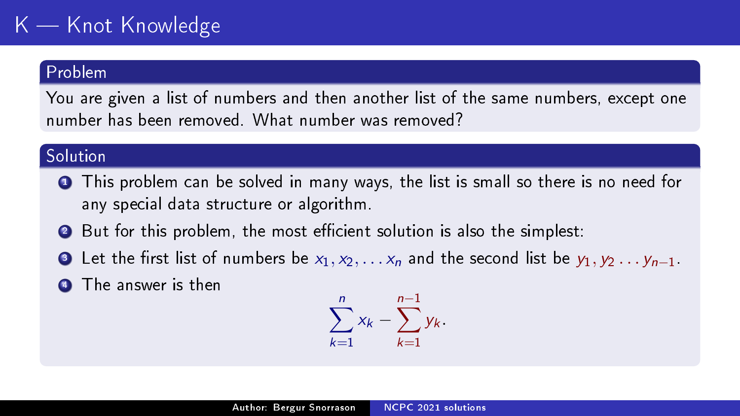# K — Knot Knowledge

## Problem

You are given a list of numbers and then another list of the same numbers, except one number has been removed. What number was removed?

## Solution

1. This problem can be solved in many ways, the list is small so there is no need for any special data structure or algorithm.
2. But for this problem, the most efficient solution is also the simplest:
3. Let the first list of numbers be $x_1, x_2, \ldots x_n$ and the second list be $y_1, y_2 \ldots y_{n-1}$.
4. The answer is then

$$\sum_{k=1}^{n} x_k - \sum_{k=1}^{n-1} y_k.$$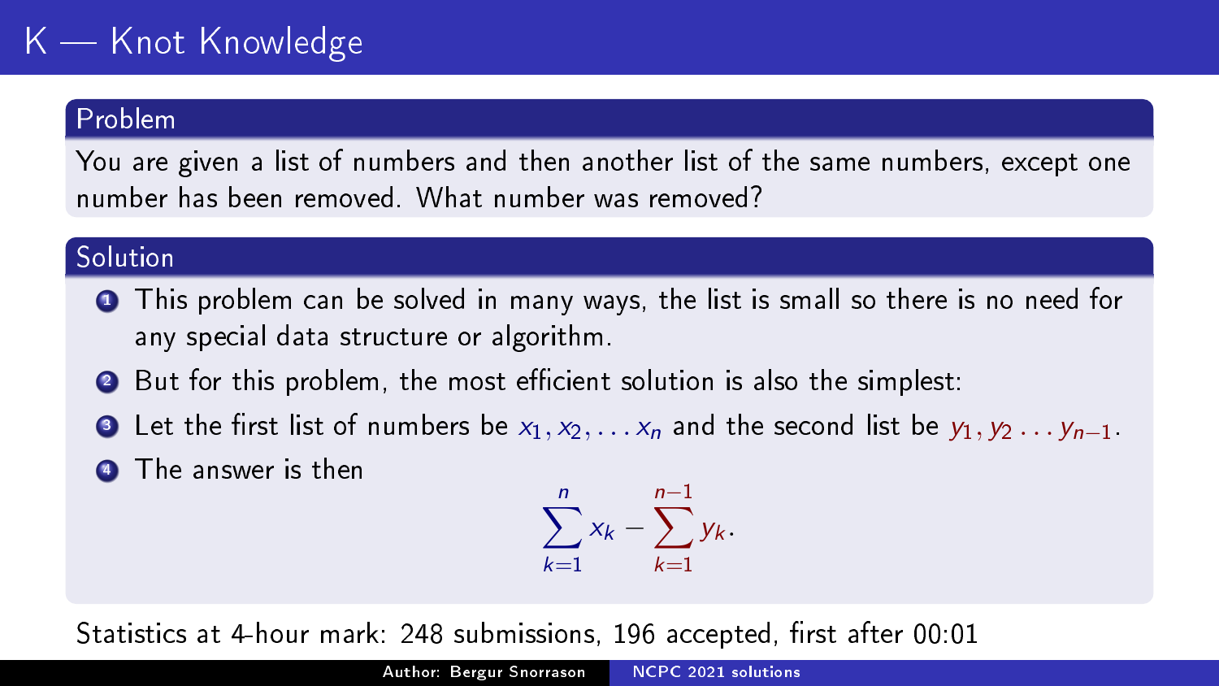# K — Knot Knowledge

## Problem

You are given a list of numbers and then another list of the same numbers, except one number has been removed. What number was removed?

## Solution

1. This problem can be solved in many ways, the list is small so there is no need for any special data structure or algorithm.
2. But for this problem, the most efficient solution is also the simplest:
3. Let the first list of numbers be $x_1, x_2, \ldots x_n$ and the second list be $y_1, y_2 \ldots y_{n-1}$.
4. The answer is then

$$\sum_{k=1}^{n} x_k - \sum_{k=1}^{n-1} y_k.$$

Statistics at 4-hour mark: 248 submissions, 196 accepted, first after 00:01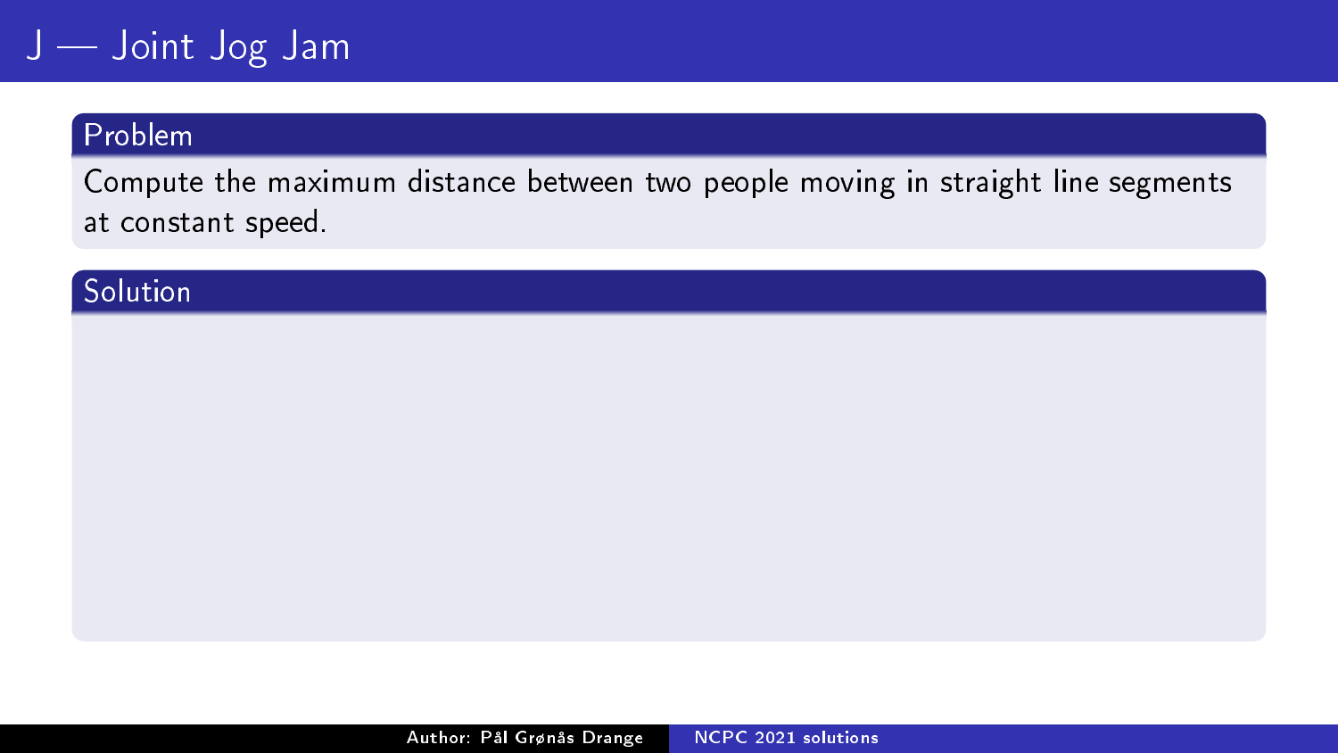# J — Joint Jog Jam

## Problem

Compute the maximum distance between two people moving in straight line segments at constant speed.

## Solution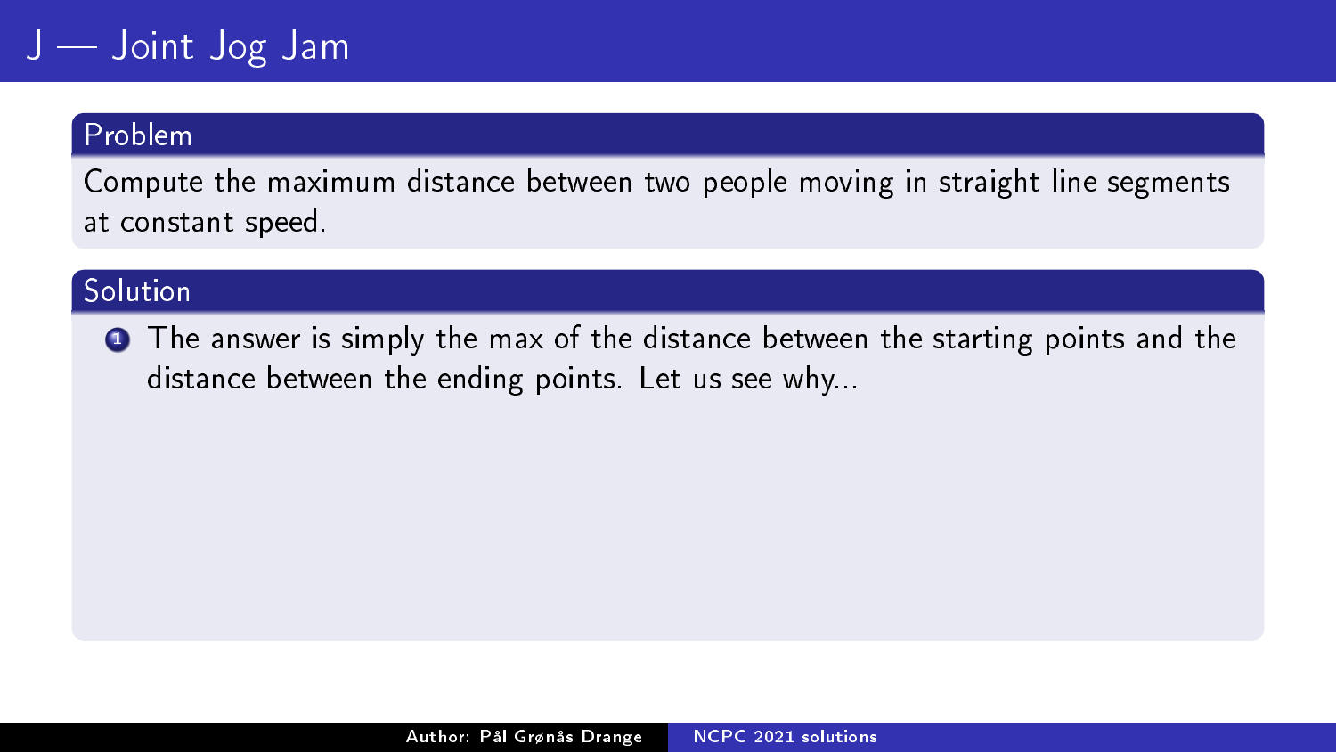# J — Joint Jog Jam

## Problem

Compute the maximum distance between two people moving in straight line segments at constant speed.

## Solution

1. The answer is simply the max of the distance between the starting points and the distance between the ending points. Let us see why...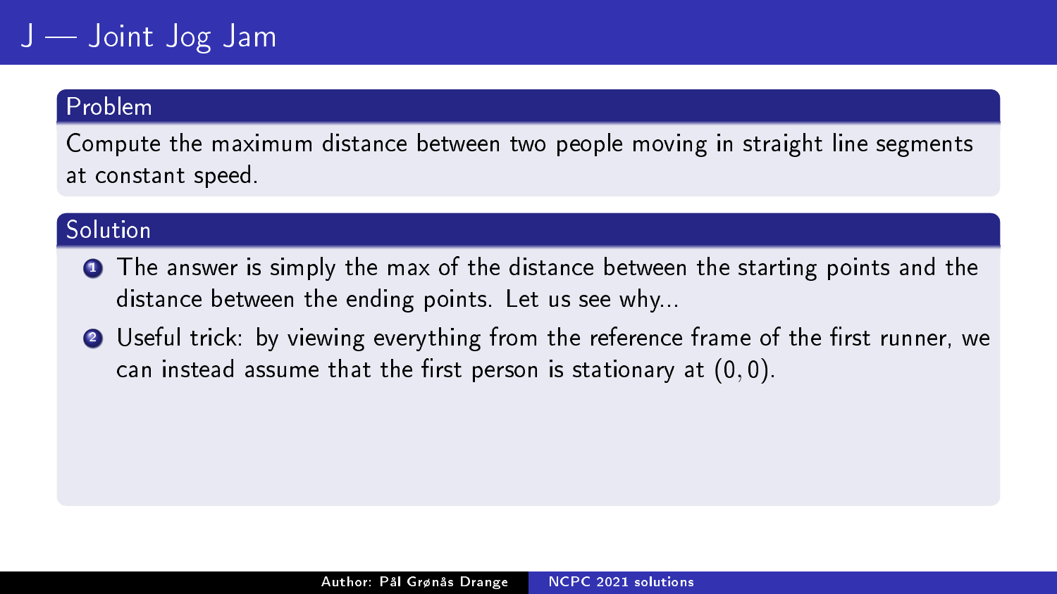# J — Joint Jog Jam

## Problem

Compute the maximum distance between two people moving in straight line segments at constant speed.

## Solution

1. The answer is simply the max of the distance between the starting points and the distance between the ending points. Let us see why...
2. Useful trick: by viewing everything from the reference frame of the first runner, we can instead assume that the first person is stationary at $(0, 0)$.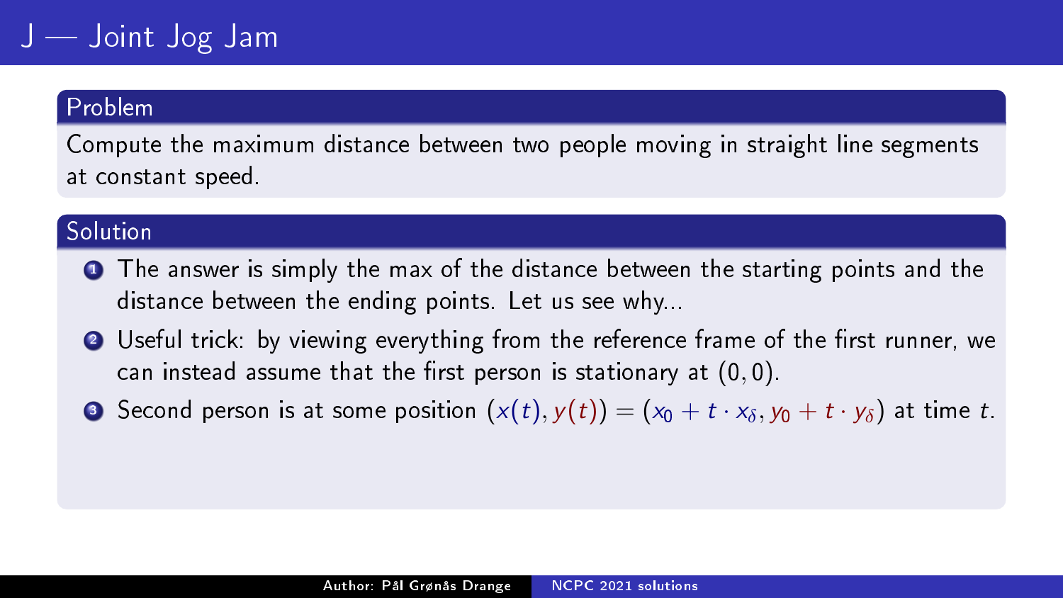# J — Joint Jog Jam

## Problem

Compute the maximum distance between two people moving in straight line segments at constant speed.

## Solution

1. The answer is simply the max of the distance between the starting points and the distance between the ending points. Let us see why...
2. Useful trick: by viewing everything from the reference frame of the first runner, we can instead assume that the first person is stationary at $(0, 0)$.
3. Second person is at some position $(x(t), y(t)) = (x_0 + t \cdot x_\delta, y_0 + t \cdot y_\delta)$ at time $t$.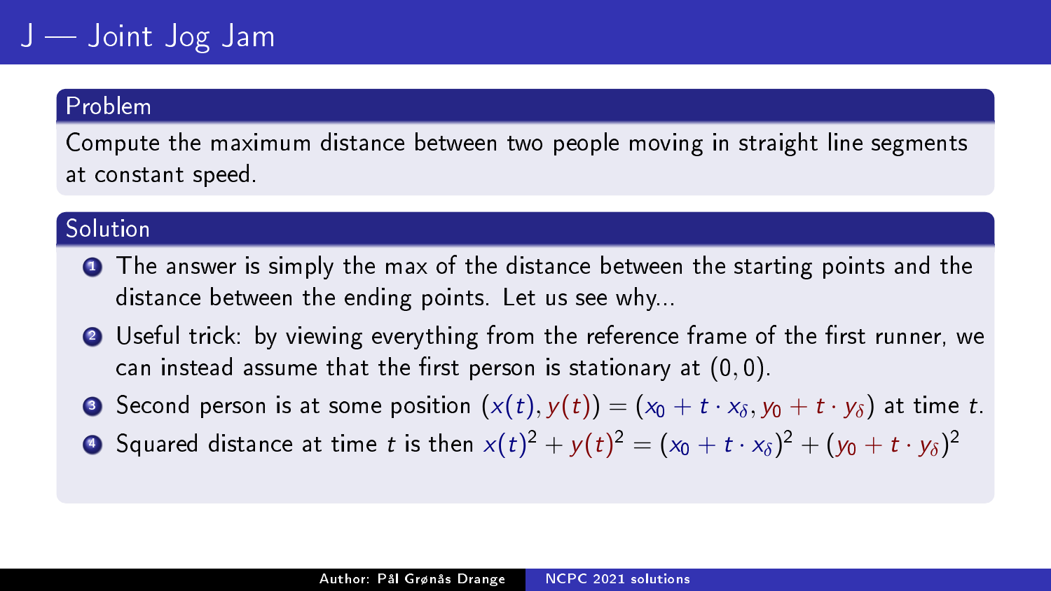# J — Joint Jog Jam

## Problem

Compute the maximum distance between two people moving in straight line segments at constant speed.

## Solution

1. The answer is simply the max of the distance between the starting points and the distance between the ending points. Let us see why...
2. Useful trick: by viewing everything from the reference frame of the first runner, we can instead assume that the first person is stationary at $(0, 0)$.
3. Second person is at some position $(x(t), y(t)) = (x_0 + t \cdot x_\delta, y_0 + t \cdot y_\delta)$ at time $t$.
4. Squared distance at time $t$ is then $x(t)^2 + y(t)^2 = (x_0 + t \cdot x_\delta)^2 + (y_0 + t \cdot y_\delta)^2$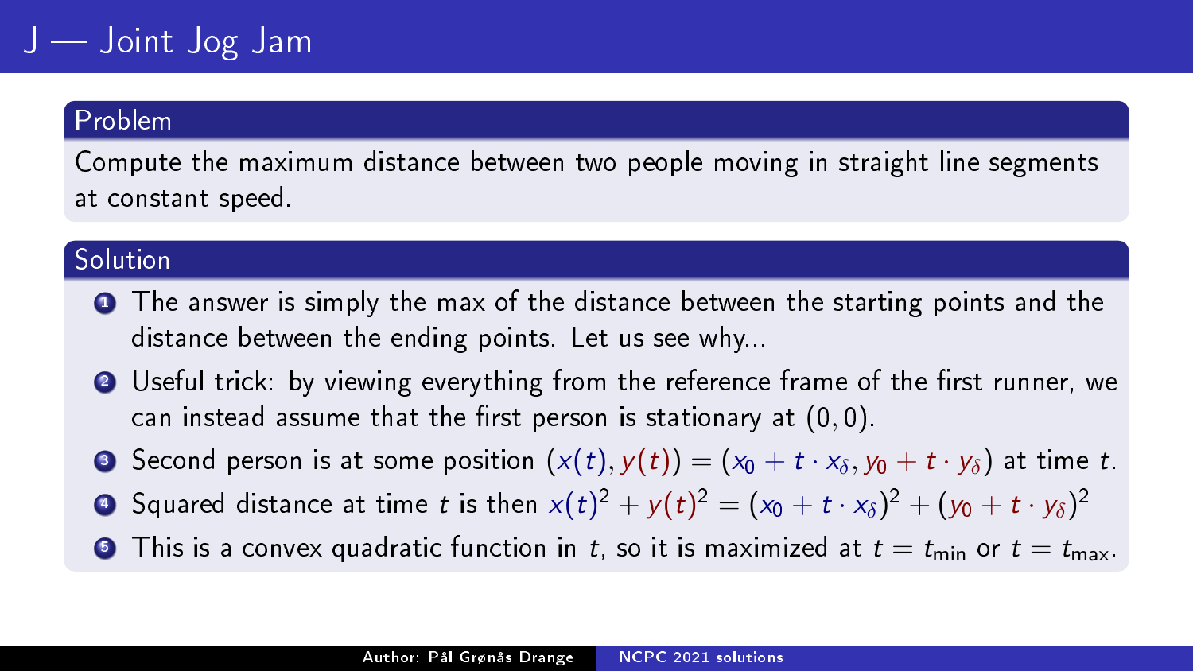# J — Joint Jog Jam

## Problem

Compute the maximum distance between two people moving in straight line segments at constant speed.

## Solution

1. The answer is simply the max of the distance between the starting points and the distance between the ending points. Let us see why...
2. Useful trick: by viewing everything from the reference frame of the first runner, we can instead assume that the first person is stationary at $(0, 0)$.
3. Second person is at some position $(x(t), y(t)) = (x_0 + t \cdot x_\delta, y_0 + t \cdot y_\delta)$ at time $t$.
4. Squared distance at time $t$ is then $x(t)^2 + y(t)^2 = (x_0 + t \cdot x_\delta)^2 + (y_0 + t \cdot y_\delta)^2$
5. This is a convex quadratic function in $t$, so it is maximized at $t = t_{\text{min}}$ or $t = t_{\text{max}}$.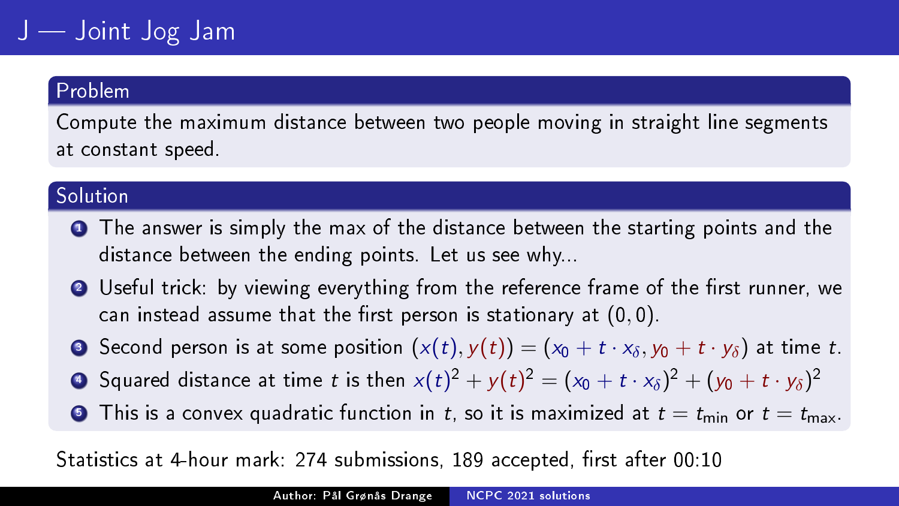# J — Joint Jog Jam

## Problem

Compute the maximum distance between two people moving in straight line segments at constant speed.

## Solution

1. The answer is simply the max of the distance between the starting points and the distance between the ending points. Let us see why...
2. Useful trick: by viewing everything from the reference frame of the first runner, we can instead assume that the first person is stationary at $(0, 0)$.
3. Second person is at some position $(x(t), y(t)) = (x_0 + t \cdot x_\delta, y_0 + t \cdot y_\delta)$ at time $t$.
4. Squared distance at time $t$ is then $x(t)^2 + y(t)^2 = (x_0 + t \cdot x_\delta)^2 + (y_0 + t \cdot y_\delta)^2$
5. This is a convex quadratic function in $t$, so it is maximized at $t = t_{\text{min}}$ or $t = t_{\text{max}}$.

Statistics at 4-hour mark: 274 submissions, 189 accepted, first after 00:10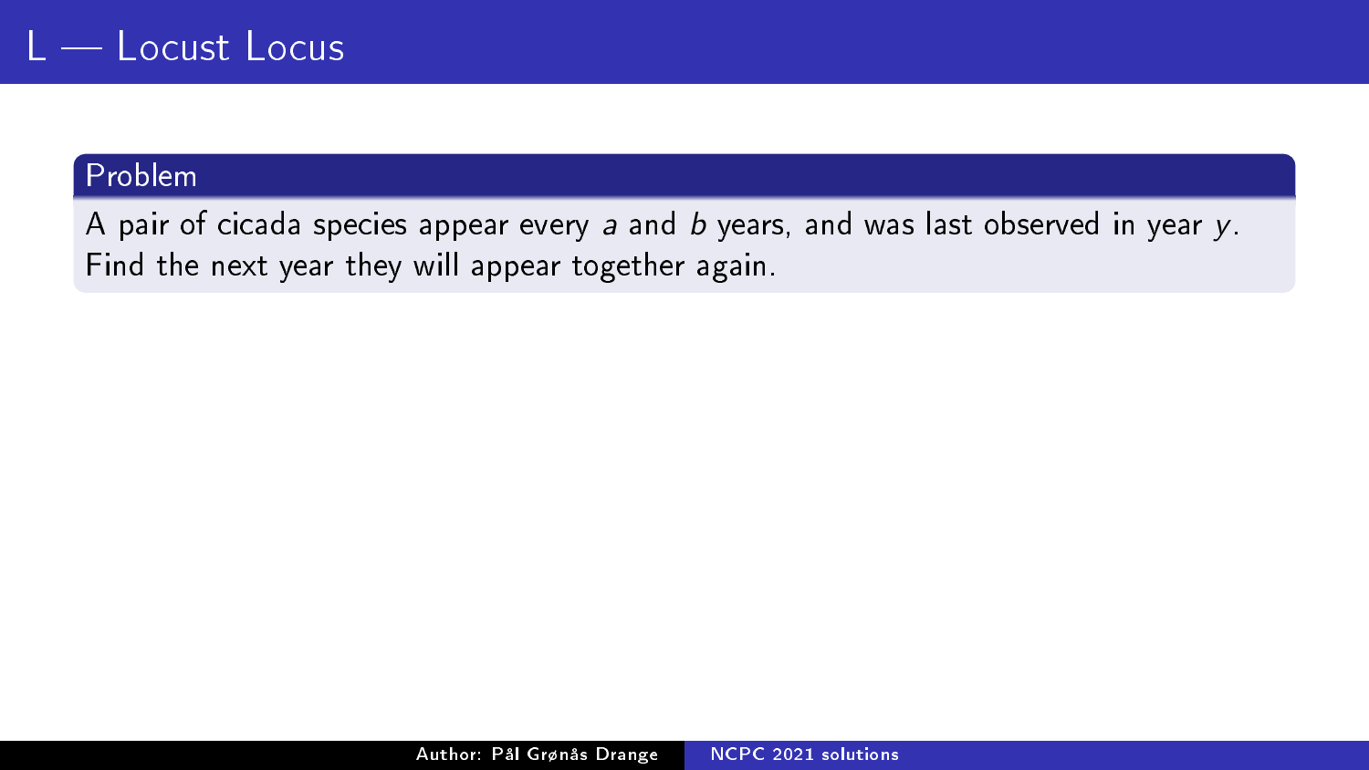# L — Locust Locus

## Problem

A pair of cicada species appear every $a$ and $b$ years, and was last observed in year $y$. Find the next year they will appear together again.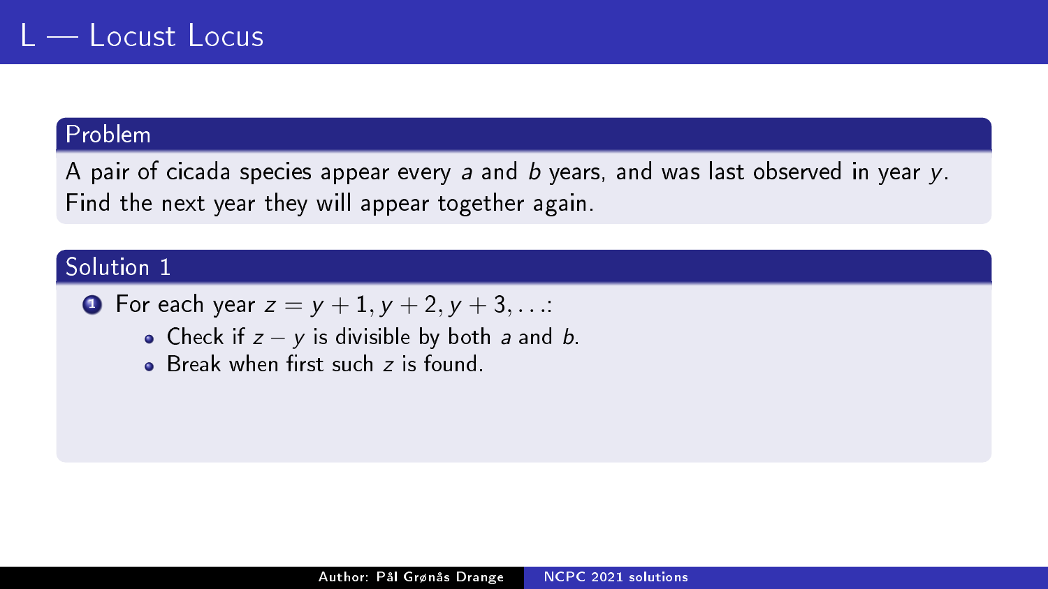# L — Locust Locus

## Problem

A pair of cicada species appear every $a$ and $b$ years, and was last observed in year $y$. Find the next year they will appear together again.

## Solution 1

1. For each year $z = y + 1, y + 2, y + 3, \ldots$:
   - Check if $z - y$ is divisible by both $a$ and $b$.
   - Break when first such $z$ is found.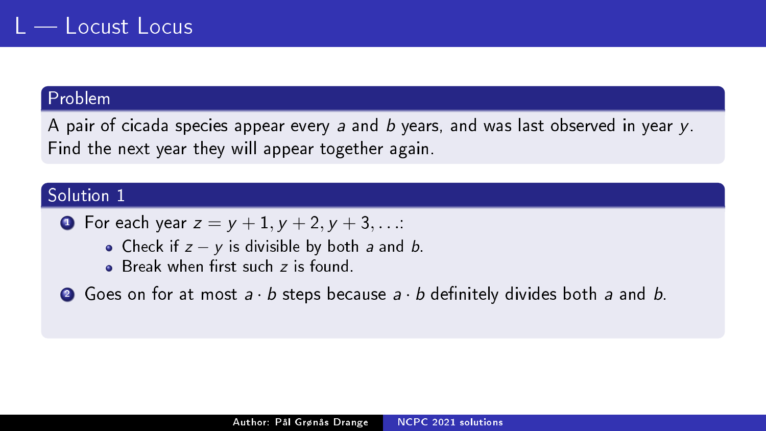# L — Locust Locus

## Problem

A pair of cicada species appear every $a$ and $b$ years, and was last observed in year $y$. Find the next year they will appear together again.

## Solution 1

1. For each year $z = y + 1, y + 2, y + 3, \ldots$:
   - Check if $z - y$ is divisible by both $a$ and $b$.
   - Break when first such $z$ is found.
2. Goes on for at most $a \cdot b$ steps because $a \cdot b$ definitely divides both $a$ and $b$.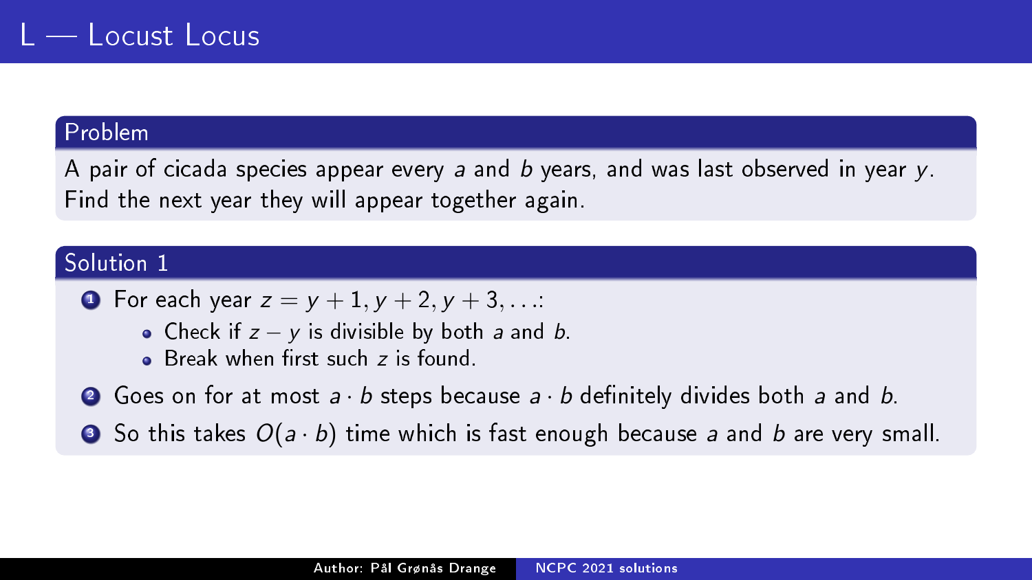# L — Locust Locus

## Problem

A pair of cicada species appear every $a$ and $b$ years, and was last observed in year $y$. Find the next year they will appear together again.

## Solution 1

1. For each year $z = y + 1, y + 2, y + 3, \ldots$:
   - Check if $z - y$ is divisible by both $a$ and $b$.
   - Break when first such $z$ is found.
2. Goes on for at most $a \cdot b$ steps because $a \cdot b$ definitely divides both $a$ and $b$.
3. So this takes $O(a \cdot b)$ time which is fast enough because $a$ and $b$ are very small.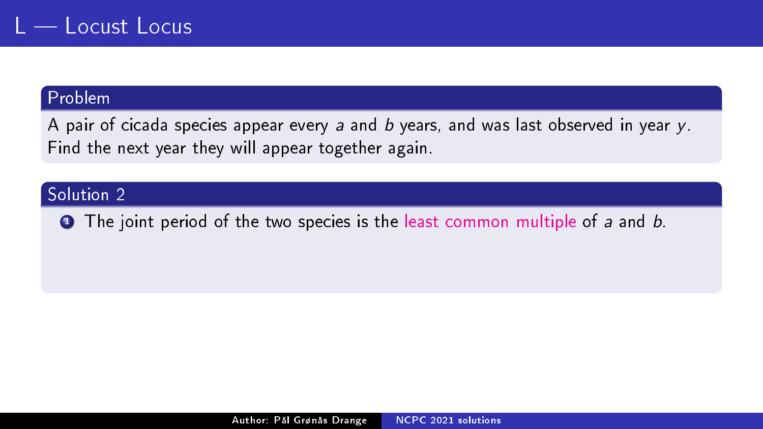# L — Locust Locus

## Problem

A pair of cicada species appear every $a$ and $b$ years, and was last observed in year $y$. Find the next year they will appear together again.

## Solution 2

1. The joint period of the two species is the least common multiple of $a$ and $b$.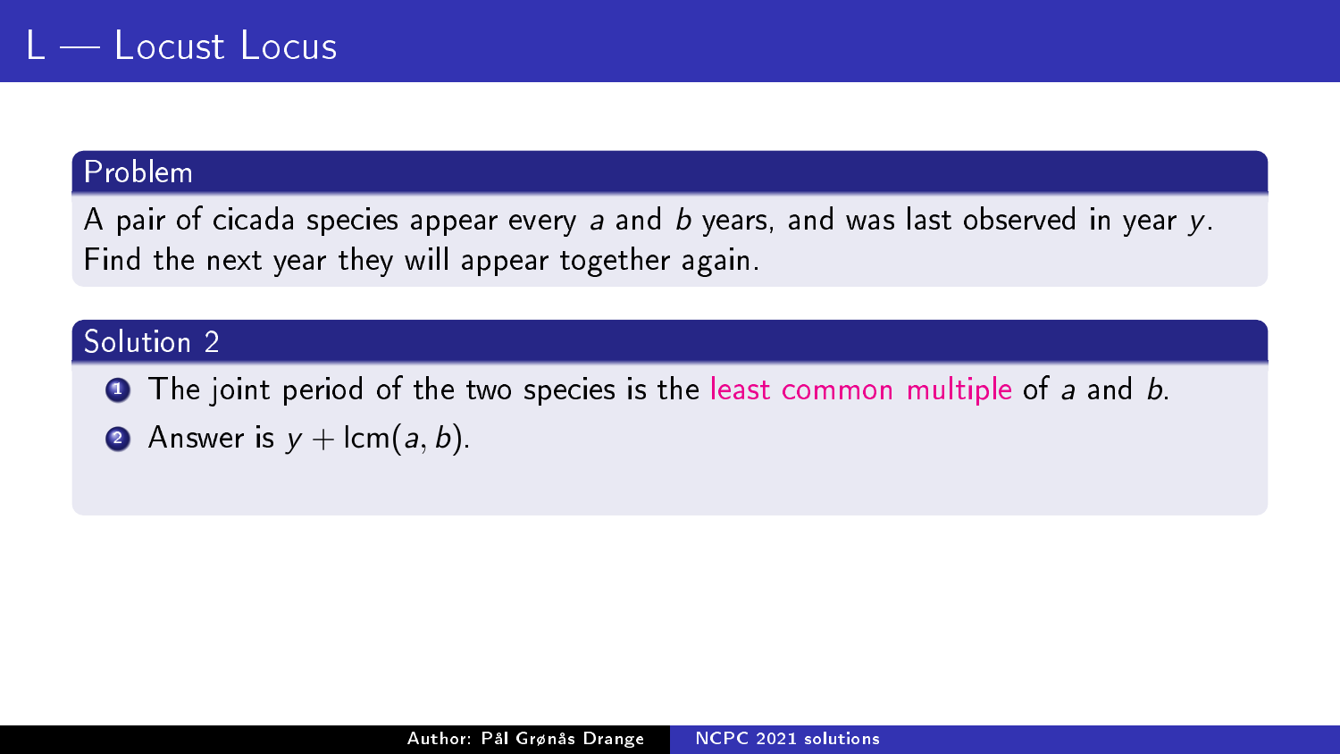# L — Locust Locus

## Problem

A pair of cicada species appear every $a$ and $b$ years, and was last observed in year $y$. Find the next year they will appear together again.

## Solution 2

1. The joint period of the two species is the least common multiple of $a$ and $b$.
2. Answer is $y + \text{lcm}(a, b)$.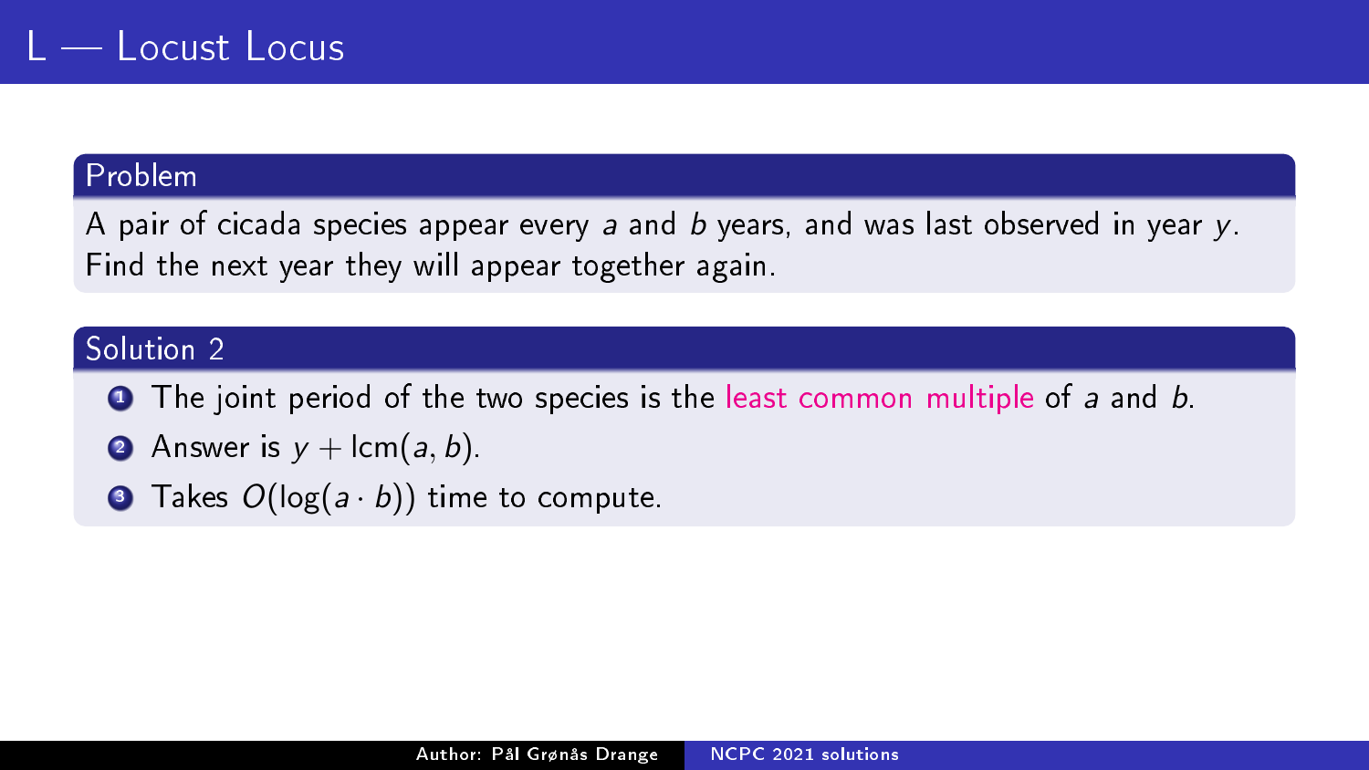# L — Locust Locus

## Problem

A pair of cicada species appear every $a$ and $b$ years, and was last observed in year $y$. Find the next year they will appear together again.

## Solution 2

1. The joint period of the two species is the least common multiple of $a$ and $b$.
2. Answer is $y + \text{lcm}(a, b)$.
3. Takes $O(\log(a \cdot b))$ time to compute.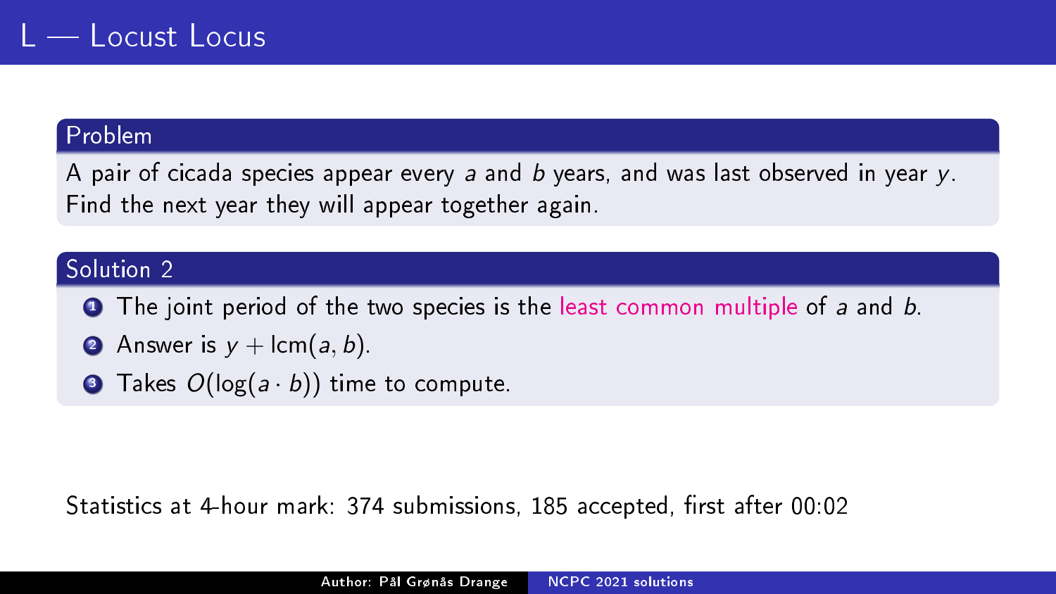# L — Locust Locus

## Problem

A pair of cicada species appear every $a$ and $b$ years, and was last observed in year $y$. Find the next year they will appear together again.

## Solution 2

1. The joint period of the two species is the least common multiple of $a$ and $b$.
2. Answer is $y + \text{lcm}(a, b)$.
3. Takes $O(\log(a \cdot b))$ time to compute.

Statistics at 4-hour mark: 374 submissions, 185 accepted, first after 00:02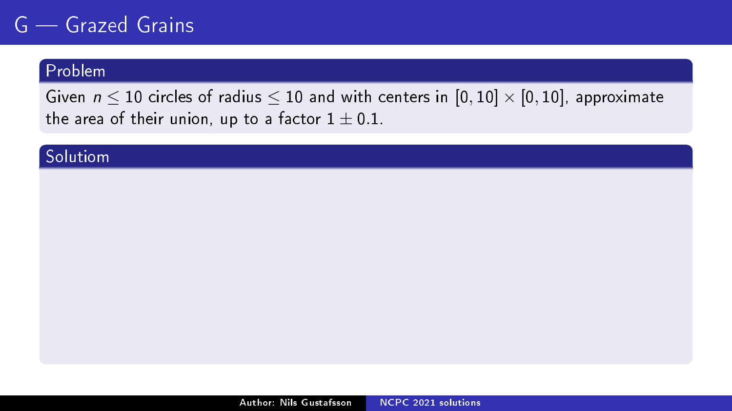# G — Grazed Grains

## Problem

Given $n \leq 10$ circles of radius $\leq 10$ and with centers in $[0, 10] \times [0, 10]$, approximate the area of their union, up to a factor $1 \pm 0.1$.

## Solutiom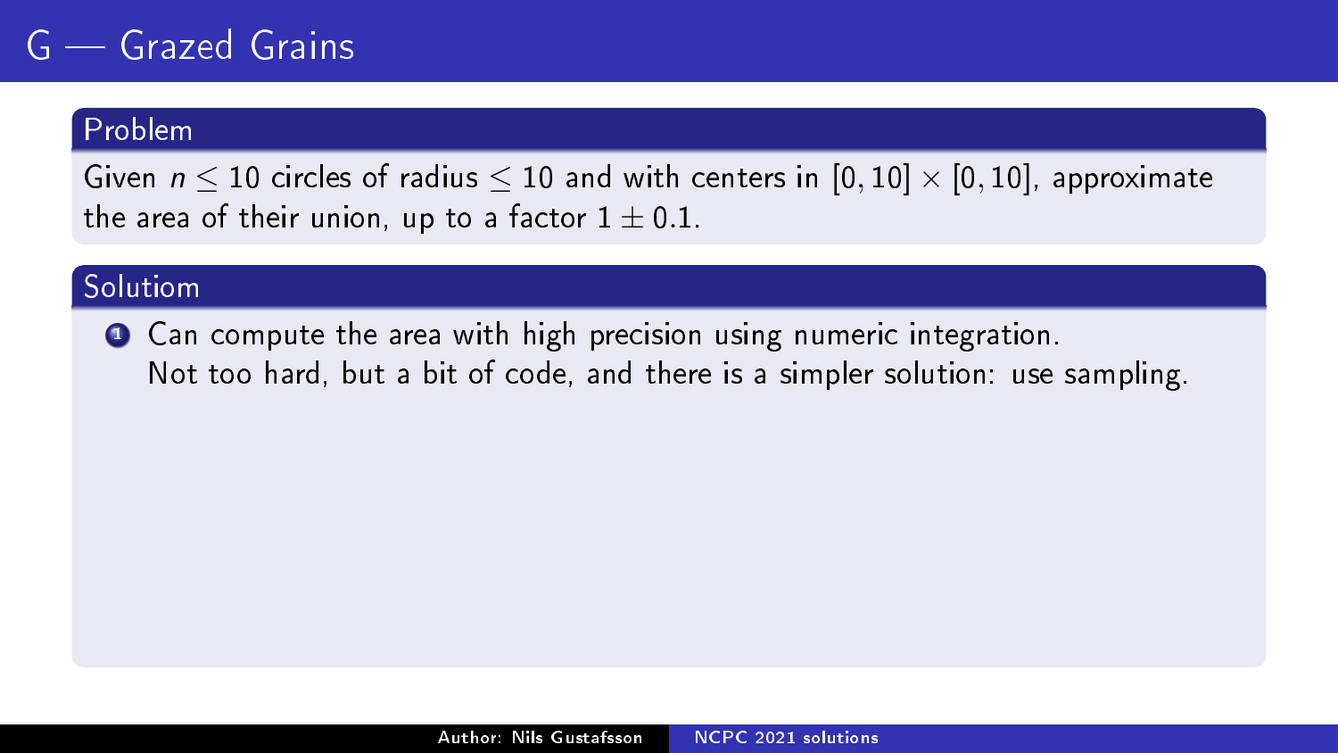# G — Grazed Grains

## Problem

Given $n \leq 10$ circles of radius $\leq 10$ and with centers in $[0, 10] \times [0, 10]$, approximate the area of their union, up to a factor $1 \pm 0.1$.

## Solutiom

1. Can compute the area with high precision using numeric integration.
   Not too hard, but a bit of code, and there is a simpler solution: use sampling.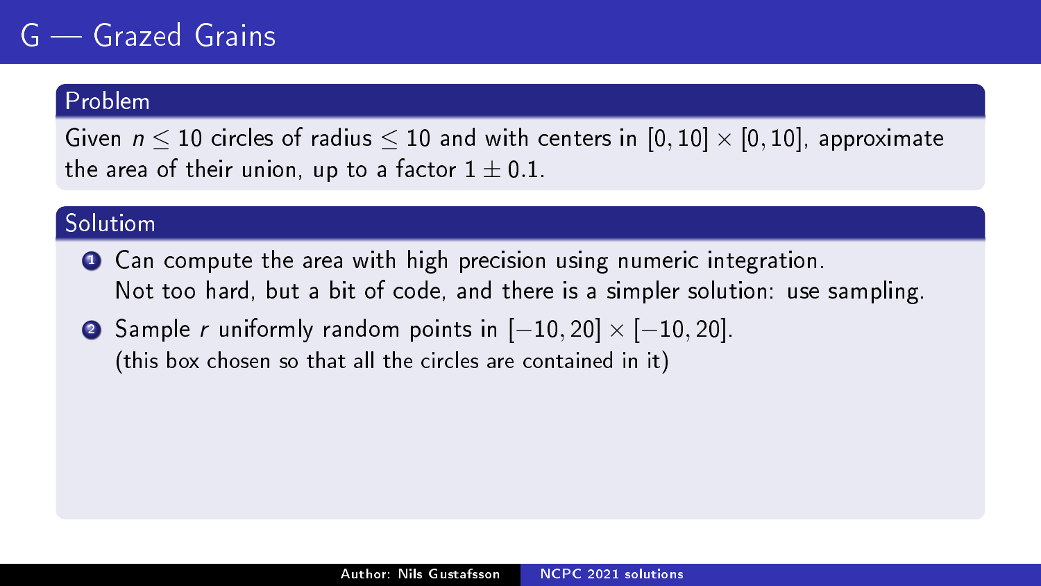# G — Grazed Grains

## Problem

Given $n \leq 10$ circles of radius $\leq 10$ and with centers in $[0, 10] \times [0, 10]$, approximate the area of their union, up to a factor $1 \pm 0.1$.

## Solutiom

1. Can compute the area with high precision using numeric integration. Not too hard, but a bit of code, and there is a simpler solution: use sampling.
2. Sample $r$ uniformly random points in $[-10, 20] \times [-10, 20]$. (this box chosen so that all the circles are contained in it)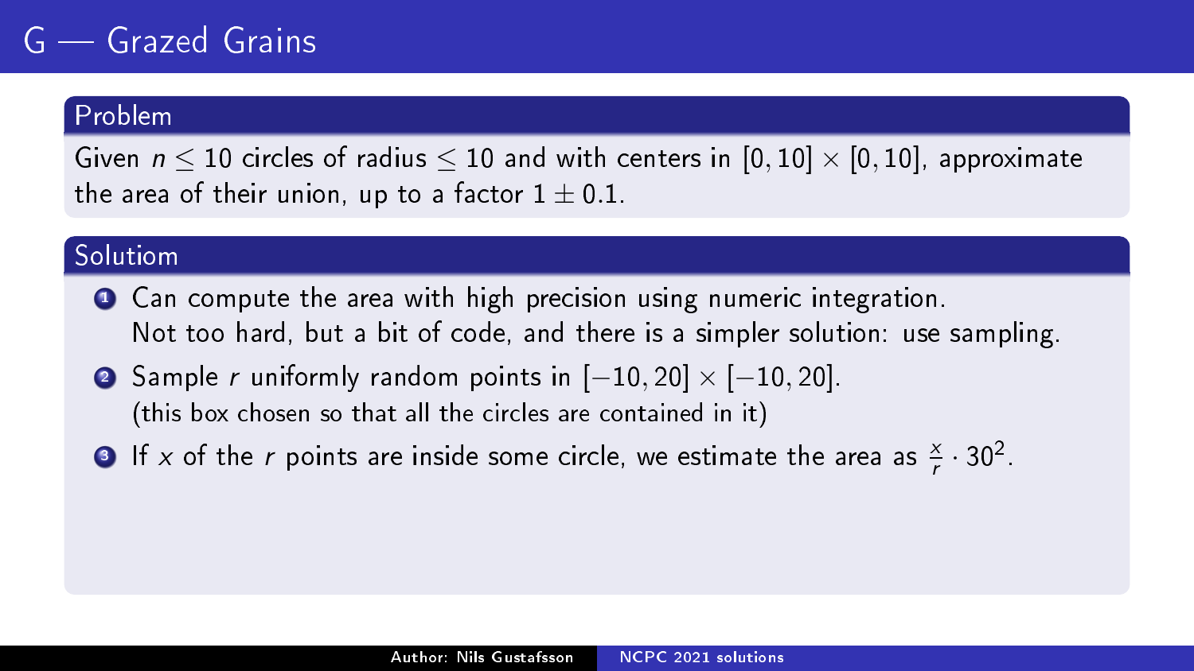# G — Grazed Grains

## Problem

Given $n \leq 10$ circles of radius $\leq 10$ and with centers in $[0, 10] \times [0, 10]$, approximate the area of their union, up to a factor $1 \pm 0.1$.

## Solutiom

1. Can compute the area with high precision using numeric integration.
   Not too hard, but a bit of code, and there is a simpler solution: use sampling.
2. Sample $r$ uniformly random points in $[-10, 20] \times [-10, 20]$.
   (this box chosen so that all the circles are contained in it)
3. If $x$ of the $r$ points are inside some circle, we estimate the area as $\frac{x}{r} \cdot 30^2$.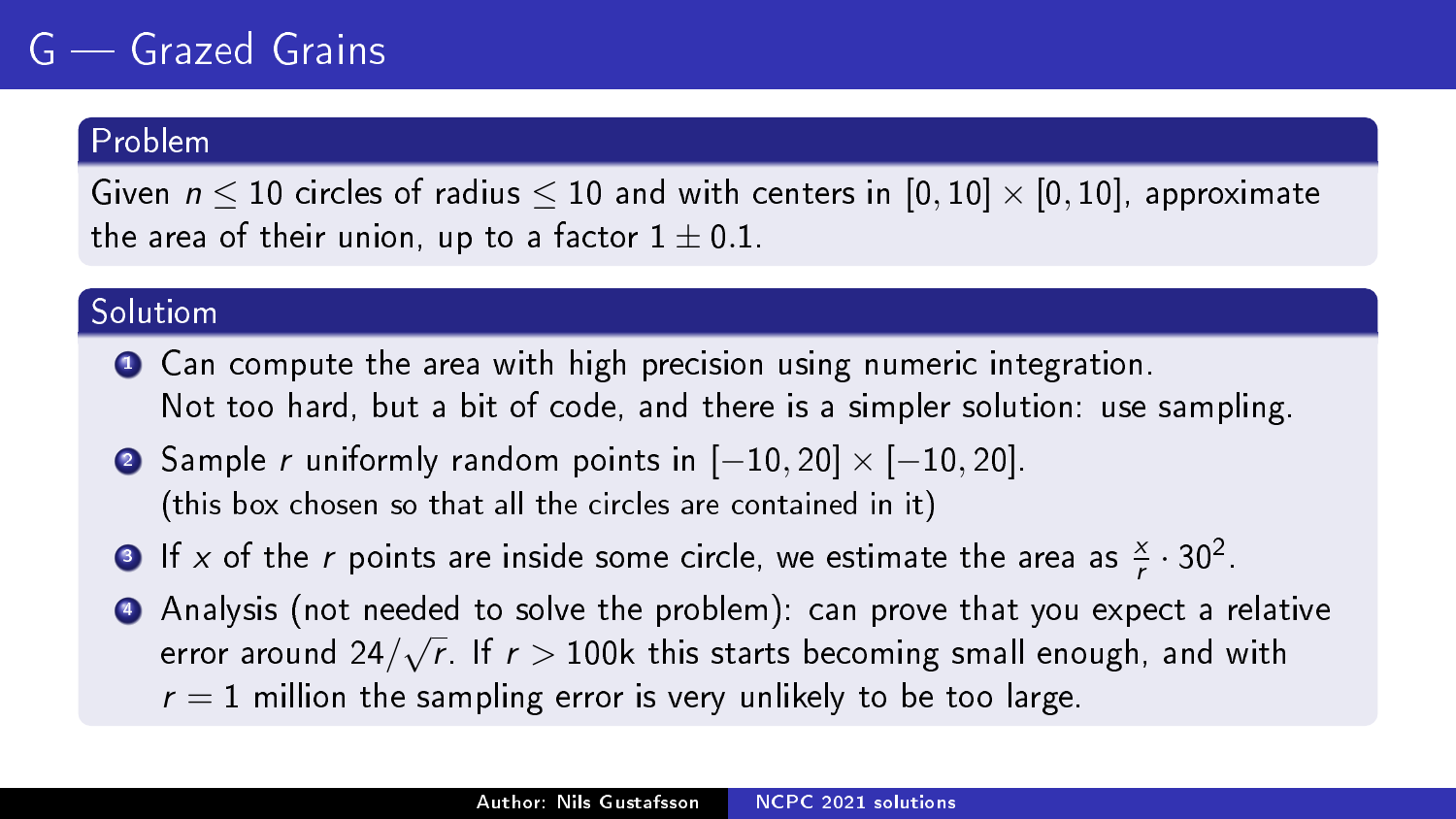# G — Grazed Grains

## Problem

Given $n \leq 10$ circles of radius $\leq 10$ and with centers in $[0, 10] \times [0, 10]$, approximate the area of their union, up to a factor $1 \pm 0.1$.

## Solutiom

1. Can compute the area with high precision using numeric integration. Not too hard, but a bit of code, and there is a simpler solution: use sampling.
2. Sample $r$ uniformly random points in $[-10, 20] \times [-10, 20]$. (this box chosen so that all the circles are contained in it)
3. If $x$ of the $r$ points are inside some circle, we estimate the area as $\frac{x}{r} \cdot 30^2$.
4. Analysis (not needed to solve the problem): can prove that you expect a relative error around $24/\sqrt{r}$. If $r > 100$k this starts becoming small enough, and with $r = 1$ million the sampling error is very unlikely to be too large.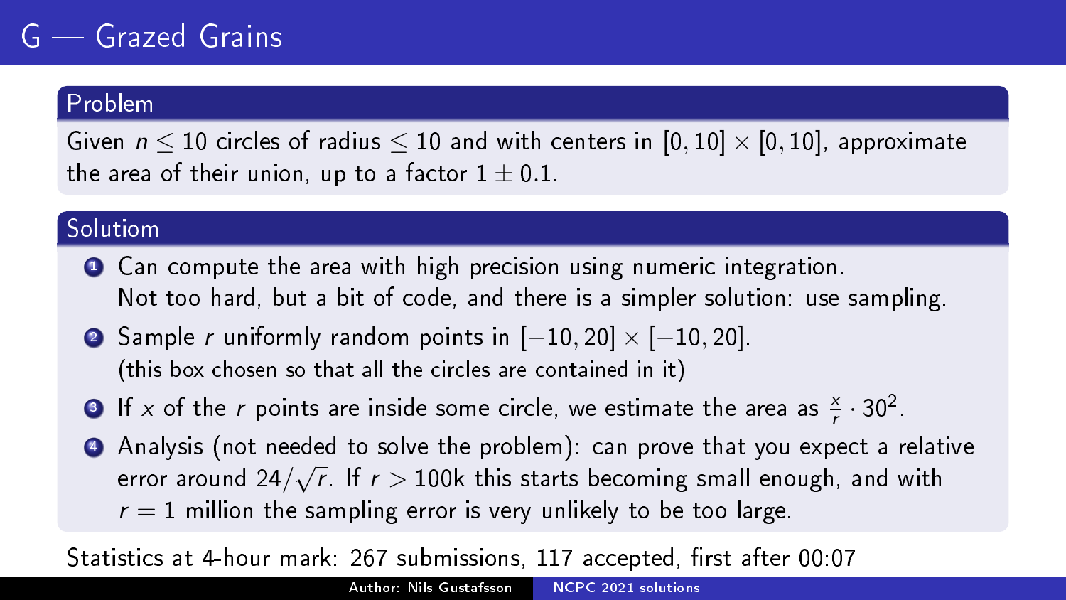# G — Grazed Grains

## Problem

Given $n \leq 10$ circles of radius $\leq 10$ and with centers in $[0, 10] \times [0, 10]$, approximate the area of their union, up to a factor $1 \pm 0.1$.

## Solutiom

1. Can compute the area with high precision using numeric integration. Not too hard, but a bit of code, and there is a simpler solution: use sampling.
2. Sample $r$ uniformly random points in $[-10, 20] \times [-10, 20]$. (this box chosen so that all the circles are contained in it)
3. If $x$ of the $r$ points are inside some circle, we estimate the area as $\frac{x}{r} \cdot 30^2$.
4. Analysis (not needed to solve the problem): can prove that you expect a relative error around $24/\sqrt{r}$. If $r >$ 100k this starts becoming small enough, and with $r = 1$ million the sampling error is very unlikely to be too large.

Statistics at 4-hour mark: 267 submissions, 117 accepted, first after 00:07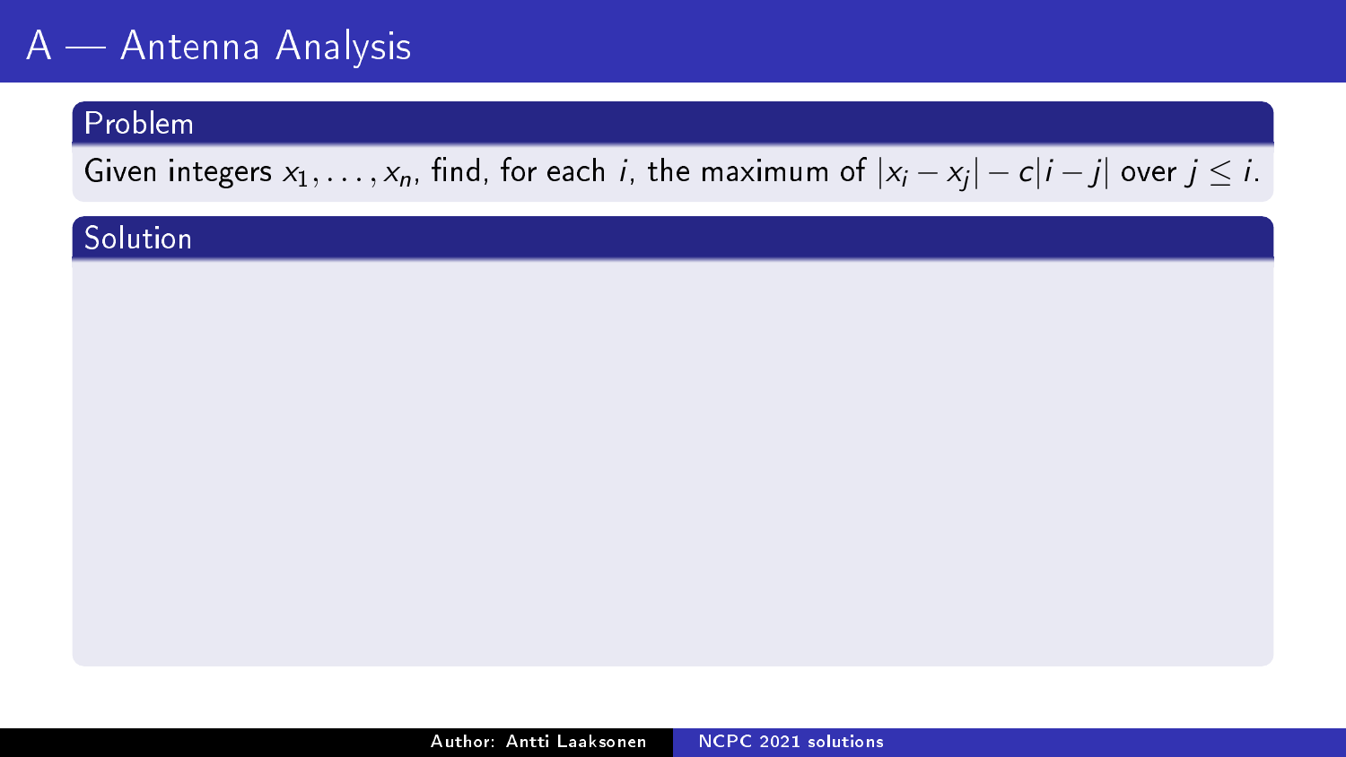# A — Antenna Analysis

## Problem

Given integers $x_1, \ldots, x_n$, find, for each $i$, the maximum of $|x_i - x_j| - c|i - j|$ over $j \leq i$.

## Solution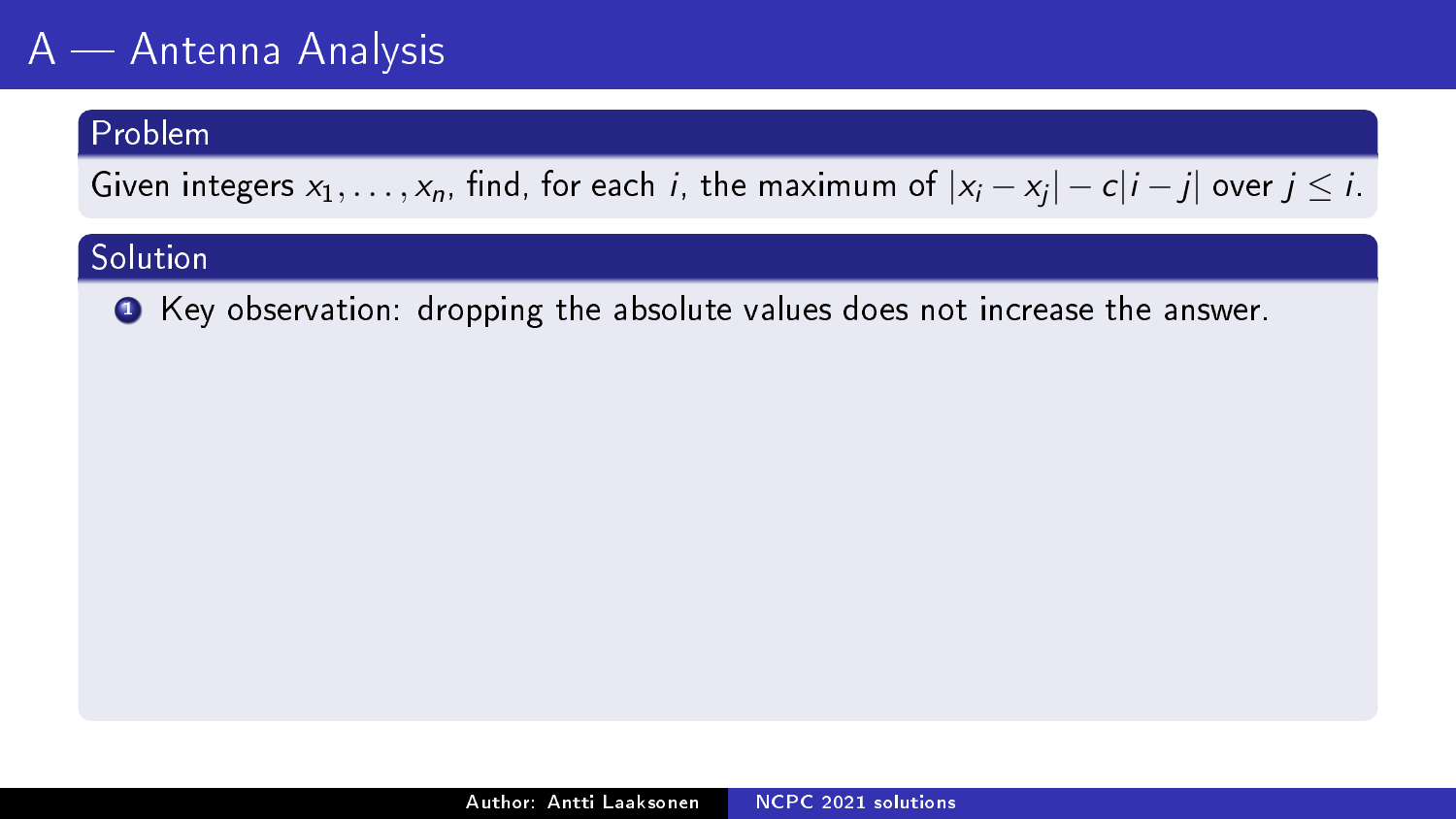# A — Antenna Analysis

## Problem

Given integers $x_1, \ldots, x_n$, find, for each $i$, the maximum of $|x_i - x_j| - c|i - j|$ over $j \leq i$.

## Solution

1. Key observation: dropping the absolute values does not increase the answer.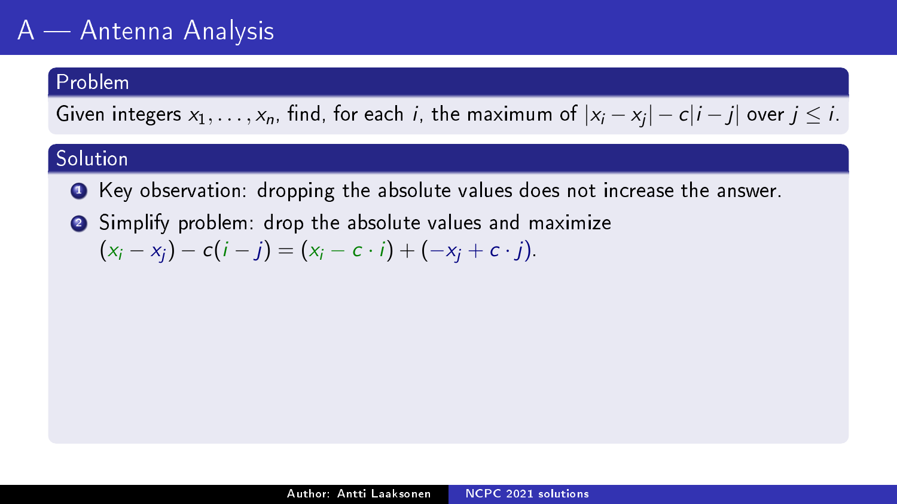# A — Antenna Analysis

## Problem

Given integers $x_1, \ldots, x_n$, find, for each $i$, the maximum of $|x_i - x_j| - c|i - j|$ over $j \leq i$.

## Solution

1. Key observation: dropping the absolute values does not increase the answer.
2. Simplify problem: drop the absolute values and maximize $(x_i - x_j) - c(i - j) = (x_i - c \cdot i) + (-x_j + c \cdot j)$.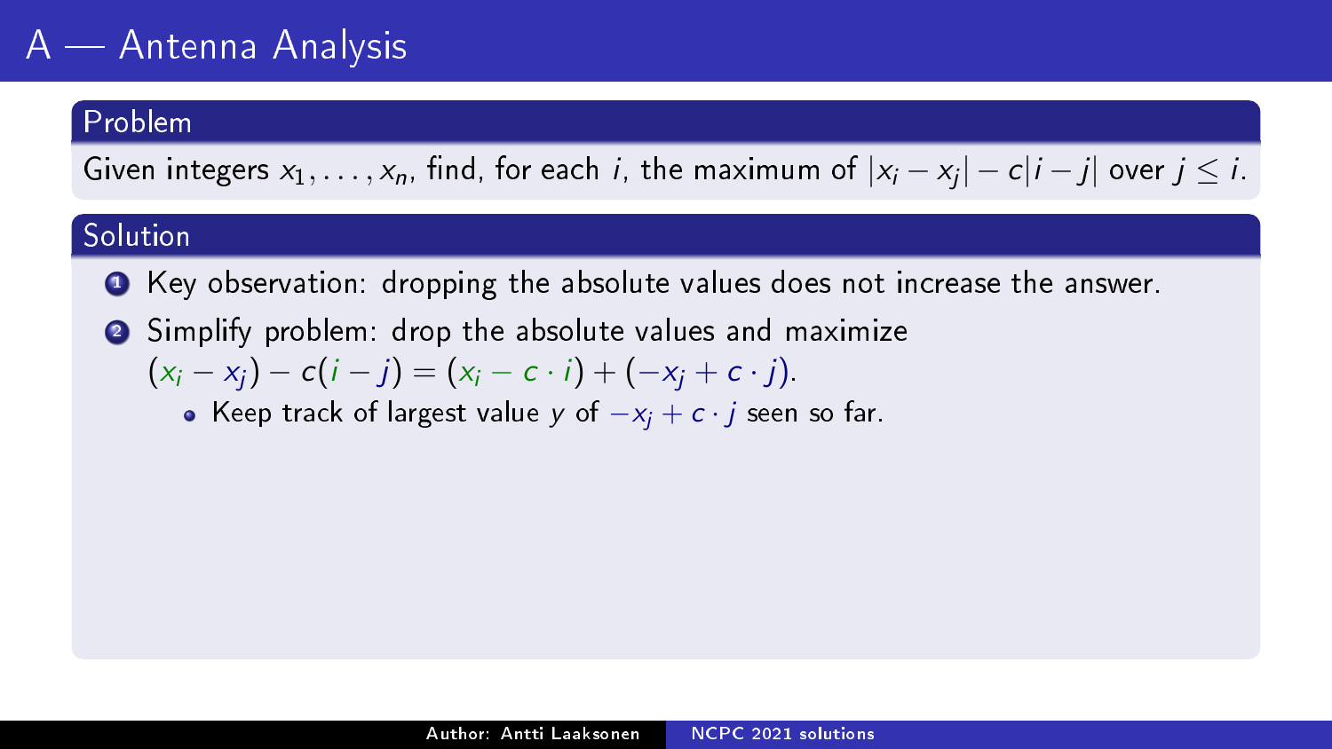# A — Antenna Analysis

## Problem

Given integers $x_1, \ldots, x_n$, find, for each $i$, the maximum of $|x_i - x_j| - c|i - j|$ over $j \leq i$.

## Solution

1. Key observation: dropping the absolute values does not increase the answer.
2. Simplify problem: drop the absolute values and maximize $(x_i - x_j) - c(i - j) = (x_i - c \cdot i) + (-x_j + c \cdot j)$.
   - Keep track of largest value $y$ of $-x_j + c \cdot j$ seen so far.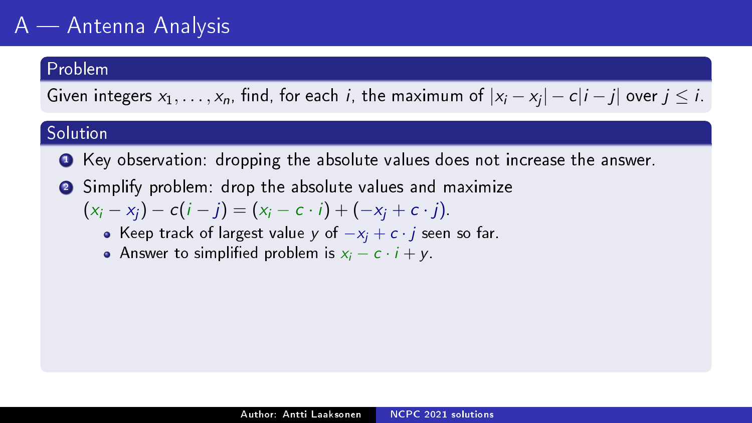# A — Antenna Analysis

## Problem

Given integers $x_1, \ldots, x_n$, find, for each $i$, the maximum of $|x_i - x_j| - c|i - j|$ over $j \leq i$.

## Solution

1. Key observation: dropping the absolute values does not increase the answer.
2. Simplify problem: drop the absolute values and maximize $(x_i - x_j) - c(i - j) = (x_i - c \cdot i) + (-x_j + c \cdot j)$.
   - Keep track of largest value $y$ of $-x_j + c \cdot j$ seen so far.
   - Answer to simplified problem is $x_i - c \cdot i + y$.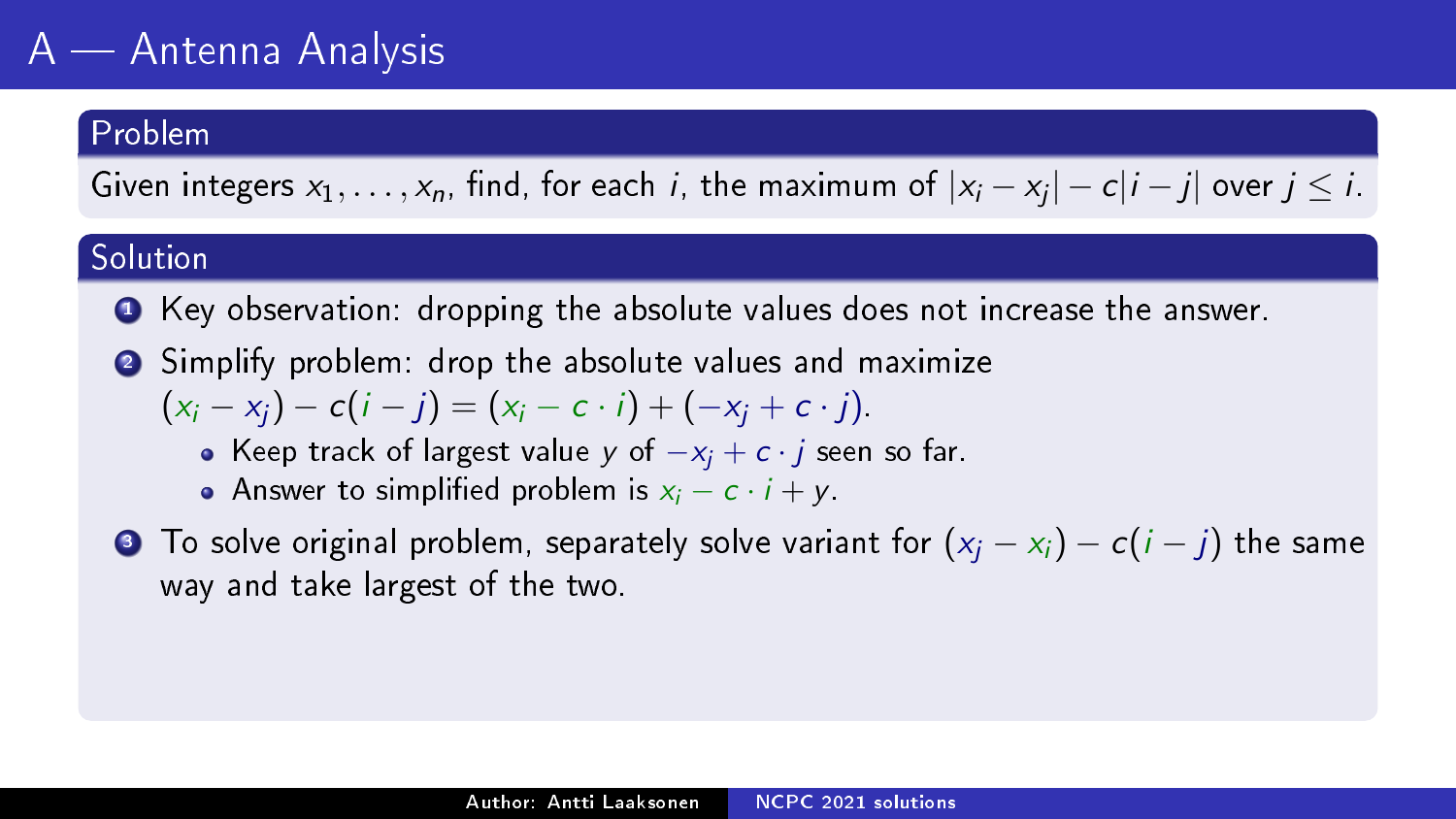# A — Antenna Analysis

## Problem

Given integers $x_1, \ldots, x_n$, find, for each $i$, the maximum of $|x_i - x_j| - c|i - j|$ over $j \le i$.

## Solution

1. Key observation: dropping the absolute values does not increase the answer.
2. Simplify problem: drop the absolute values and maximize $(x_i - x_j) - c(i - j) = (x_i - c \cdot i) + (-x_j + c \cdot j)$.
   - Keep track of largest value $y$ of $-x_j + c \cdot j$ seen so far.
   - Answer to simplified problem is $x_i - c \cdot i + y$.
3. To solve original problem, separately solve variant for $(x_j - x_i) - c(i - j)$ the same way and take largest of the two.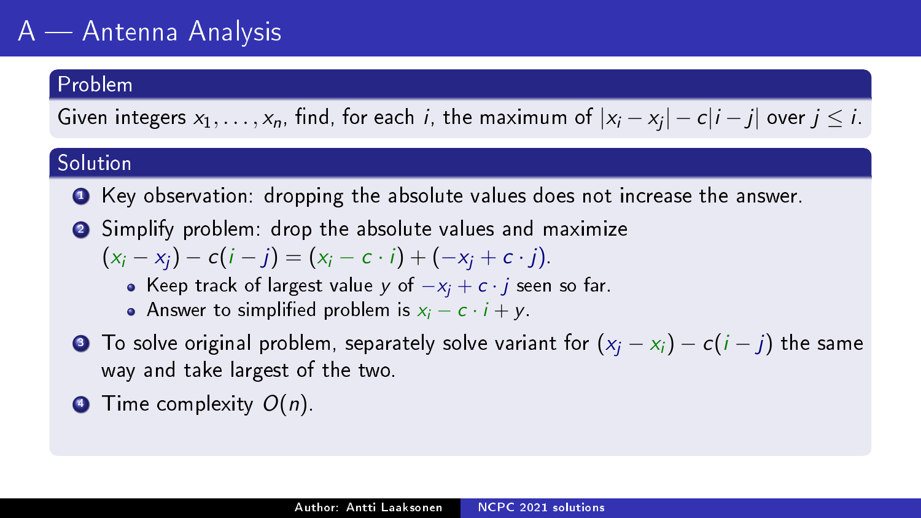# A — Antenna Analysis

## Problem

Given integers $x_1, \ldots, x_n$, find, for each $i$, the maximum of $|x_i - x_j| - c|i - j|$ over $j \leq i$.

## Solution

1. Key observation: dropping the absolute values does not increase the answer.
2. Simplify problem: drop the absolute values and maximize $(x_i - x_j) - c(i - j) = (x_i - c \cdot i) + (-x_j + c \cdot j)$.
   - Keep track of largest value $y$ of $-x_j + c \cdot j$ seen so far.
   - Answer to simplified problem is $x_i - c \cdot i + y$.
3. To solve original problem, separately solve variant for $(x_j - x_i) - c(i - j)$ the same way and take largest of the two.
4. Time complexity $O(n)$.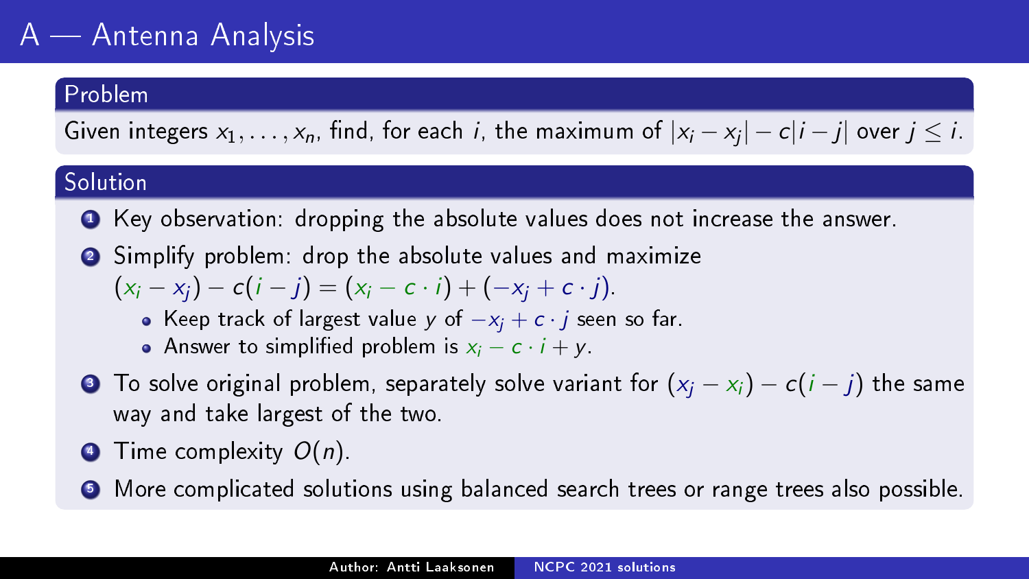# A — Antenna Analysis

## Problem

Given integers $x_1, \ldots, x_n$, find, for each $i$, the maximum of $|x_i - x_j| - c|i - j|$ over $j \leq i$.

## Solution

1. Key observation: dropping the absolute values does not increase the answer.
2. Simplify problem: drop the absolute values and maximize $(x_i - x_j) - c(i - j) = (x_i - c \cdot i) + (-x_j + c \cdot j)$.
   - Keep track of largest value $y$ of $-x_j + c \cdot j$ seen so far.
   - Answer to simplified problem is $x_i - c \cdot i + y$.
3. To solve original problem, separately solve variant for $(x_j - x_i) - c(i - j)$ the same way and take largest of the two.
4. Time complexity $O(n)$.
5. More complicated solutions using balanced search trees or range trees also possible.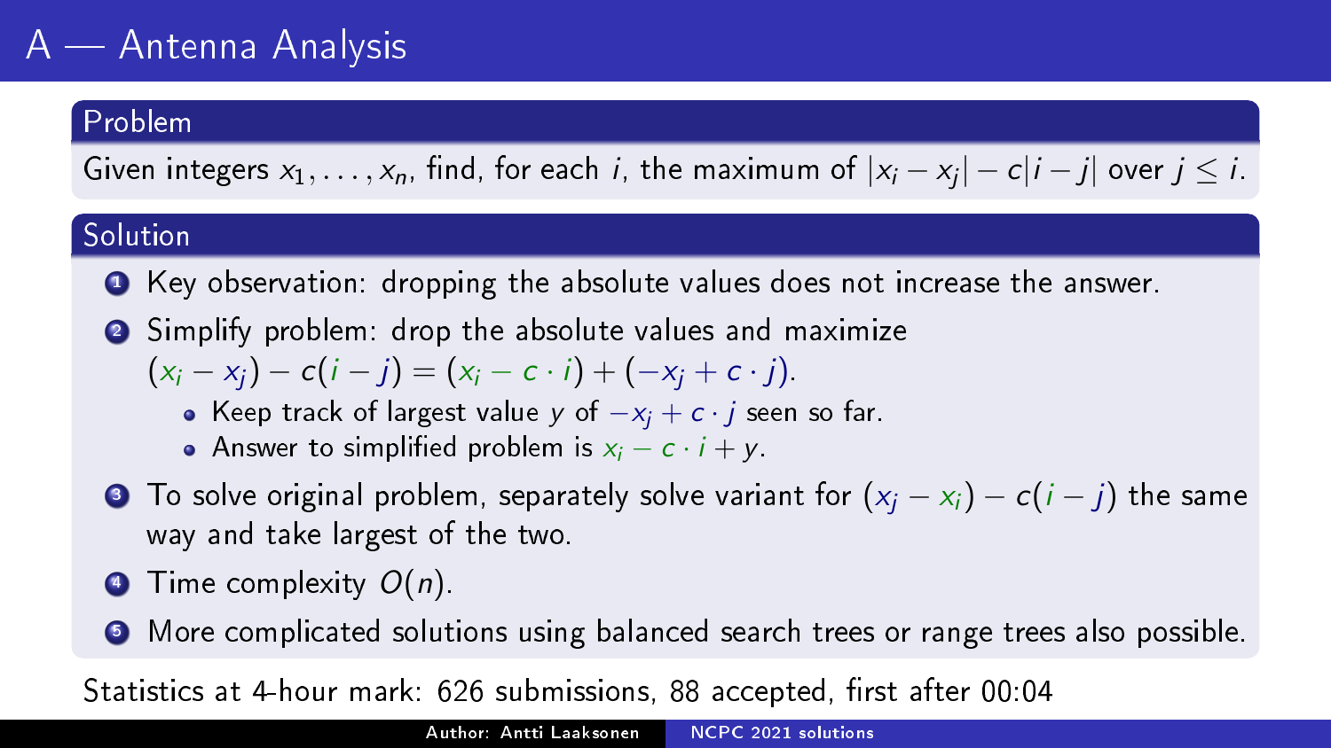# A — Antenna Analysis

## Problem

Given integers $x_1, \ldots, x_n$, find, for each $i$, the maximum of $|x_i - x_j| - c|i - j|$ over $j \leq i$.

## Solution

1. Key observation: dropping the absolute values does not increase the answer.
2. Simplify problem: drop the absolute values and maximize $(x_i - x_j) - c(i - j) = (x_i - c \cdot i) + (-x_j + c \cdot j)$.
   - Keep track of largest value $y$ of $-x_j + c \cdot j$ seen so far.
   - Answer to simplified problem is $x_i - c \cdot i + y$.
3. To solve original problem, separately solve variant for $(x_j - x_i) - c(i - j)$ the same way and take largest of the two.
4. Time complexity $O(n)$.
5. More complicated solutions using balanced search trees or range trees also possible.

Statistics at 4-hour mark: 626 submissions, 88 accepted, first after 00:04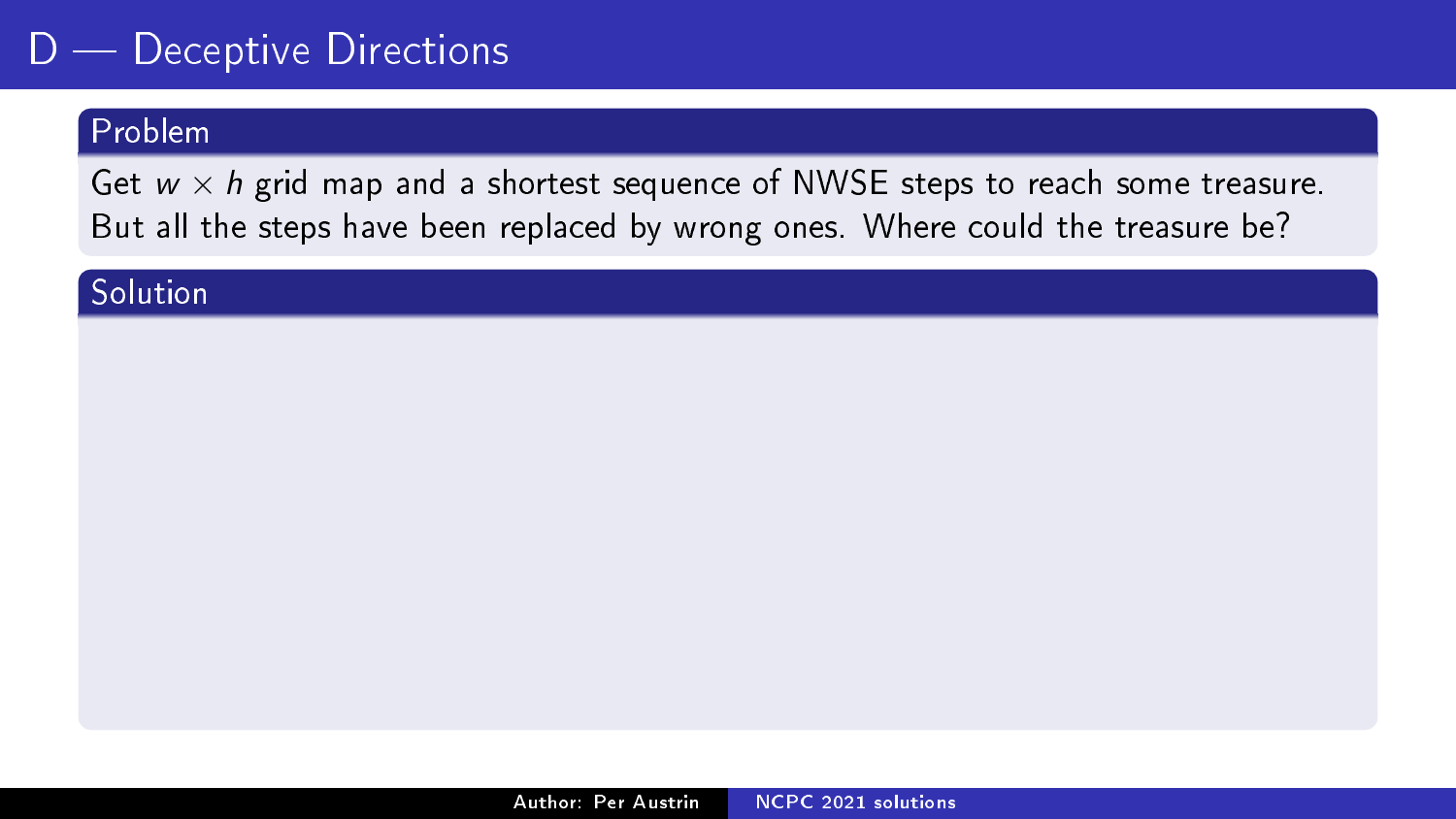# D — Deceptive Directions

## Problem

Get $w \times h$ grid map and a shortest sequence of NWSE steps to reach some treasure. But all the steps have been replaced by wrong ones. Where could the treasure be?

## Solution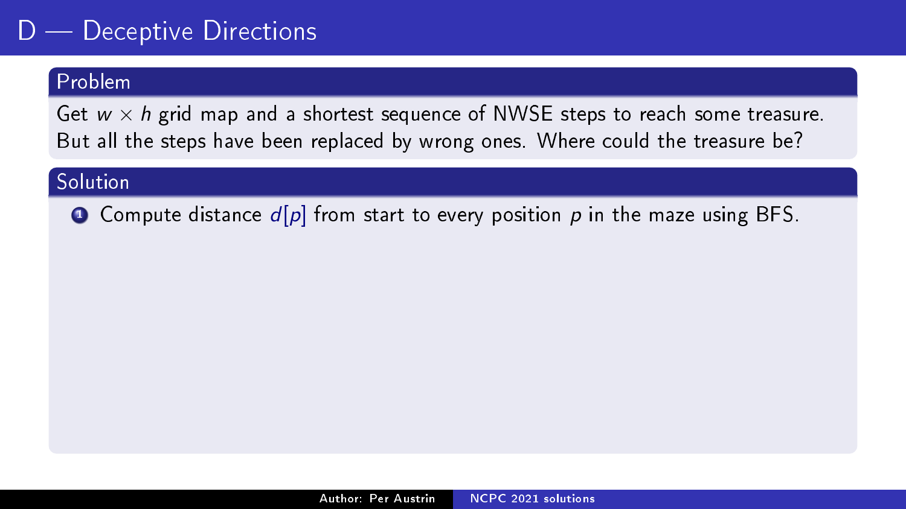# D — Deceptive Directions

## Problem

Get $w \times h$ grid map and a shortest sequence of NWSE steps to reach some treasure. But all the steps have been replaced by wrong ones. Where could the treasure be?

## Solution

1. Compute distance $d[p]$ from start to every position $p$ in the maze using BFS.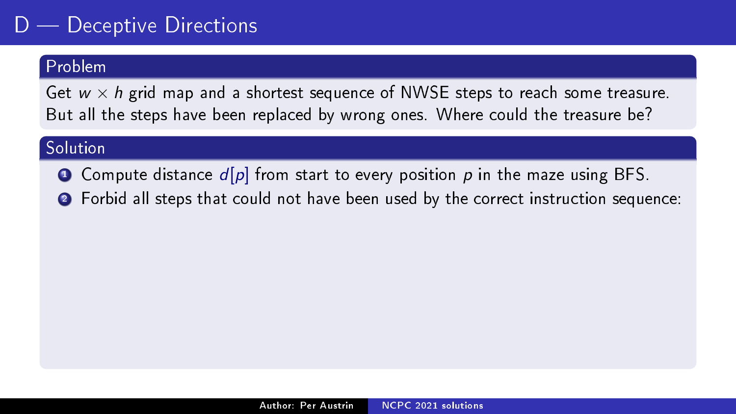# D — Deceptive Directions

## Problem

Get $w \times h$ grid map and a shortest sequence of NWSE steps to reach some treasure. But all the steps have been replaced by wrong ones. Where could the treasure be?

## Solution

1. Compute distance $d[p]$ from start to every position $p$ in the maze using BFS.
2. Forbid all steps that could not have been used by the correct instruction sequence: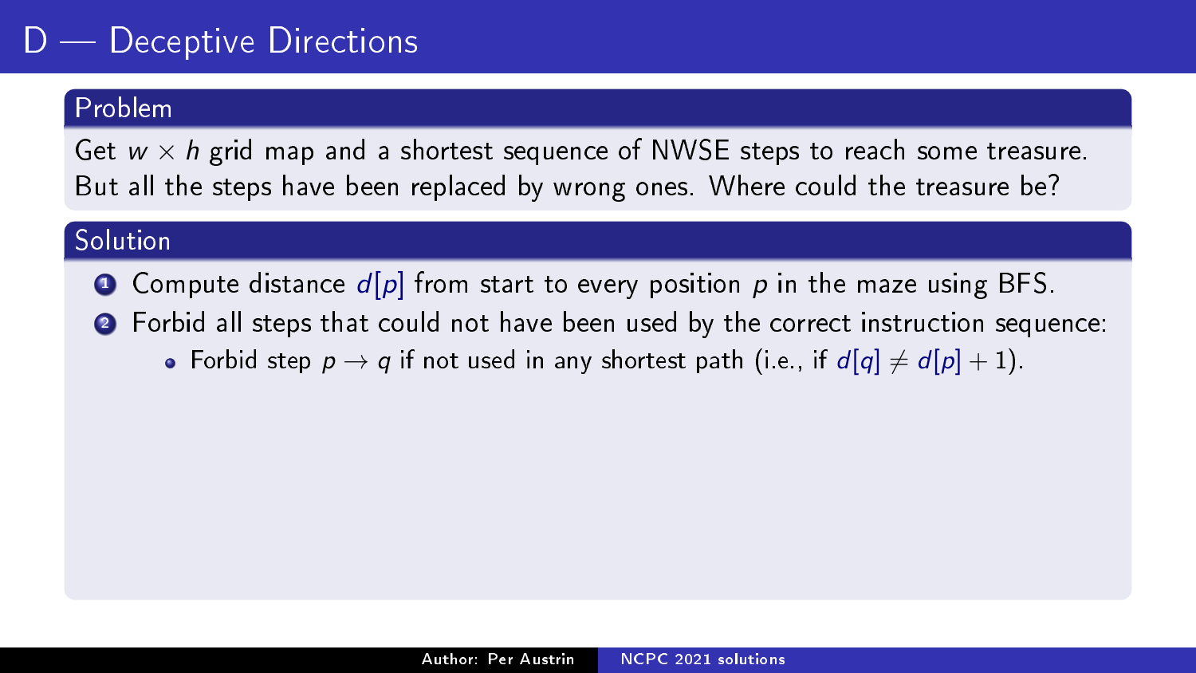# D — Deceptive Directions

## Problem

Get $w \times h$ grid map and a shortest sequence of NWSE steps to reach some treasure. But all the steps have been replaced by wrong ones. Where could the treasure be?

## Solution

1. Compute distance $d[p]$ from start to every position $p$ in the maze using BFS.
2. Forbid all steps that could not have been used by the correct instruction sequence:
   - Forbid step $p \to q$ if not used in any shortest path (i.e., if $d[q] \neq d[p] + 1$).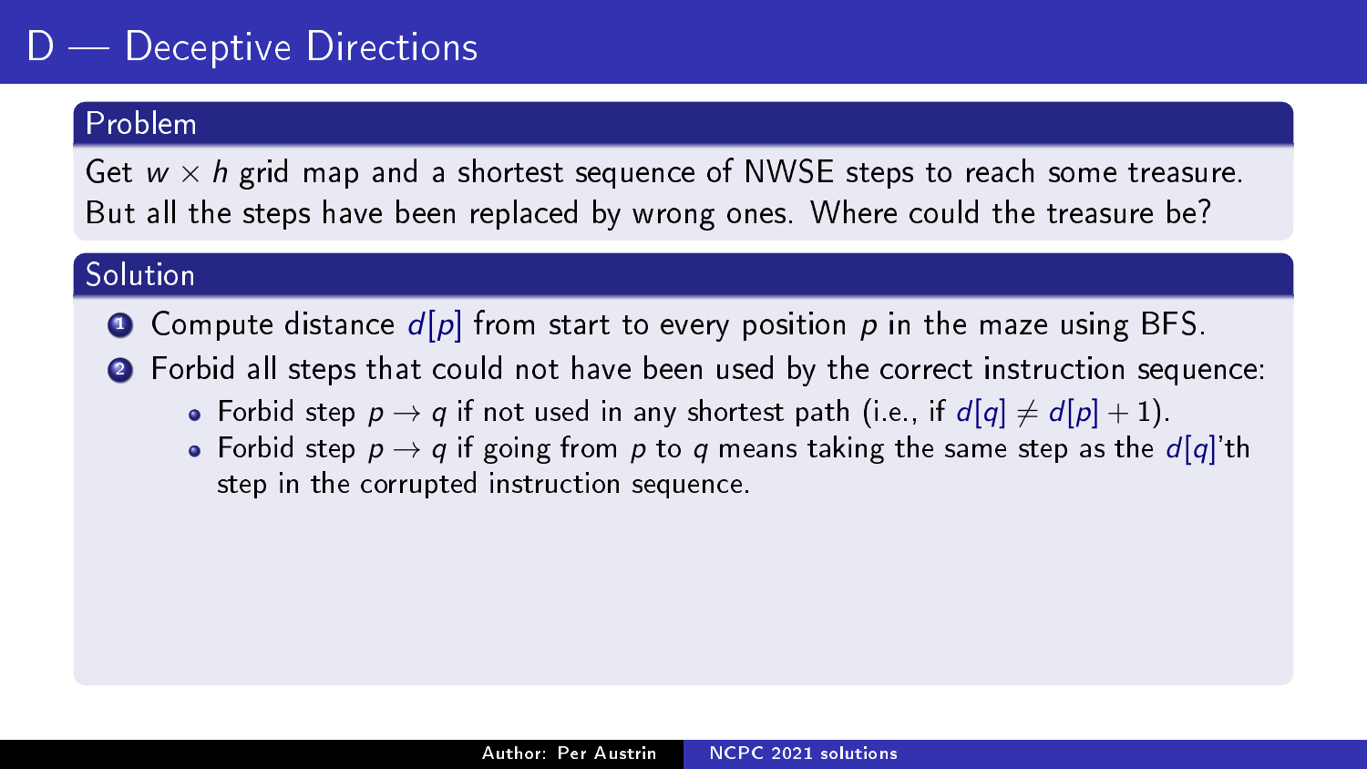# D — Deceptive Directions

## Problem

Get $w \times h$ grid map and a shortest sequence of NWSE steps to reach some treasure. But all the steps have been replaced by wrong ones. Where could the treasure be?

## Solution

1. Compute distance $d[p]$ from start to every position $p$ in the maze using BFS.
2. Forbid all steps that could not have been used by the correct instruction sequence:
   - Forbid step $p \to q$ if not used in any shortest path (i.e., if $d[q] \neq d[p] + 1$).
   - Forbid step $p \to q$ if going from $p$ to $q$ means taking the same step as the $d[q]$'th step in the corrupted instruction sequence.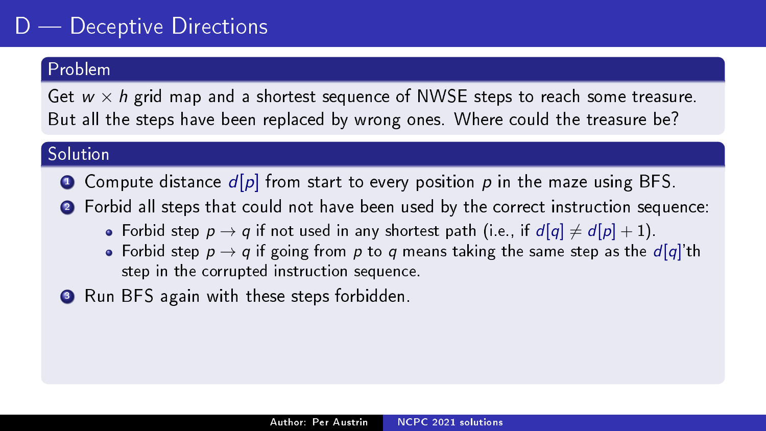# D — Deceptive Directions

## Problem

Get $w \times h$ grid map and a shortest sequence of NWSE steps to reach some treasure. But all the steps have been replaced by wrong ones. Where could the treasure be?

## Solution

1. Compute distance $d[p]$ from start to every position $p$ in the maze using BFS.
2. Forbid all steps that could not have been used by the correct instruction sequence:
   - Forbid step $p \to q$ if not used in any shortest path (i.e., if $d[q] \neq d[p] + 1$).
   - Forbid step $p \to q$ if going from $p$ to $q$ means taking the same step as the $d[q]$'th step in the corrupted instruction sequence.
3. Run BFS again with these steps forbidden.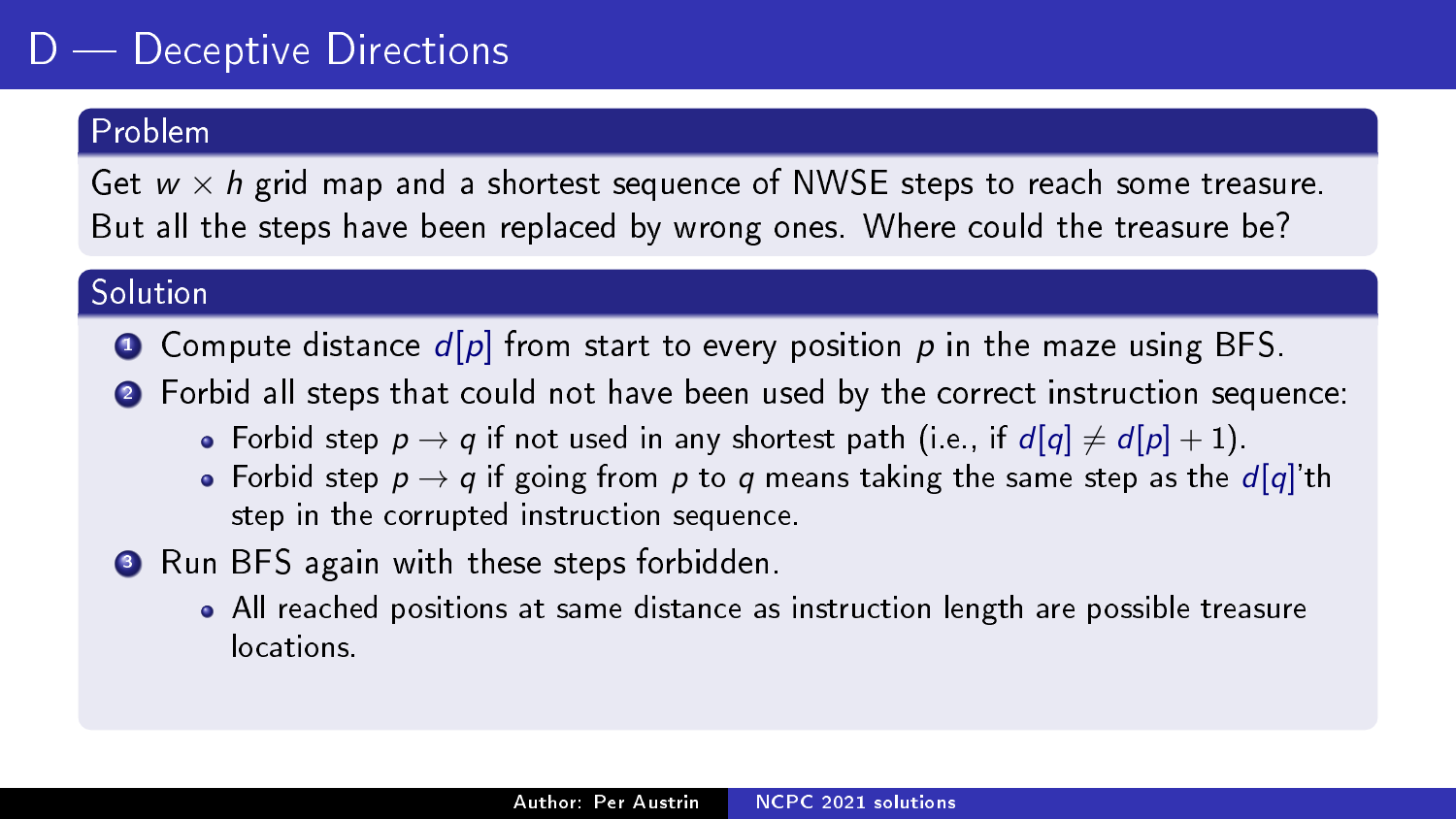# D — Deceptive Directions

## Problem

Get $w \times h$ grid map and a shortest sequence of NWSE steps to reach some treasure. But all the steps have been replaced by wrong ones. Where could the treasure be?

## Solution

1. Compute distance $d[p]$ from start to every position $p$ in the maze using BFS.
2. Forbid all steps that could not have been used by the correct instruction sequence:
   - Forbid step $p \to q$ if not used in any shortest path (i.e., if $d[q] \neq d[p] + 1$).
   - Forbid step $p \to q$ if going from $p$ to $q$ means taking the same step as the $d[q]$'th step in the corrupted instruction sequence.
3. Run BFS again with these steps forbidden.
   - All reached positions at same distance as instruction length are possible treasure locations.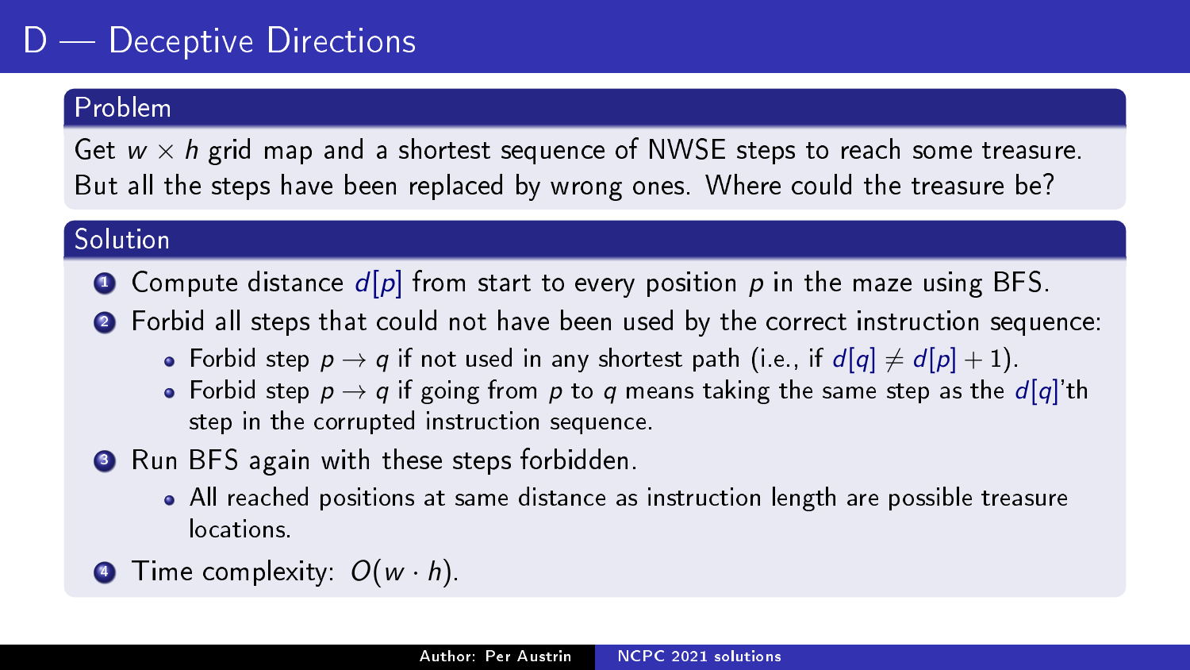# D — Deceptive Directions

## Problem

Get $w \times h$ grid map and a shortest sequence of NWSE steps to reach some treasure. But all the steps have been replaced by wrong ones. Where could the treasure be?

## Solution

1. Compute distance $d[p]$ from start to every position $p$ in the maze using BFS.
2. Forbid all steps that could not have been used by the correct instruction sequence:
   - Forbid step $p \to q$ if not used in any shortest path (i.e., if $d[q] \neq d[p] + 1$).
   - Forbid step $p \to q$ if going from $p$ to $q$ means taking the same step as the $d[q]$'th step in the corrupted instruction sequence.
3. Run BFS again with these steps forbidden.
   - All reached positions at same distance as instruction length are possible treasure locations.
4. Time complexity: $O(w \cdot h)$.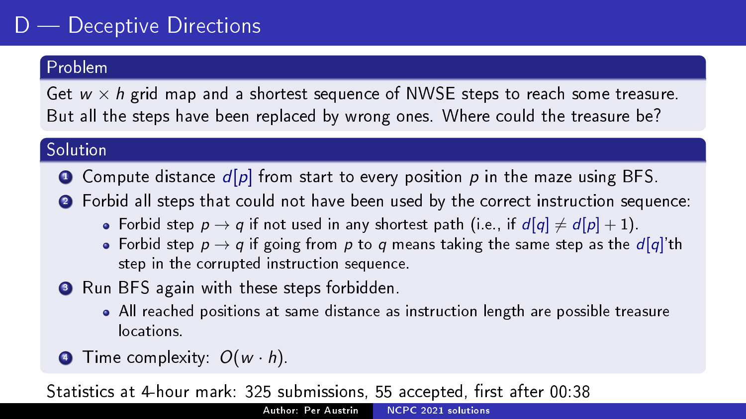# D — Deceptive Directions

## Problem

Get $w \times h$ grid map and a shortest sequence of NWSE steps to reach some treasure. But all the steps have been replaced by wrong ones. Where could the treasure be?

## Solution

1. Compute distance $d[p]$ from start to every position $p$ in the maze using BFS.
2. Forbid all steps that could not have been used by the correct instruction sequence:
   - Forbid step $p \to q$ if not used in any shortest path (i.e., if $d[q] \neq d[p] + 1$).
   - Forbid step $p \to q$ if going from $p$ to $q$ means taking the same step as the $d[q]$'th step in the corrupted instruction sequence.
3. Run BFS again with these steps forbidden.
   - All reached positions at same distance as instruction length are possible treasure locations.
4. Time complexity: $O(w \cdot h)$.

Statistics at 4-hour mark: 325 submissions, 55 accepted, first after 00:38

Author: Per Austrin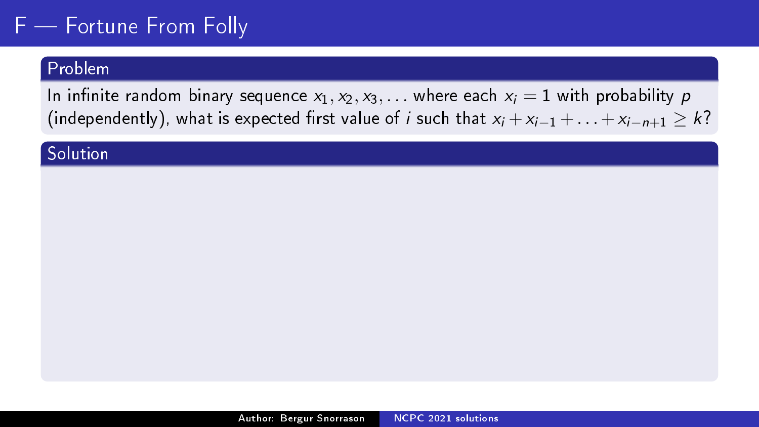# F — Fortune From Folly

## Problem

In infinite random binary sequence $x_1, x_2, x_3, \ldots$ where each $x_i = 1$ with probability $p$ (independently), what is expected first value of $i$ such that $x_i + x_{i-1} + \ldots + x_{i-n+1} \geq k$?

## Solution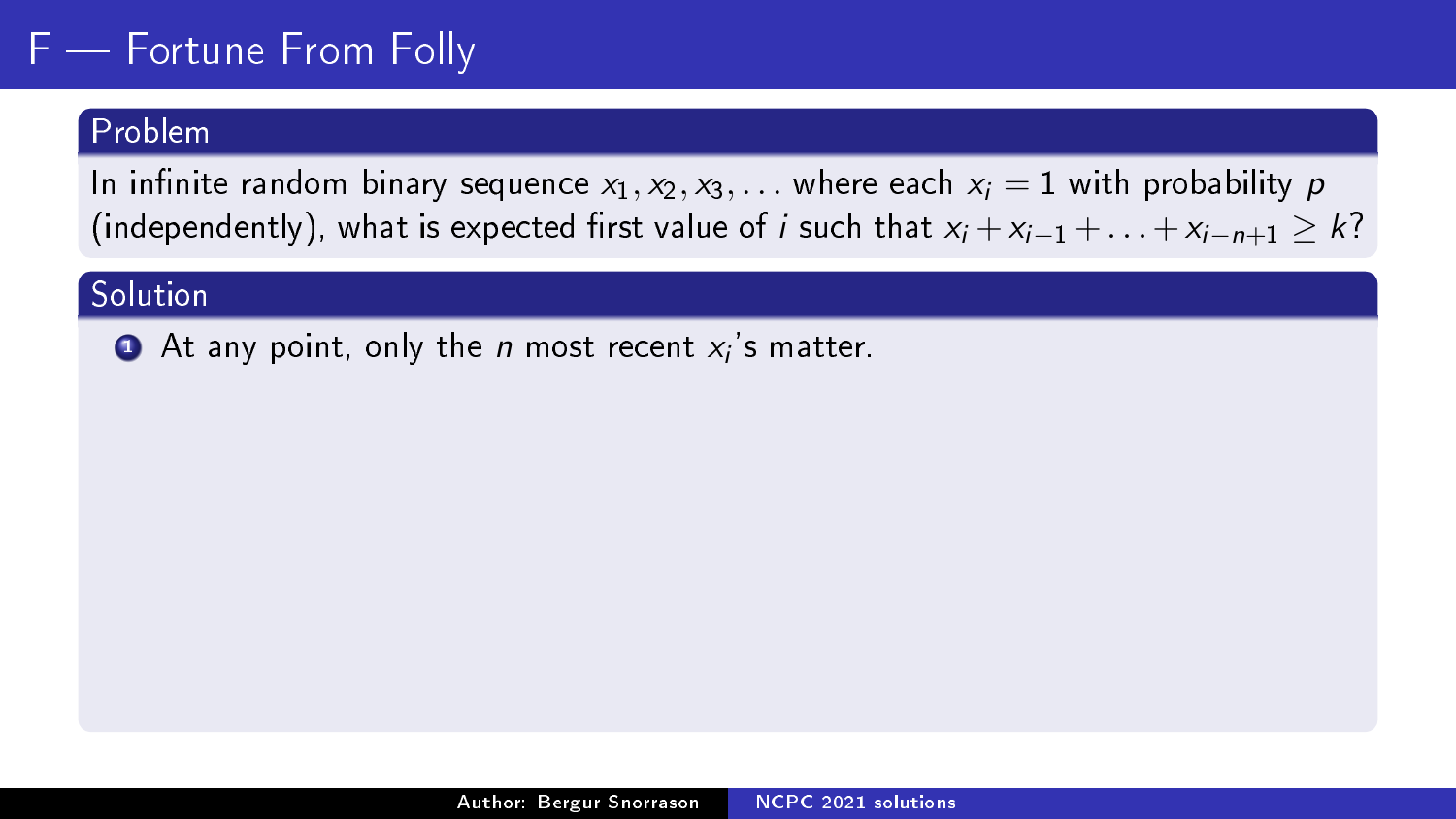# F — Fortune From Folly

## Problem

In infinite random binary sequence $x_1, x_2, x_3, \ldots$ where each $x_i = 1$ with probability $p$ (independently), what is expected first value of $i$ such that $x_i + x_{i-1} + \ldots + x_{i-n+1} \geq k$?

## Solution

1. At any point, only the $n$ most recent $x_i$'s matter.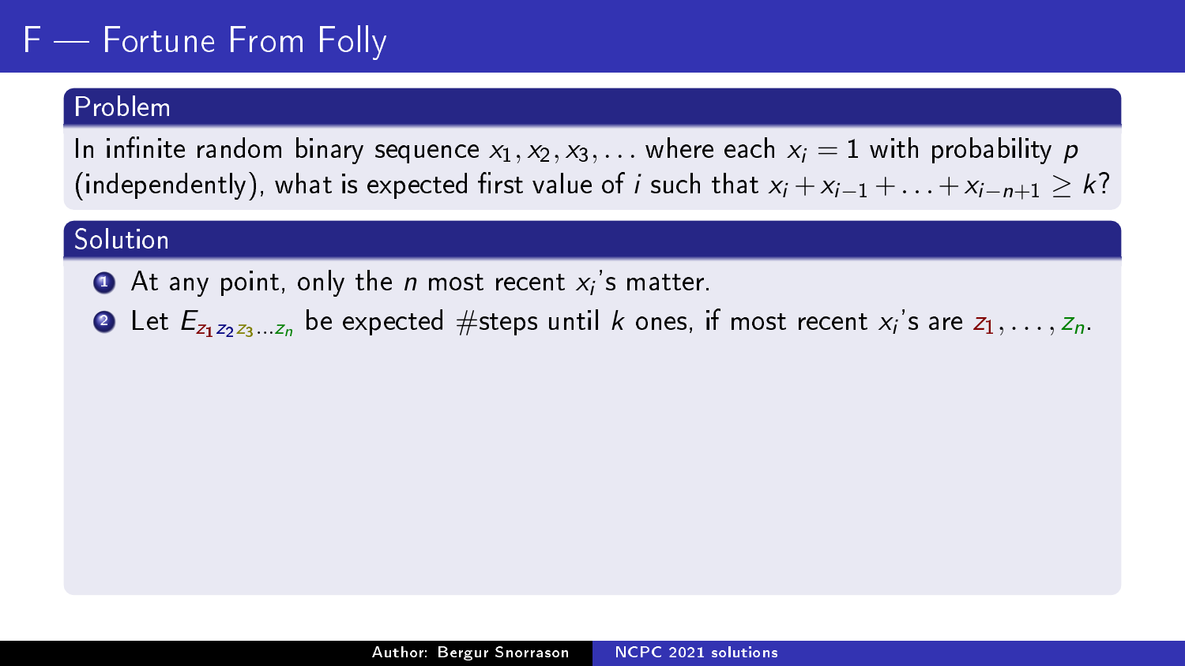# F — Fortune From Folly

## Problem

In infinite random binary sequence $x_1, x_2, x_3, \ldots$ where each $x_i = 1$ with probability $p$ (independently), what is expected first value of $i$ such that $x_i + x_{i-1} + \ldots + x_{i-n+1} \geq k$?

## Solution

1. At any point, only the $n$ most recent $x_i$'s matter.
2. Let $E_{z_1 z_2 z_3 \ldots z_n}$ be expected #steps until $k$ ones, if most recent $x_i$'s are $z_1, \ldots, z_n$.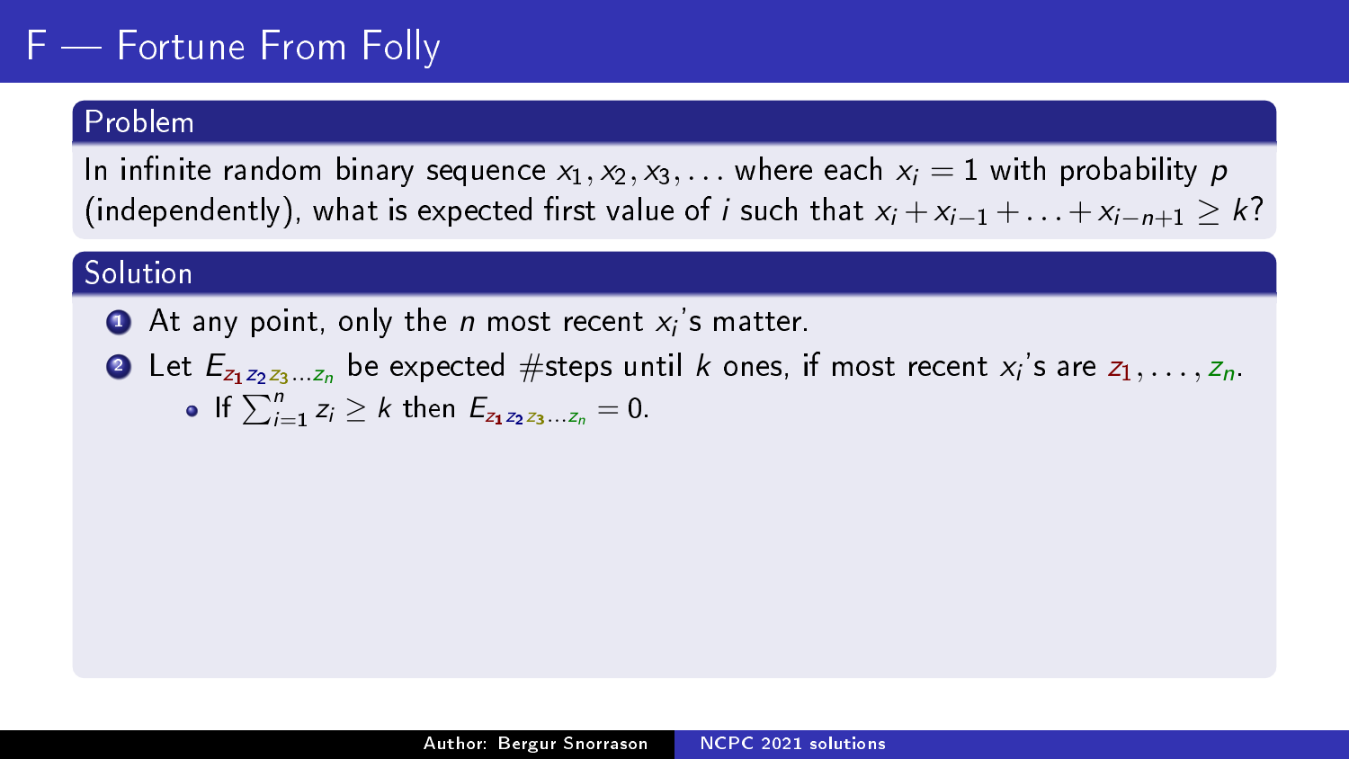# F — Fortune From Folly

## Problem

In infinite random binary sequence $x_1, x_2, x_3, \ldots$ where each $x_i = 1$ with probability $p$ (independently), what is expected first value of $i$ such that $x_i + x_{i-1} + \ldots + x_{i-n+1} \geq k$?

## Solution

1. At any point, only the $n$ most recent $x_i$'s matter.
2. Let $E_{z_1 z_2 z_3 \ldots z_n}$ be expected #steps until $k$ ones, if most recent $x_i$'s are $z_1, \ldots, z_n$.
   - If $\sum_{i=1}^{n} z_i \geq k$ then $E_{z_1 z_2 z_3 \ldots z_n} = 0$.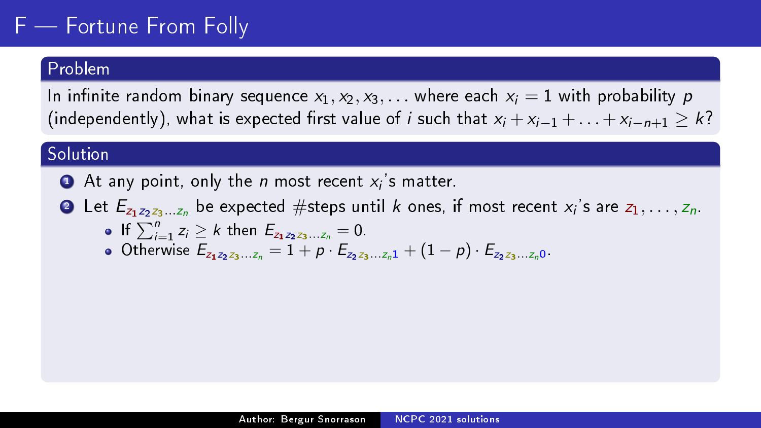# F — Fortune From Folly

## Problem

In infinite random binary sequence $x_1, x_2, x_3, \ldots$ where each $x_i = 1$ with probability $p$ (independently), what is expected first value of $i$ such that $x_i + x_{i-1} + \ldots + x_{i-n+1} \geq k$?

## Solution

1. At any point, only the $n$ most recent $x_i$'s matter.
2. Let $E_{z_1 z_2 z_3 \ldots z_n}$ be expected #steps until $k$ ones, if most recent $x_i$'s are $z_1, \ldots, z_n$.
   - If $\sum_{i=1}^{n} z_i \geq k$ then $E_{z_1 z_2 z_3 \ldots z_n} = 0$.
   - Otherwise $E_{z_1 z_2 z_3 \ldots z_n} = 1 + p \cdot E_{z_2 z_3 \ldots z_n 1} + (1 - p) \cdot E_{z_2 z_3 \ldots z_n 0}$.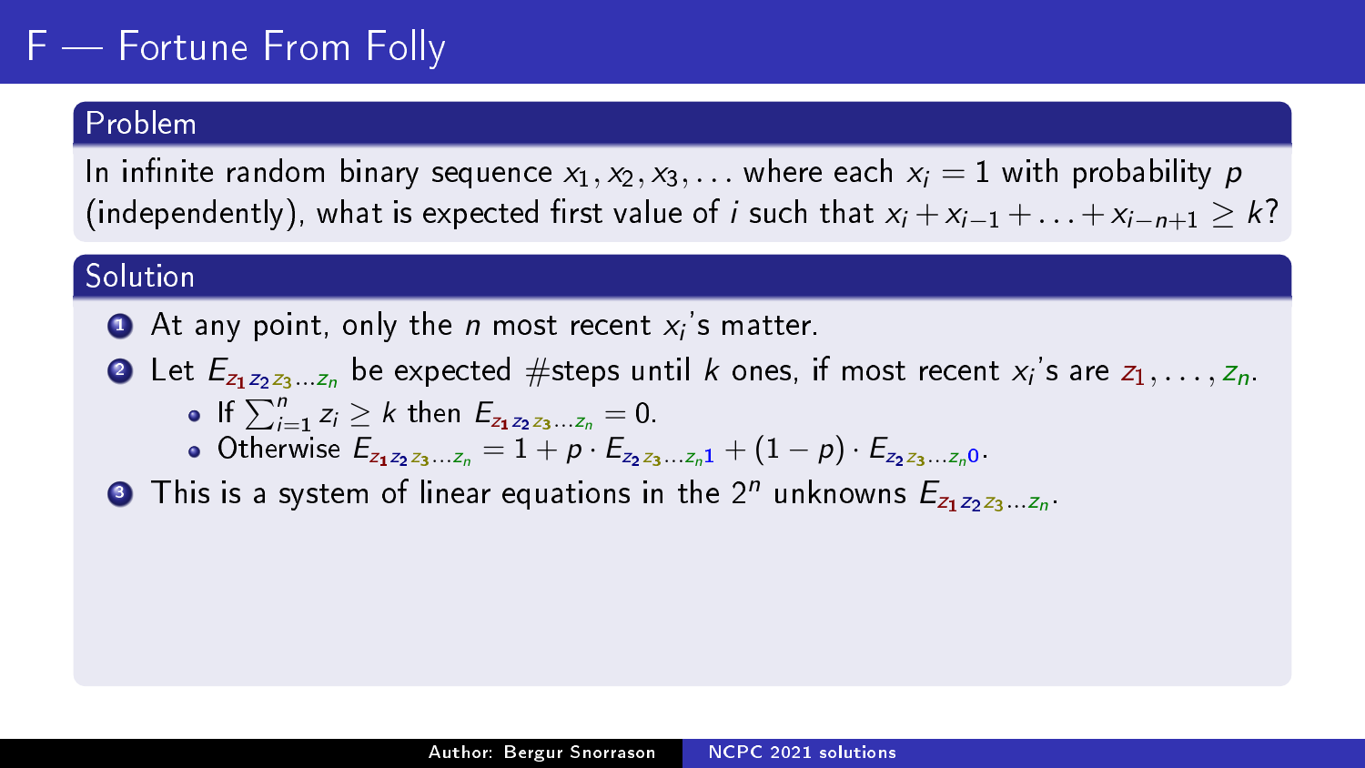# F — Fortune From Folly

## Problem

In infinite random binary sequence $x_1, x_2, x_3, \ldots$ where each $x_i = 1$ with probability $p$ (independently), what is expected first value of $i$ such that $x_i + x_{i-1} + \ldots + x_{i-n+1} \geq k$?

## Solution

1. At any point, only the $n$ most recent $x_i$'s matter.
2. Let $E_{z_1 z_2 z_3 \ldots z_n}$ be expected #steps until $k$ ones, if most recent $x_i$'s are $z_1, \ldots, z_n$.
   - If $\sum_{i=1}^{n} z_i \geq k$ then $E_{z_1 z_2 z_3 \ldots z_n} = 0$.
   - Otherwise $E_{z_1 z_2 z_3 \ldots z_n} = 1 + p \cdot E_{z_2 z_3 \ldots z_n 1} + (1 - p) \cdot E_{z_2 z_3 \ldots z_n 0}$.
3. This is a system of linear equations in the $2^n$ unknowns $E_{z_1 z_2 z_3 \ldots z_n}$.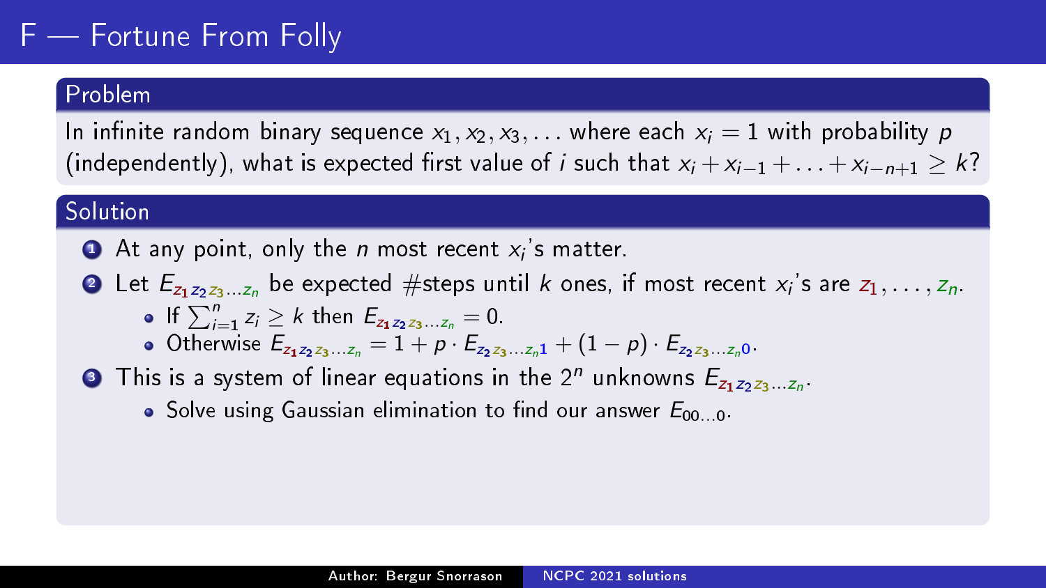# F — Fortune From Folly

## Problem

In infinite random binary sequence $x_1, x_2, x_3, \ldots$ where each $x_i = 1$ with probability $p$ (independently), what is expected first value of $i$ such that $x_i + x_{i-1} + \ldots + x_{i-n+1} \geq k$?

## Solution

1. At any point, only the $n$ most recent $x_i$'s matter.
2. Let $E_{z_1 z_2 z_3 \ldots z_n}$ be expected #steps until $k$ ones, if most recent $x_i$'s are $z_1, \ldots, z_n$.
   - If $\sum_{i=1}^{n} z_i \geq k$ then $E_{z_1 z_2 z_3 \ldots z_n} = 0$.
   - Otherwise $E_{z_1 z_2 z_3 \ldots z_n} = 1 + p \cdot E_{z_2 z_3 \ldots z_n 1} + (1-p) \cdot E_{z_2 z_3 \ldots z_n 0}$.
3. This is a system of linear equations in the $2^n$ unknowns $E_{z_1 z_2 z_3 \ldots z_n}$.
   - Solve using Gaussian elimination to find our answer $E_{00 \ldots 0}$.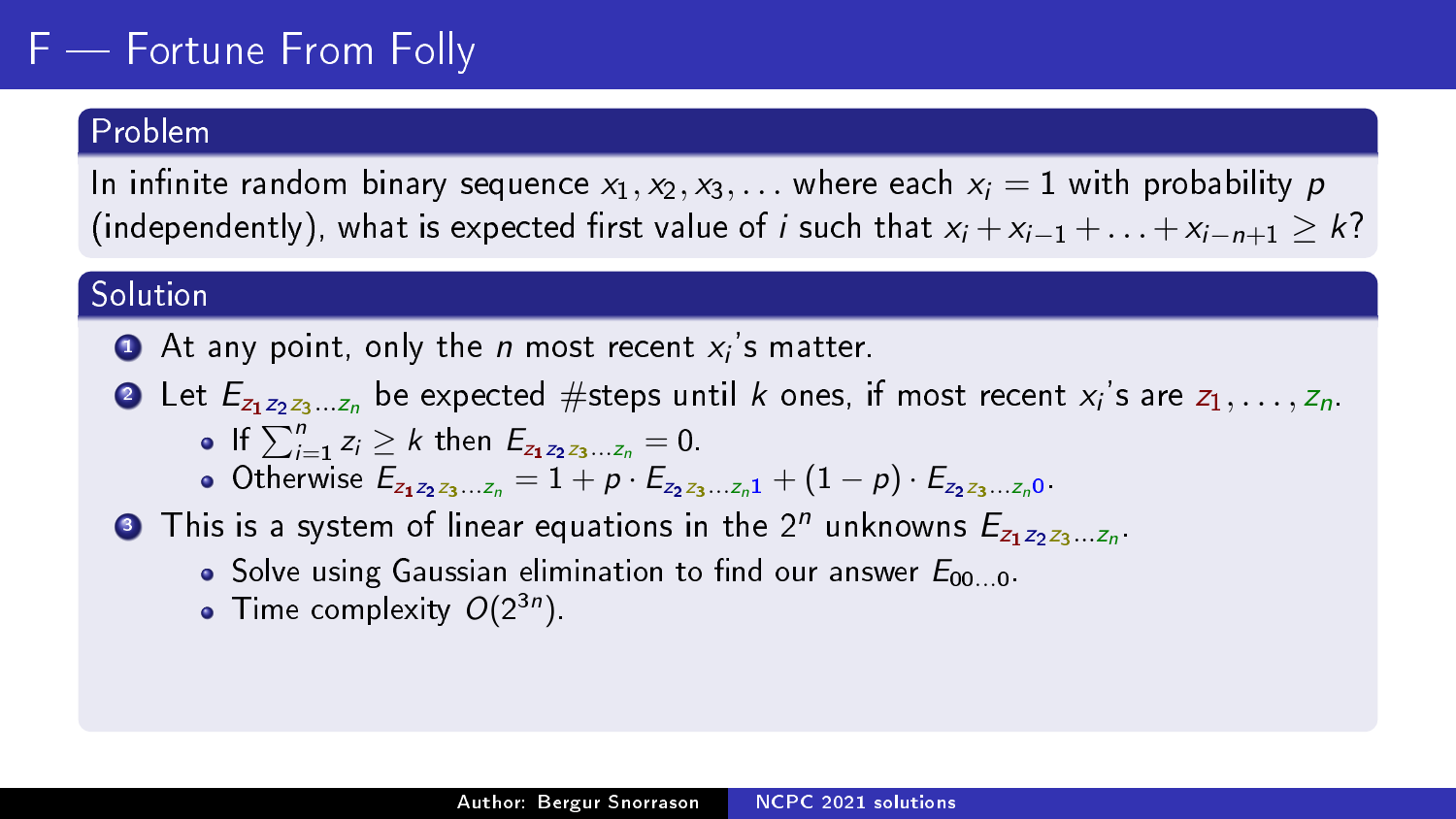# F — Fortune From Folly

## Problem

In infinite random binary sequence $x_1, x_2, x_3, \ldots$ where each $x_i = 1$ with probability $p$ (independently), what is expected first value of $i$ such that $x_i + x_{i-1} + \ldots + x_{i-n+1} \geq k$?

## Solution

1. At any point, only the $n$ most recent $x_i$'s matter.
2. Let $E_{z_1 z_2 z_3 \ldots z_n}$ be expected #steps until $k$ ones, if most recent $x_i$'s are $z_1, \ldots, z_n$.
   - If $\sum_{i=1}^{n} z_i \geq k$ then $E_{z_1 z_2 z_3 \ldots z_n} = 0$.
   - Otherwise $E_{z_1 z_2 z_3 \ldots z_n} = 1 + p \cdot E_{z_2 z_3 \ldots z_n 1} + (1 - p) \cdot E_{z_2 z_3 \ldots z_n 0}$.
3. This is a system of linear equations in the $2^n$ unknowns $E_{z_1 z_2 z_3 \ldots z_n}$.
   - Solve using Gaussian elimination to find our answer $E_{00\ldots0}$.
   - Time complexity $O(2^{3n})$.

Author: Bergur Snorrason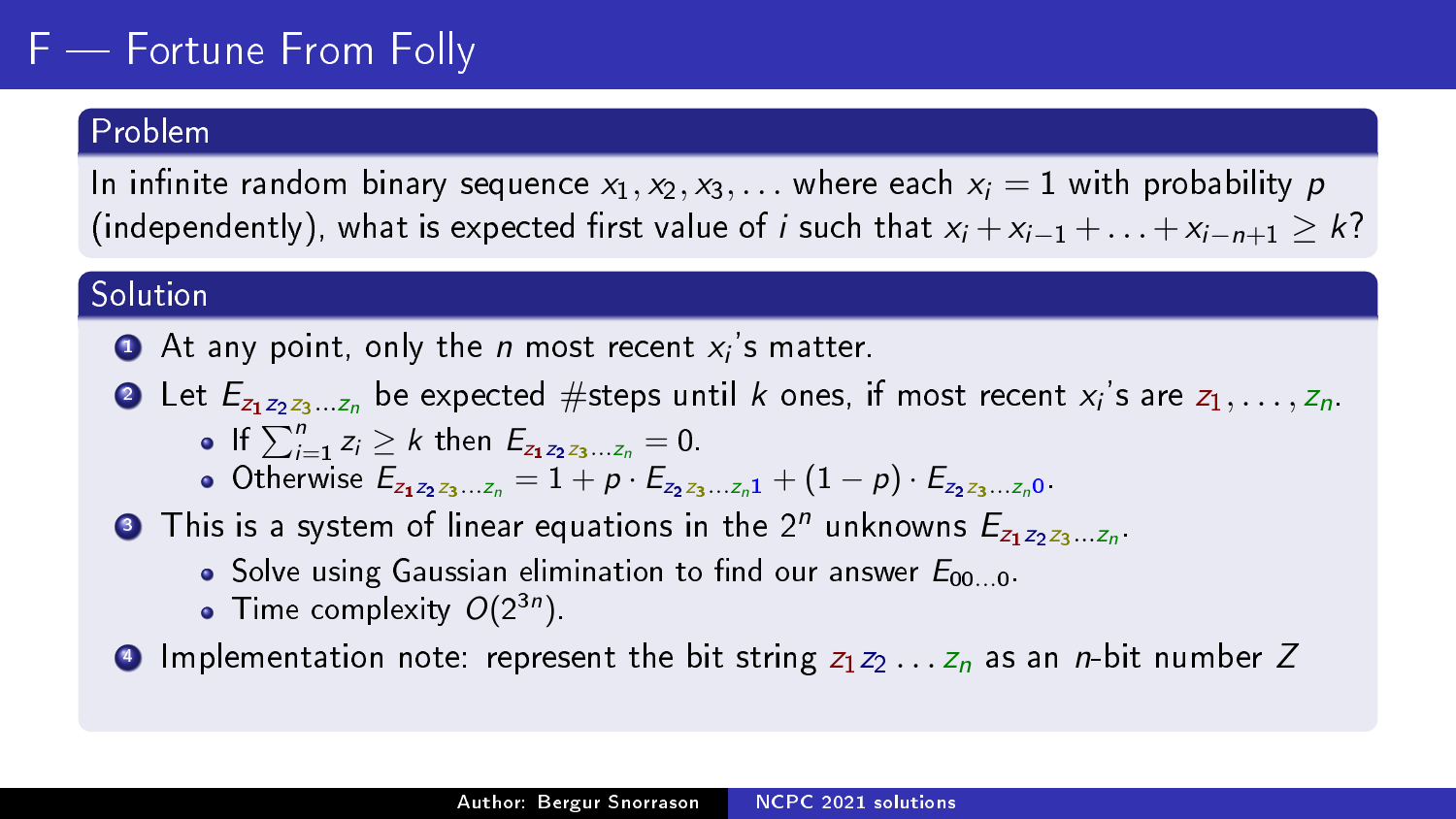# F — Fortune From Folly

## Problem

In infinite random binary sequence $x_1, x_2, x_3, \ldots$ where each $x_i = 1$ with probability $p$ (independently), what is expected first value of $i$ such that $x_i + x_{i-1} + \ldots + x_{i-n+1} \geq k$?

## Solution

1. At any point, only the $n$ most recent $x_i$'s matter.
2. Let $E_{z_1 z_2 z_3 \ldots z_n}$ be expected #steps until $k$ ones, if most recent $x_i$'s are $z_1, \ldots, z_n$.
   - If $\sum_{i=1}^{n} z_i \geq k$ then $E_{z_1 z_2 z_3 \ldots z_n} = 0$.
   - Otherwise $E_{z_1 z_2 z_3 \ldots z_n} = 1 + p \cdot E_{z_2 z_3 \ldots z_n 1} + (1-p) \cdot E_{z_2 z_3 \ldots z_n 0}$.
3. This is a system of linear equations in the $2^n$ unknowns $E_{z_1 z_2 z_3 \ldots z_n}$.
   - Solve using Gaussian elimination to find our answer $E_{00\ldots0}$.
   - Time complexity $O(2^{3n})$.
4. Implementation note: represent the bit string $z_1 z_2 \ldots z_n$ as an $n$-bit number $Z$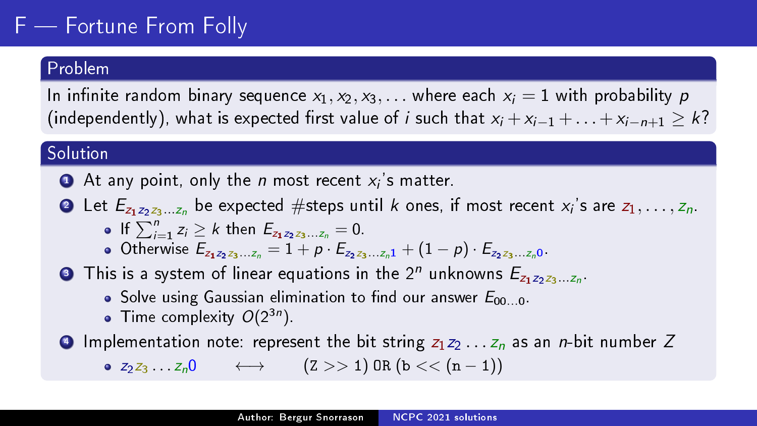# F — Fortune From Folly

## Problem

In infinite random binary sequence $x_1, x_2, x_3, \ldots$ where each $x_i = 1$ with probability $p$ (independently), what is expected first value of $i$ such that $x_i + x_{i-1} + \ldots + x_{i-n+1} \geq k$?

## Solution

1. At any point, only the $n$ most recent $x_i$'s matter.
2. Let $E_{z_1 z_2 z_3 \ldots z_n}$ be expected #steps until $k$ ones, if most recent $x_i$'s are $z_1, \ldots, z_n$.
   - If $\sum_{i=1}^{n} z_i \geq k$ then $E_{z_1 z_2 z_3 \ldots z_n} = 0$.
   - Otherwise $E_{z_1 z_2 z_3 \ldots z_n} = 1 + p \cdot E_{z_2 z_3 \ldots z_n 1} + (1-p) \cdot E_{z_2 z_3 \ldots z_n 0}$.
3. This is a system of linear equations in the $2^n$ unknowns $E_{z_1 z_2 z_3 \ldots z_n}$.
   - Solve using Gaussian elimination to find our answer $E_{00\ldots0}$.
   - Time complexity $O(2^{3n})$.
4. Implementation note: represent the bit string $z_1 z_2 \ldots z_n$ as an $n$-bit number $Z$
   - $z_2 z_3 \ldots z_n 0 \quad \longleftrightarrow \quad$ `(Z >> 1) OR (b << (n - 1))`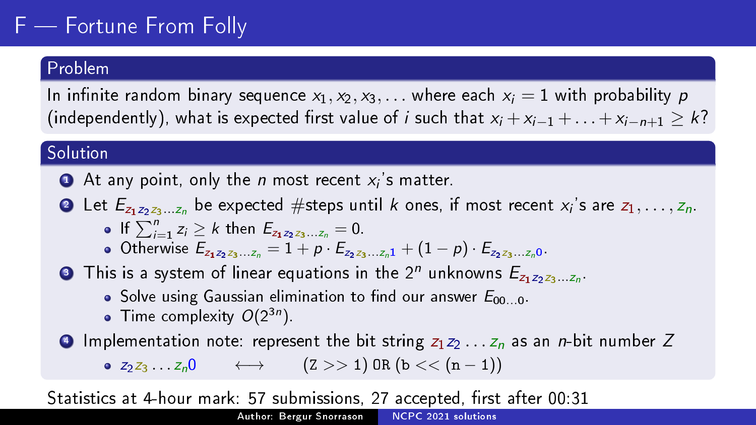# F — Fortune From Folly

## Problem

In infinite random binary sequence $x_1, x_2, x_3, \ldots$ where each $x_i = 1$ with probability $p$ (independently), what is expected first value of $i$ such that $x_i + x_{i-1} + \ldots + x_{i-n+1} \geq k$?

## Solution

1. At any point, only the $n$ most recent $x_i$'s matter.
2. Let $E_{z_1 z_2 z_3 \ldots z_n}$ be expected #steps until $k$ ones, if most recent $x_i$'s are $z_1, \ldots, z_n$.
   - If $\sum_{i=1}^{n} z_i \geq k$ then $E_{z_1 z_2 z_3 \ldots z_n} = 0$.
   - Otherwise $E_{z_1 z_2 z_3 \ldots z_n} = 1 + p \cdot E_{z_2 z_3 \ldots z_n 1} + (1-p) \cdot E_{z_2 z_3 \ldots z_n 0}$.
3. This is a system of linear equations in the $2^n$ unknowns $E_{z_1 z_2 z_3 \ldots z_n}$.
   - Solve using Gaussian elimination to find our answer $E_{00\ldots0}$.
   - Time complexity $O(2^{3n})$.
4. Implementation note: represent the bit string $z_1 z_2 \ldots z_n$ as an $n$-bit number $Z$
   - $z_2 z_3 \ldots z_n 0 \quad \longleftrightarrow \quad$ `(Z >> 1) OR (b << (n - 1))`

Statistics at 4-hour mark: 57 submissions, 27 accepted, first after 00:31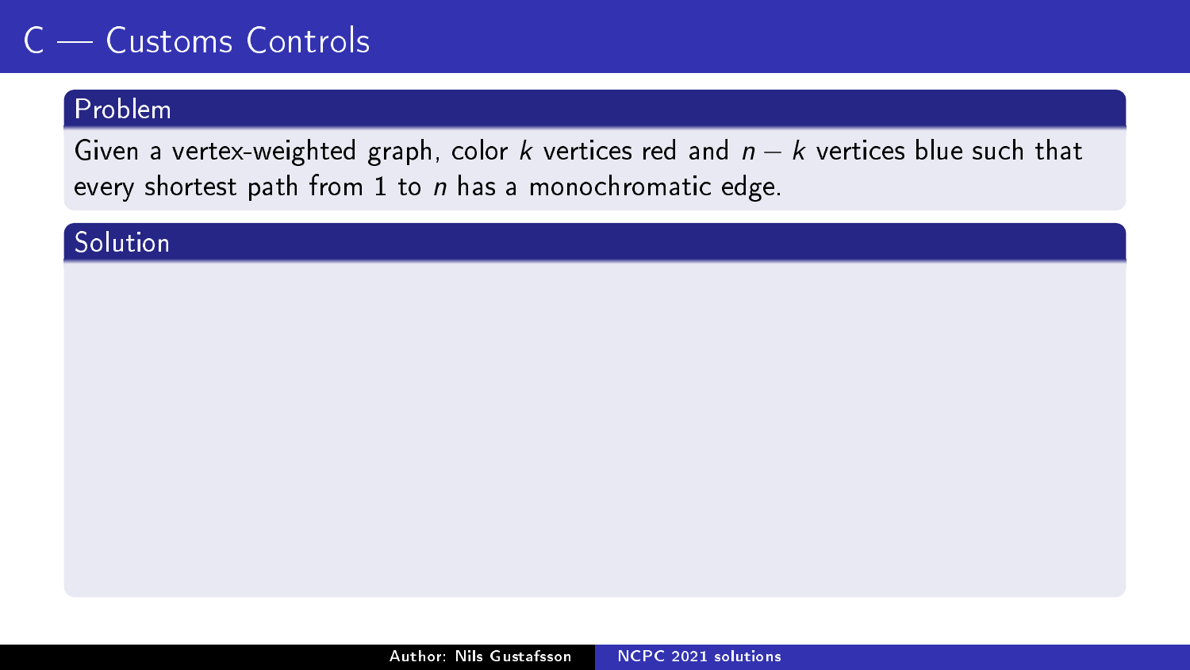# C — Customs Controls

## Problem

Given a vertex-weighted graph, color $k$ vertices red and $n - k$ vertices blue such that every shortest path from 1 to $n$ has a monochromatic edge.

## Solution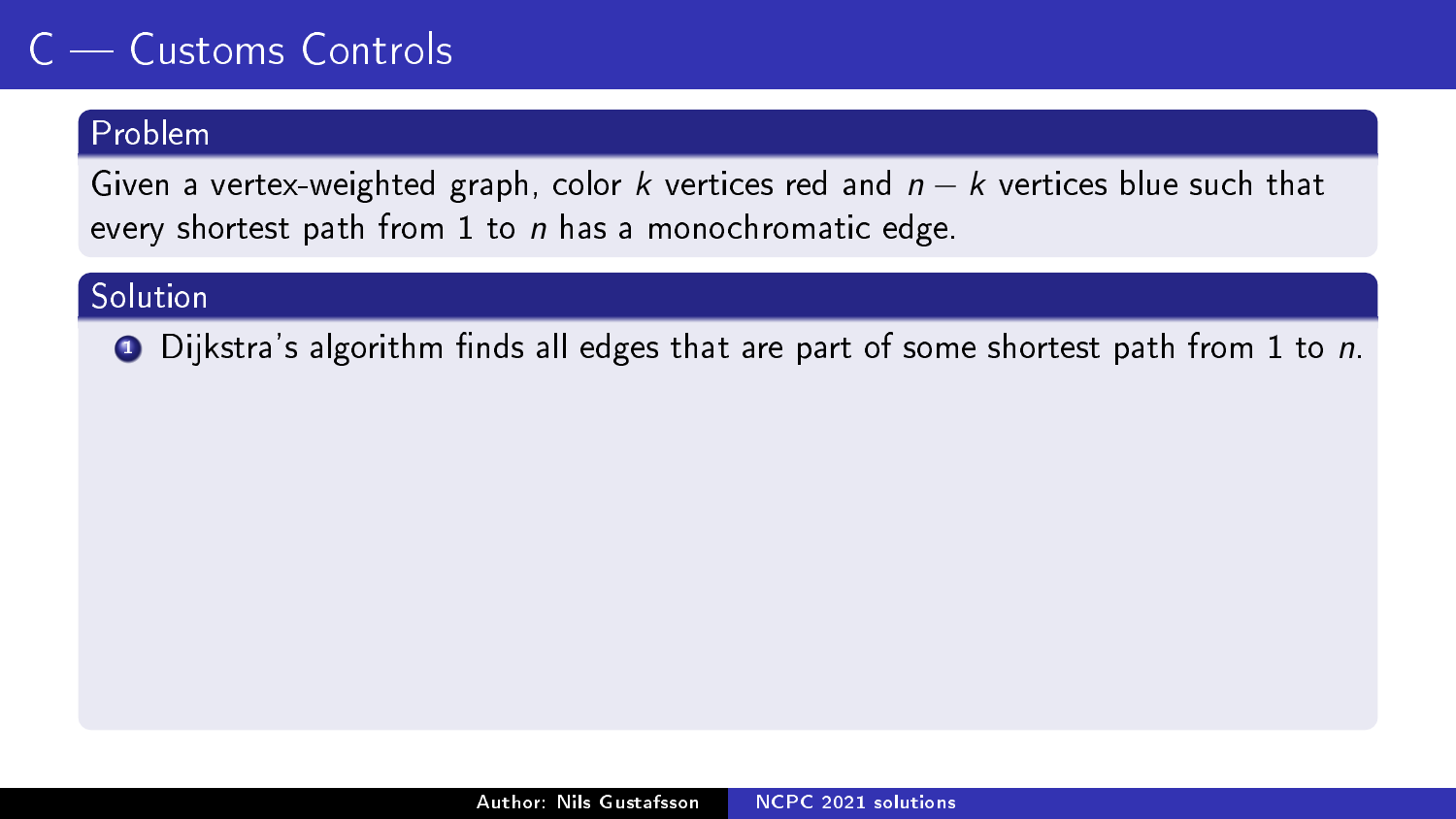# C — Customs Controls

## Problem

Given a vertex-weighted graph, color $k$ vertices red and $n-k$ vertices blue such that every shortest path from 1 to $n$ has a monochromatic edge.

## Solution

1. Dijkstra's algorithm finds all edges that are part of some shortest path from 1 to $n$.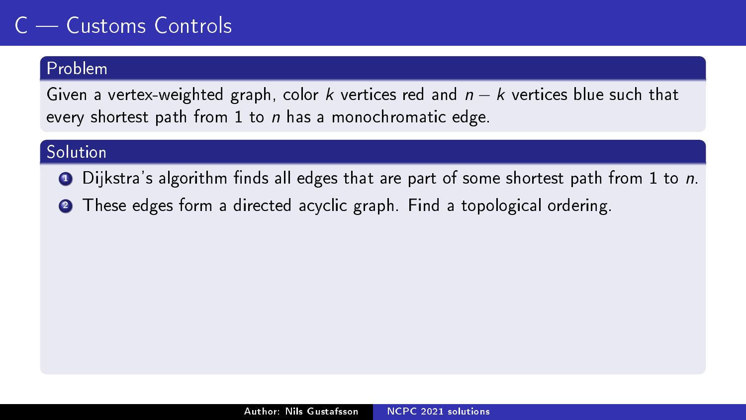# C — Customs Controls

## Problem

Given a vertex-weighted graph, color $k$ vertices red and $n - k$ vertices blue such that every shortest path from 1 to $n$ has a monochromatic edge.

## Solution

1. Dijkstra's algorithm finds all edges that are part of some shortest path from 1 to $n$.
2. These edges form a directed acyclic graph. Find a topological ordering.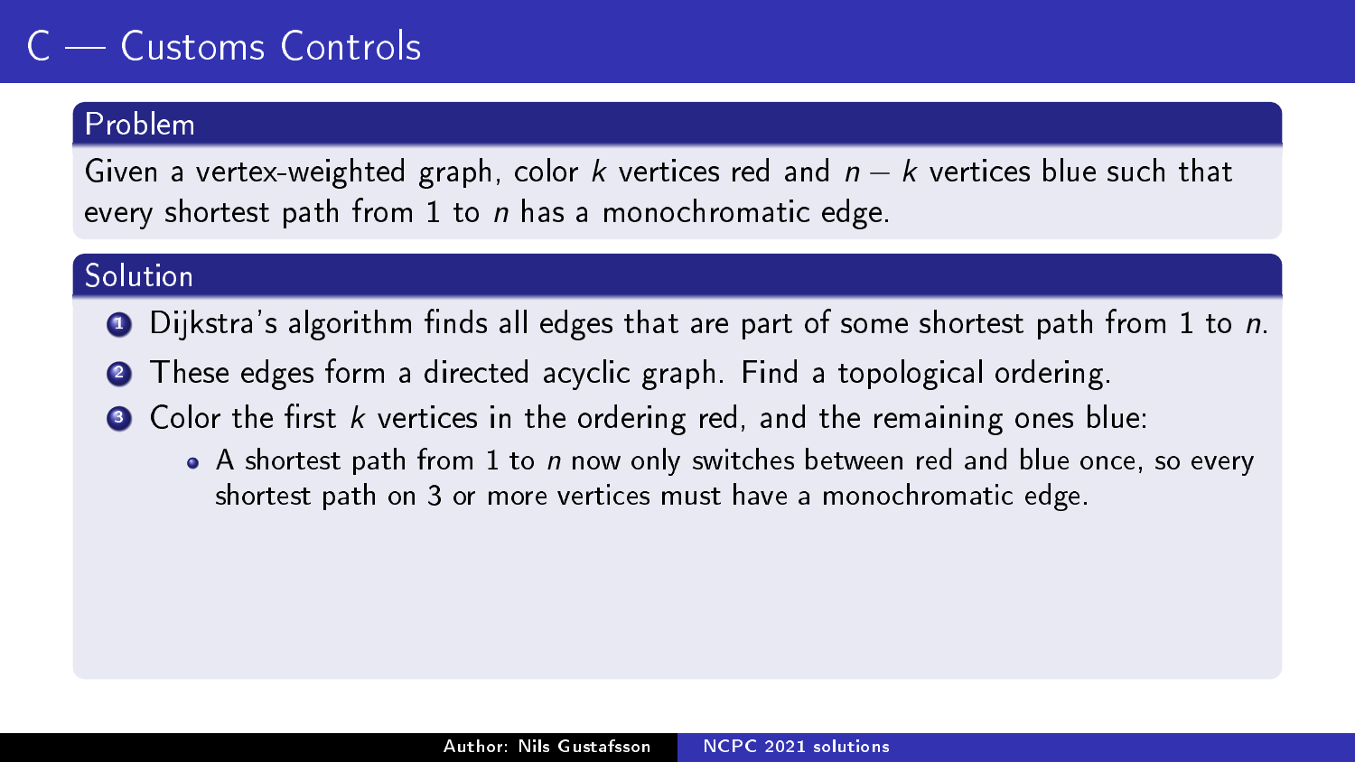# C — Customs Controls

## Problem

Given a vertex-weighted graph, color $k$ vertices red and $n - k$ vertices blue such that every shortest path from 1 to $n$ has a monochromatic edge.

## Solution

1. Dijkstra's algorithm finds all edges that are part of some shortest path from 1 to $n$.
2. These edges form a directed acyclic graph. Find a topological ordering.
3. Color the first $k$ vertices in the ordering red, and the remaining ones blue:
   - A shortest path from 1 to $n$ now only switches between red and blue once, so every shortest path on 3 or more vertices must have a monochromatic edge.

Author: Nils Gustafsson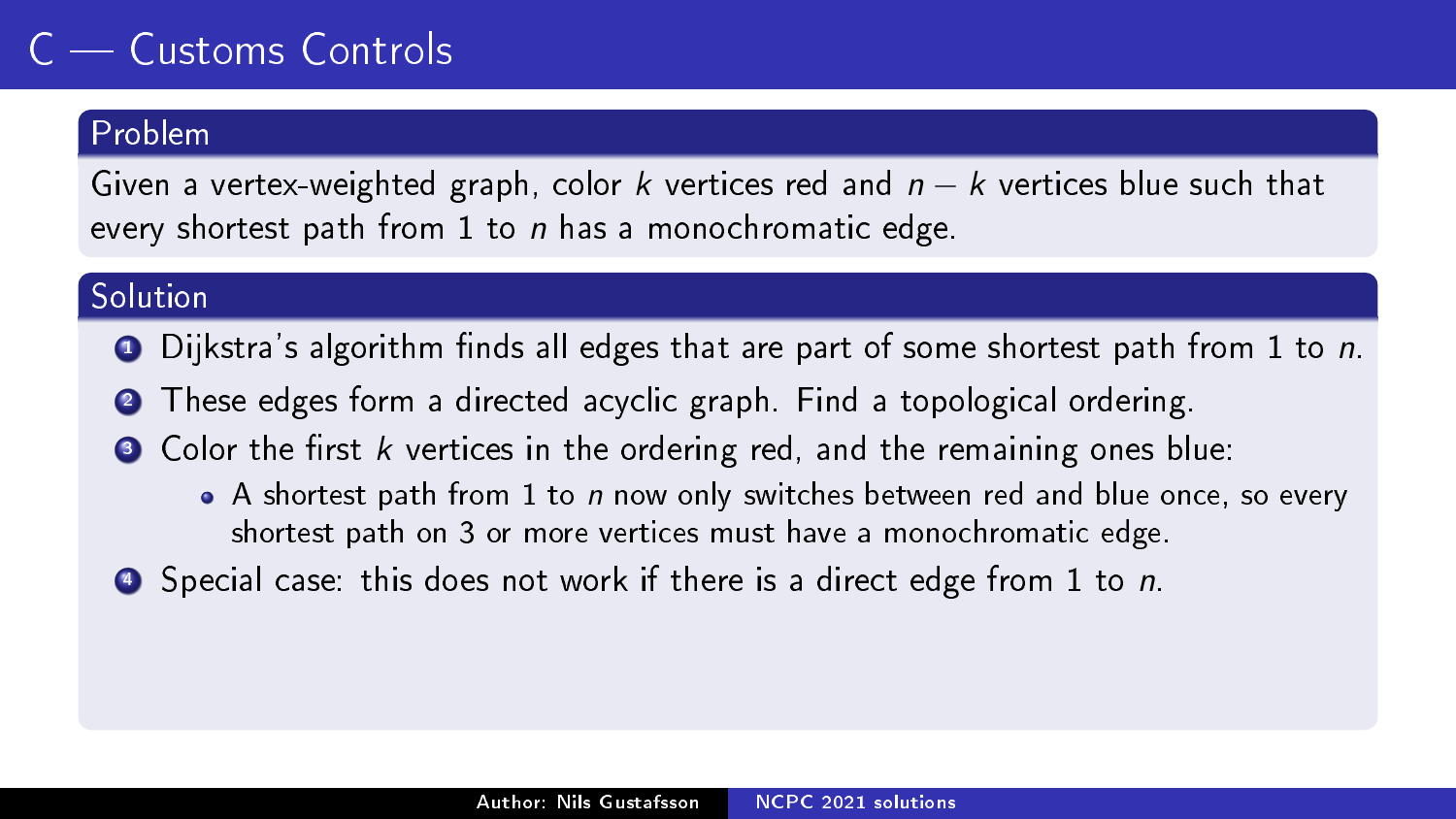# C — Customs Controls

## Problem

Given a vertex-weighted graph, color $k$ vertices red and $n - k$ vertices blue such that every shortest path from 1 to $n$ has a monochromatic edge.

## Solution

1. Dijkstra's algorithm finds all edges that are part of some shortest path from 1 to $n$.
2. These edges form a directed acyclic graph. Find a topological ordering.
3. Color the first $k$ vertices in the ordering red, and the remaining ones blue:
   - A shortest path from 1 to $n$ now only switches between red and blue once, so every shortest path on 3 or more vertices must have a monochromatic edge.
4. Special case: this does not work if there is a direct edge from 1 to $n$.

Author: Nils Gustafsson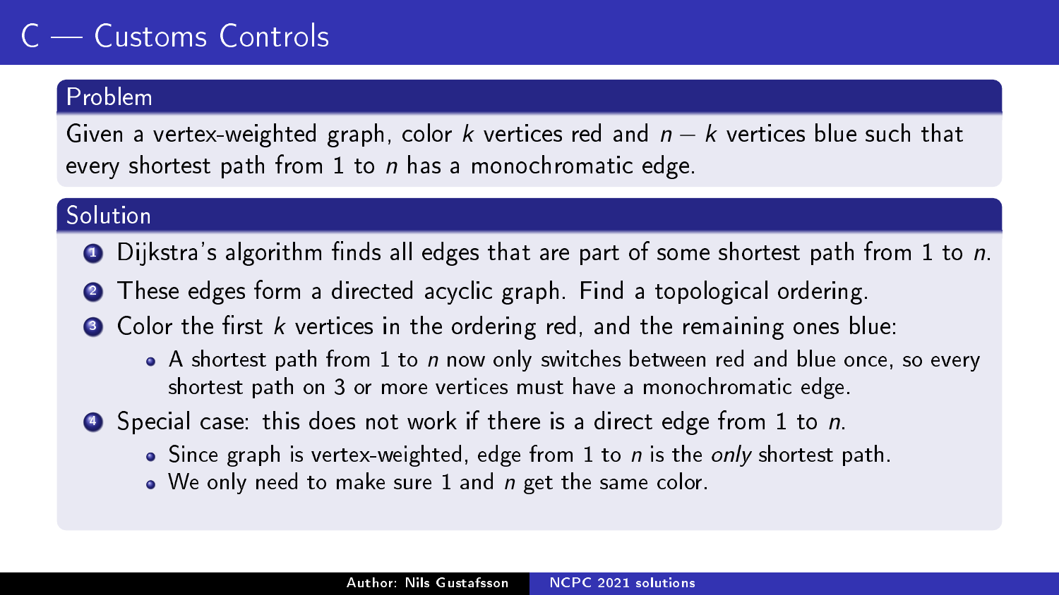# C — Customs Controls

## Problem

Given a vertex-weighted graph, color $k$ vertices red and $n - k$ vertices blue such that every shortest path from 1 to $n$ has a monochromatic edge.

## Solution

1. Dijkstra's algorithm finds all edges that are part of some shortest path from 1 to $n$.
2. These edges form a directed acyclic graph. Find a topological ordering.
3. Color the first $k$ vertices in the ordering red, and the remaining ones blue:
   - A shortest path from 1 to $n$ now only switches between red and blue once, so every shortest path on 3 or more vertices must have a monochromatic edge.
4. Special case: this does not work if there is a direct edge from 1 to $n$.
   - Since graph is vertex-weighted, edge from 1 to $n$ is the *only* shortest path.
   - We only need to make sure 1 and $n$ get the same color.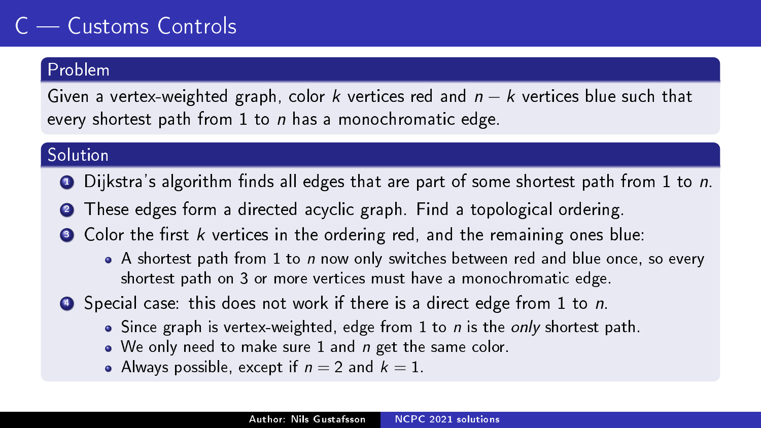# C — Customs Controls

## Problem

Given a vertex-weighted graph, color $k$ vertices red and $n - k$ vertices blue such that every shortest path from 1 to $n$ has a monochromatic edge.

## Solution

1. Dijkstra's algorithm finds all edges that are part of some shortest path from 1 to $n$.
2. These edges form a directed acyclic graph. Find a topological ordering.
3. Color the first $k$ vertices in the ordering red, and the remaining ones blue:
   - A shortest path from 1 to $n$ now only switches between red and blue once, so every shortest path on 3 or more vertices must have a monochromatic edge.
4. Special case: this does not work if there is a direct edge from 1 to $n$.
   - Since graph is vertex-weighted, edge from 1 to $n$ is the *only* shortest path.
   - We only need to make sure 1 and $n$ get the same color.
   - Always possible, except if $n = 2$ and $k = 1$.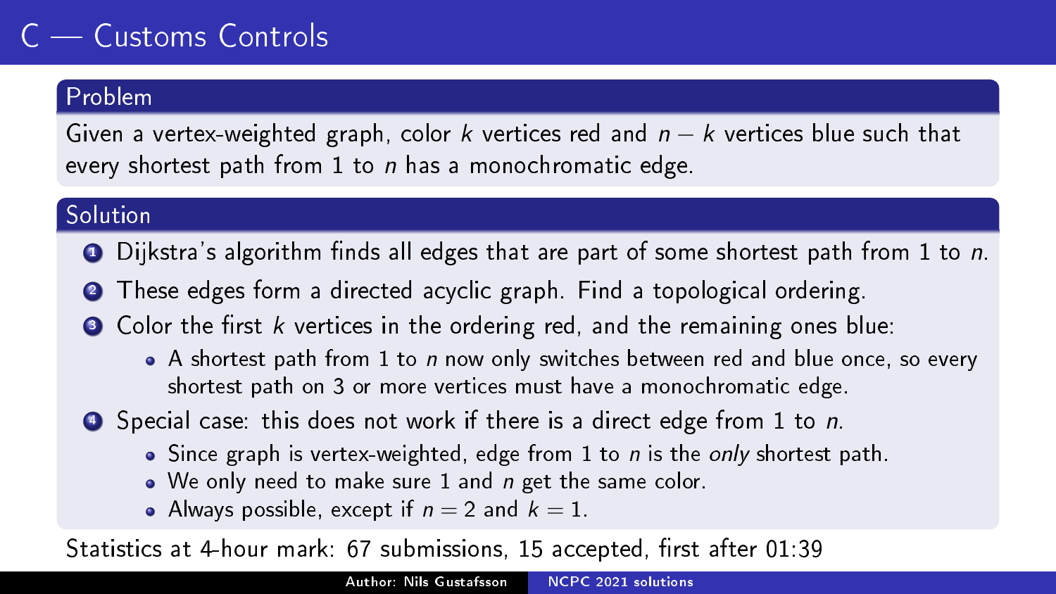# C — Customs Controls

## Problem

Given a vertex-weighted graph, color $k$ vertices red and $n - k$ vertices blue such that every shortest path from 1 to $n$ has a monochromatic edge.

## Solution

1. Dijkstra's algorithm finds all edges that are part of some shortest path from 1 to $n$.
2. These edges form a directed acyclic graph. Find a topological ordering.
3. Color the first $k$ vertices in the ordering red, and the remaining ones blue:
   - A shortest path from 1 to $n$ now only switches between red and blue once, so every shortest path on 3 or more vertices must have a monochromatic edge.
4. Special case: this does not work if there is a direct edge from 1 to $n$.
   - Since graph is vertex-weighted, edge from 1 to $n$ is the *only* shortest path.
   - We only need to make sure 1 and $n$ get the same color.
   - Always possible, except if $n = 2$ and $k = 1$.

Statistics at 4-hour mark: 67 submissions, 15 accepted, first after 01:39

Author: Nils Gustafsson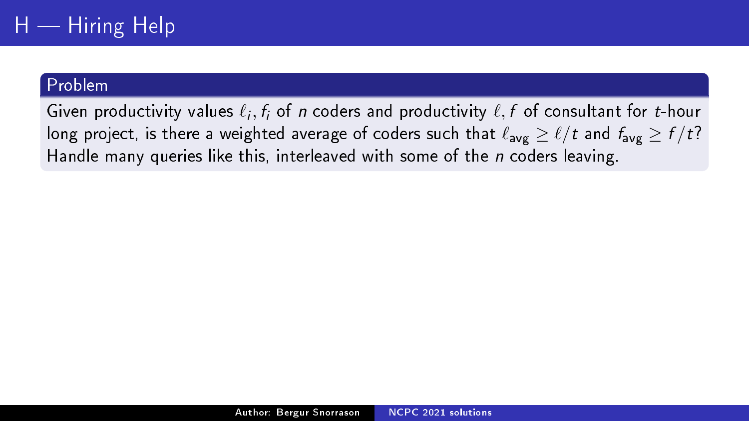# H — Hiring Help

## Problem

Given productivity values $\ell_i, f_i$ of $n$ coders and productivity $\ell, f$ of consultant for $t$-hour long project, is there a weighted average of coders such that $\ell_{\text{avg}} \geq \ell/t$ and $f_{\text{avg}} \geq f/t$? Handle many queries like this, interleaved with some of the $n$ coders leaving.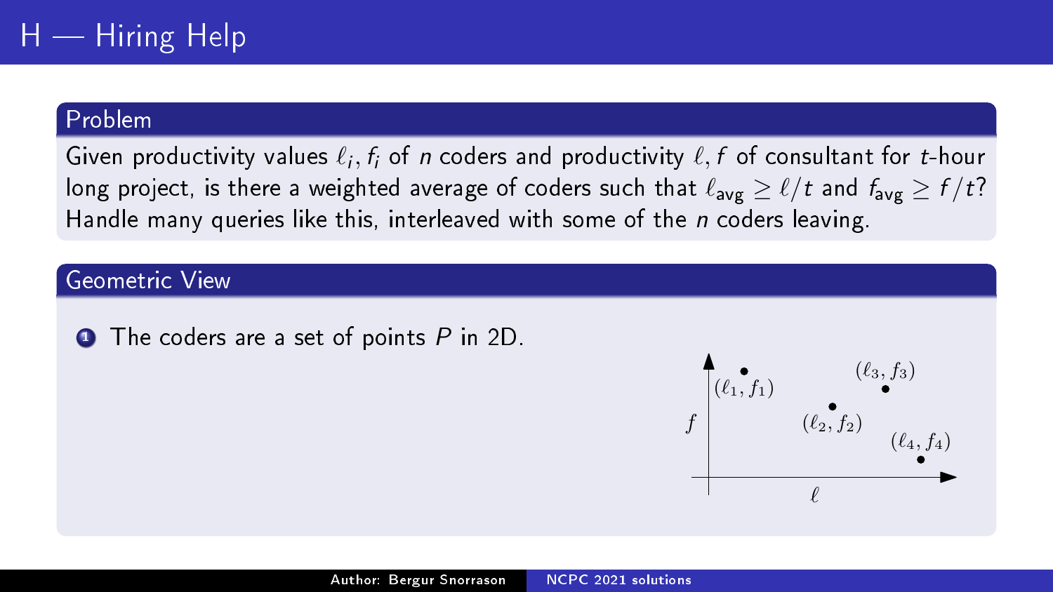# H — Hiring Help

## Problem

Given productivity values $\ell_i, f_i$ of $n$ coders and productivity $\ell, f$ of consultant for $t$-hour long project, is there a weighted average of coders such that $\ell_{\text{avg}} \geq \ell/t$ and $f_{\text{avg}} \geq f/t$? Handle many queries like this, interleaved with some of the $n$ coders leaving.

## Geometric View

1. The coders are a set of points $P$ in 2D.

$(\ell_1, f_1)$ $(\ell_2, f_2)$ $(\ell_3, f_3)$ $(\ell_4, f_4)$

$f$

$\ell$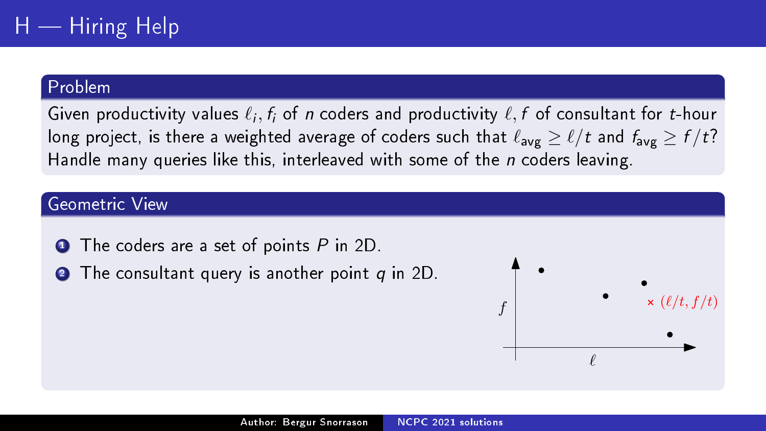# H — Hiring Help

## Problem

Given productivity values $\ell_i, f_i$ of $n$ coders and productivity $\ell, f$ of consultant for $t$-hour long project, is there a weighted average of coders such that $\ell_{\text{avg}} \geq \ell/t$ and $f_{\text{avg}} \geq f/t$? Handle many queries like this, interleaved with some of the $n$ coders leaving.

## Geometric View

1. The coders are a set of points $P$ in 2D.
2. The consultant query is another point $q$ in 2D.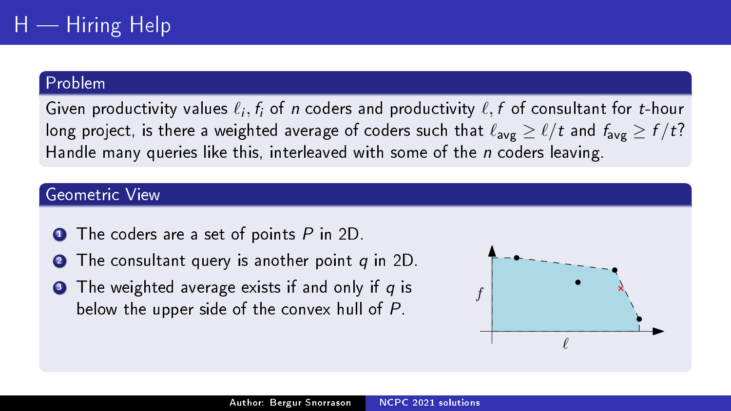# H — Hiring Help

## Problem

Given productivity values $\ell_i, f_i$ of $n$ coders and productivity $\ell, f$ of consultant for $t$-hour long project, is there a weighted average of coders such that $\ell_{\text{avg}} \geq \ell/t$ and $f_{\text{avg}} \geq f/t$? Handle many queries like this, interleaved with some of the $n$ coders leaving.

## Geometric View

1. The coders are a set of points $P$ in 2D.
2. The consultant query is another point $q$ in 2D.
3. The weighted average exists if and only if $q$ is below the upper side of the convex hull of $P$.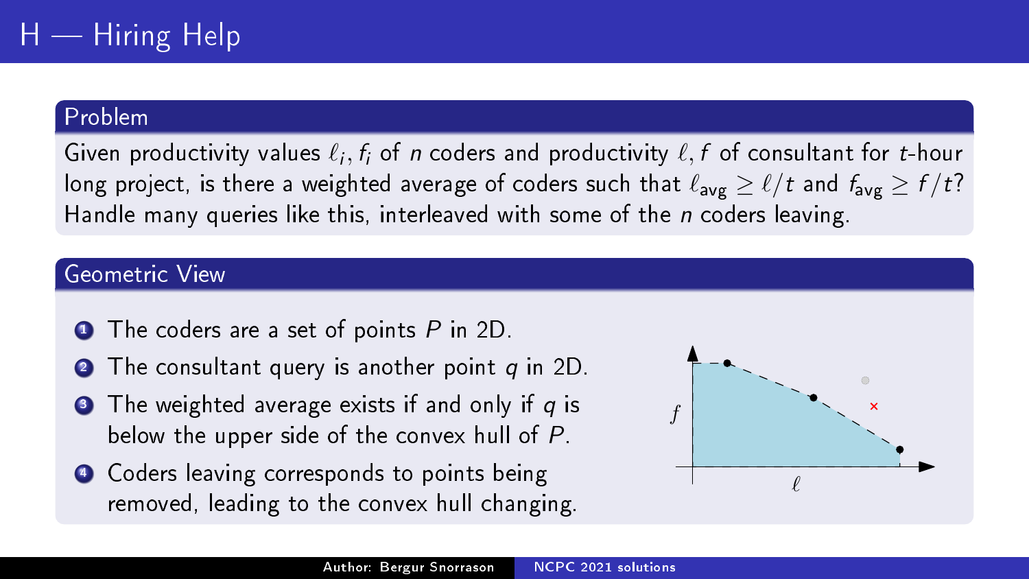# H — Hiring Help

## Problem

Given productivity values $\ell_i, f_i$ of $n$ coders and productivity $\ell, f$ of consultant for $t$-hour long project, is there a weighted average of coders such that $\ell_{\text{avg}} \geq \ell / t$ and $f_{\text{avg}} \geq f / t$? Handle many queries like this, interleaved with some of the $n$ coders leaving.

## Geometric View

1. The coders are a set of points $P$ in 2D.
2. The consultant query is another point $q$ in 2D.
3. The weighted average exists if and only if $q$ is below the upper side of the convex hull of $P$.
4. Coders leaving corresponds to points being removed, leading to the convex hull changing.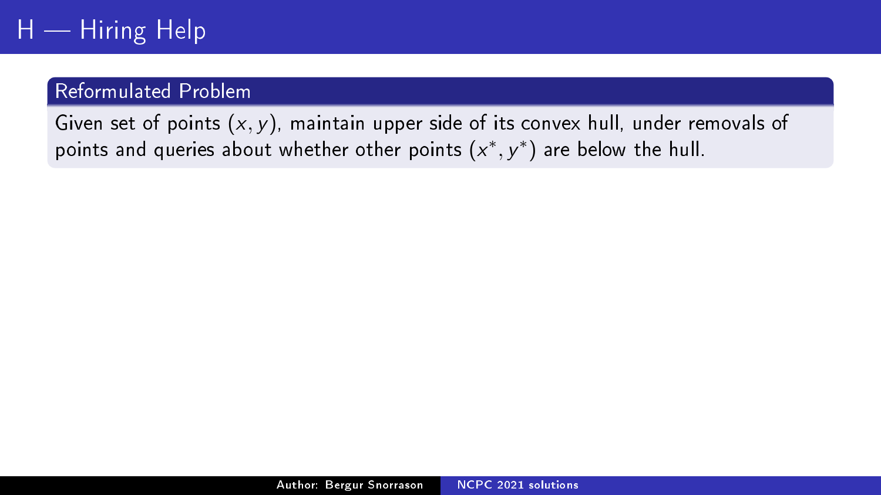# H — Hiring Help

## Reformulated Problem

Given set of points $(x, y)$, maintain upper side of its convex hull, under removals of points and queries about whether other points $(x^*, y^*)$ are below the hull.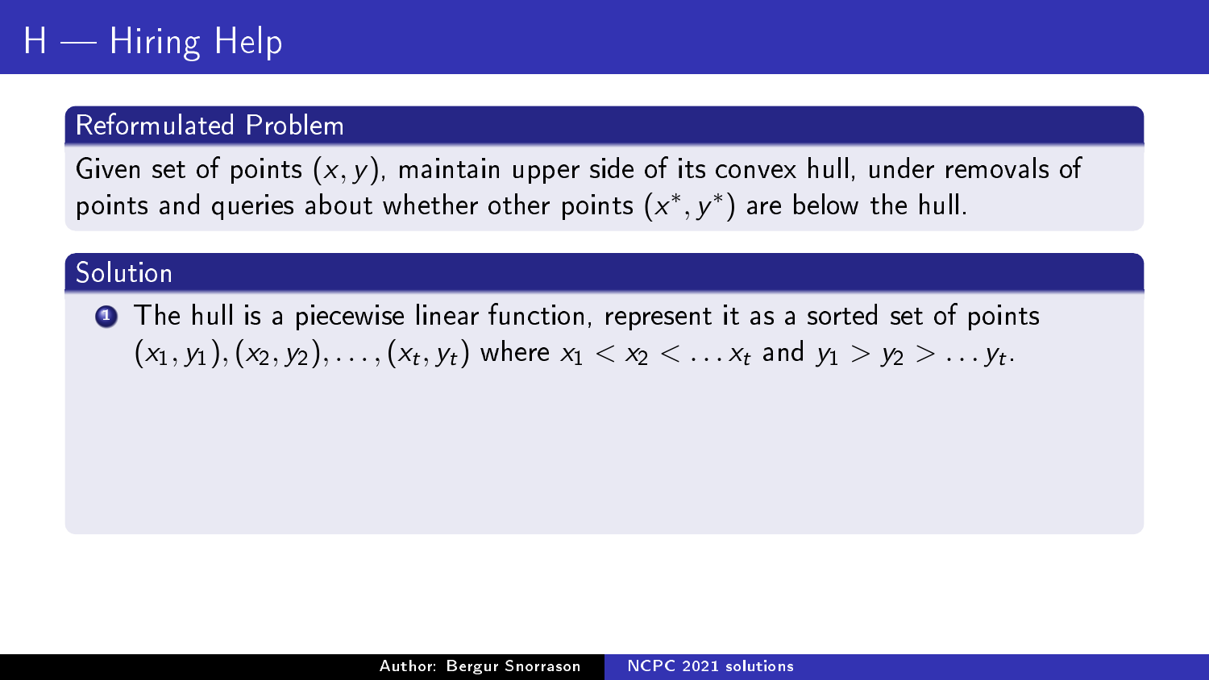# H — Hiring Help

## Reformulated Problem

Given set of points $(x, y)$, maintain upper side of its convex hull, under removals of points and queries about whether other points $(x^*, y^*)$ are below the hull.

## Solution

1. The hull is a piecewise linear function, represent it as a sorted set of points $(x_1, y_1), (x_2, y_2), \ldots, (x_t, y_t)$ where $x_1 < x_2 < \ldots x_t$ and $y_1 > y_2 > \ldots y_t$.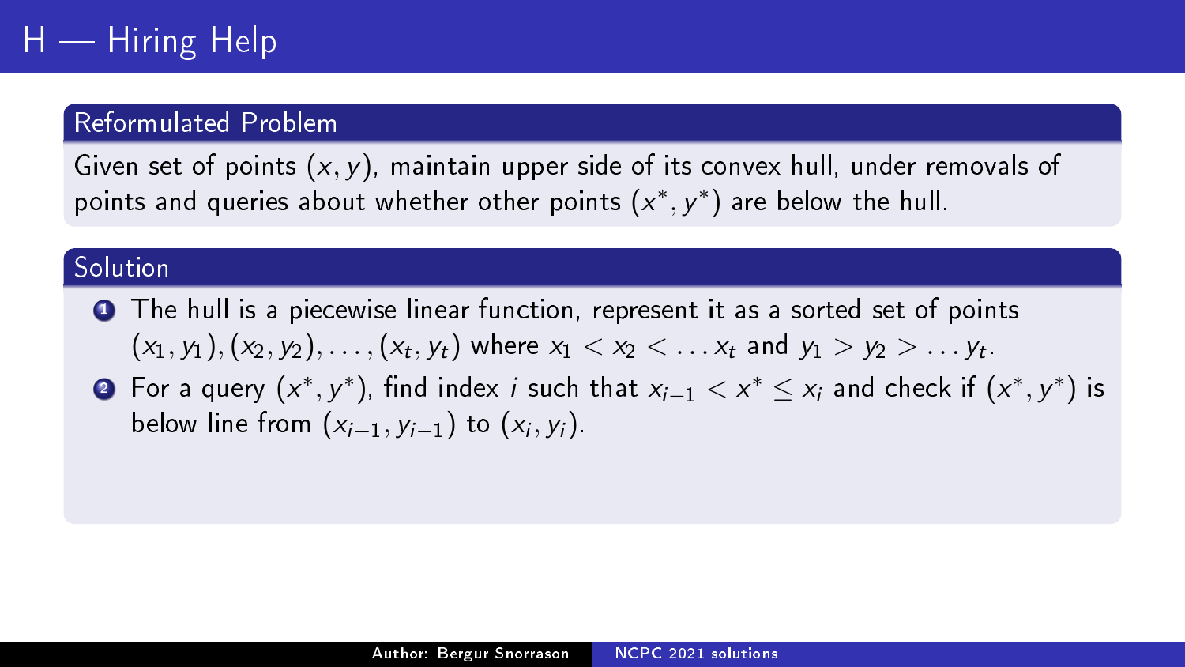# H — Hiring Help

## Reformulated Problem

Given set of points $(x, y)$, maintain upper side of its convex hull, under removals of points and queries about whether other points $(x^*, y^*)$ are below the hull.

## Solution

1. The hull is a piecewise linear function, represent it as a sorted set of points $(x_1, y_1), (x_2, y_2), \ldots, (x_t, y_t)$ where $x_1 < x_2 < \ldots x_t$ and $y_1 > y_2 > \ldots y_t$.
2. For a query $(x^*, y^*)$, find index $i$ such that $x_{i-1} < x^* \leq x_i$ and check if $(x^*, y^*)$ is below line from $(x_{i-1}, y_{i-1})$ to $(x_i, y_i)$.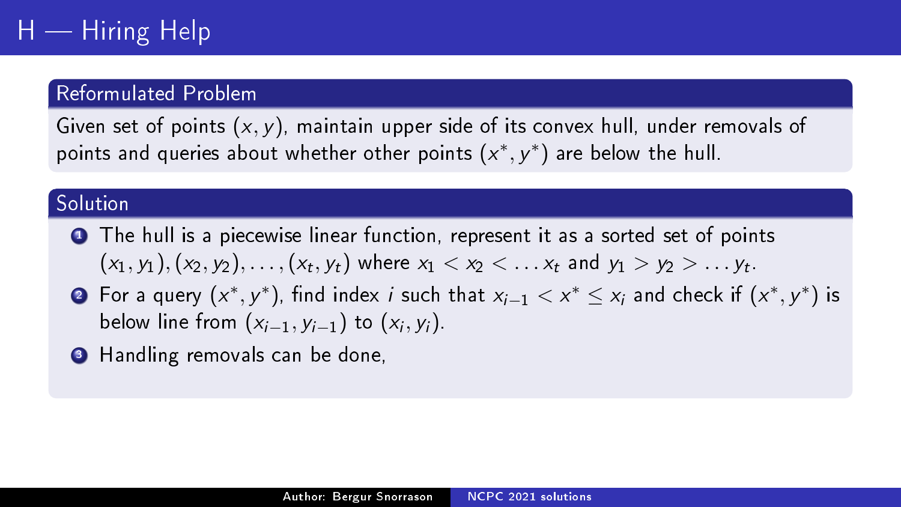# H — Hiring Help

## Reformulated Problem

Given set of points $(x, y)$, maintain upper side of its convex hull, under removals of points and queries about whether other points $(x^*, y^*)$ are below the hull.

## Solution

1. The hull is a piecewise linear function, represent it as a sorted set of points $(x_1, y_1), (x_2, y_2), \ldots, (x_t, y_t)$ where $x_1 < x_2 < \ldots x_t$ and $y_1 > y_2 > \ldots y_t$.
2. For a query $(x^*, y^*)$, find index $i$ such that $x_{i-1} < x^* \leq x_i$ and check if $(x^*, y^*)$ is below line from $(x_{i-1}, y_{i-1})$ to $(x_i, y_i)$.
3. Handling removals can be done,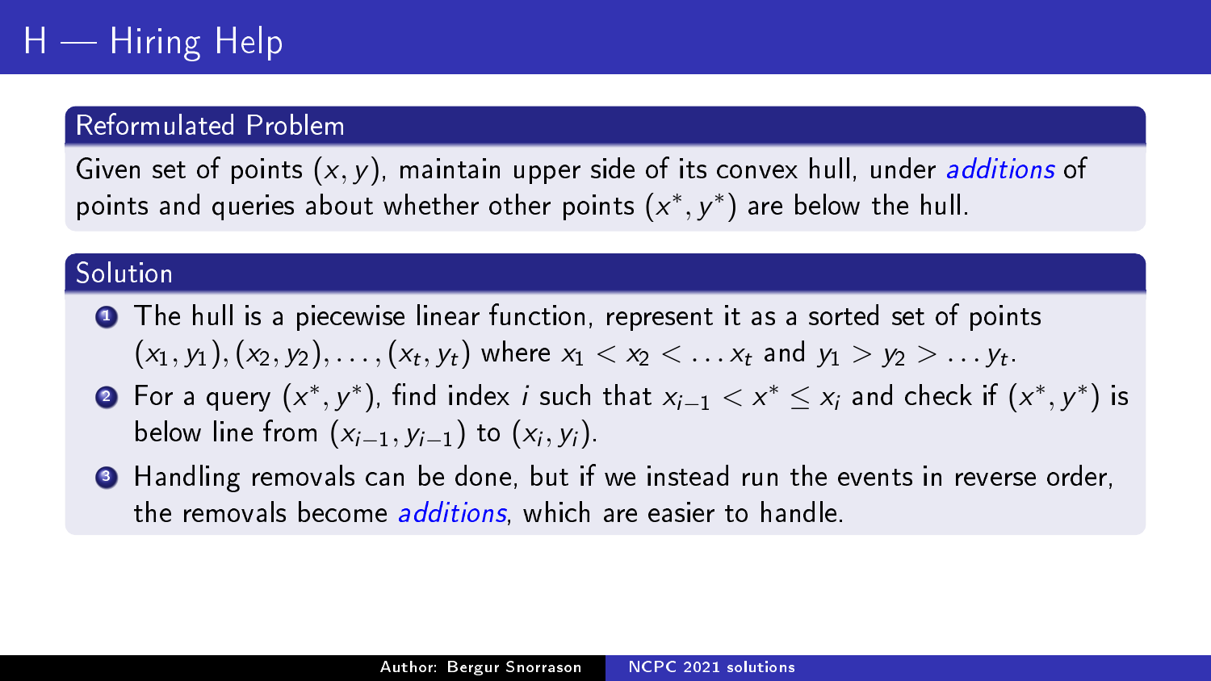# H — Hiring Help

## Reformulated Problem

Given set of points $(x, y)$, maintain upper side of its convex hull, under *additions* of points and queries about whether other points $(x^*, y^*)$ are below the hull.

## Solution

1. The hull is a piecewise linear function, represent it as a sorted set of points $(x_1, y_1), (x_2, y_2), \ldots, (x_t, y_t)$ where $x_1 < x_2 < \ldots x_t$ and $y_1 > y_2 > \ldots y_t$.
2. For a query $(x^*, y^*)$, find index $i$ such that $x_{i-1} < x^* \leq x_i$ and check if $(x^*, y^*)$ is below line from $(x_{i-1}, y_{i-1})$ to $(x_i, y_i)$.
3. Handling removals can be done, but if we instead run the events in reverse order, the removals become *additions*, which are easier to handle.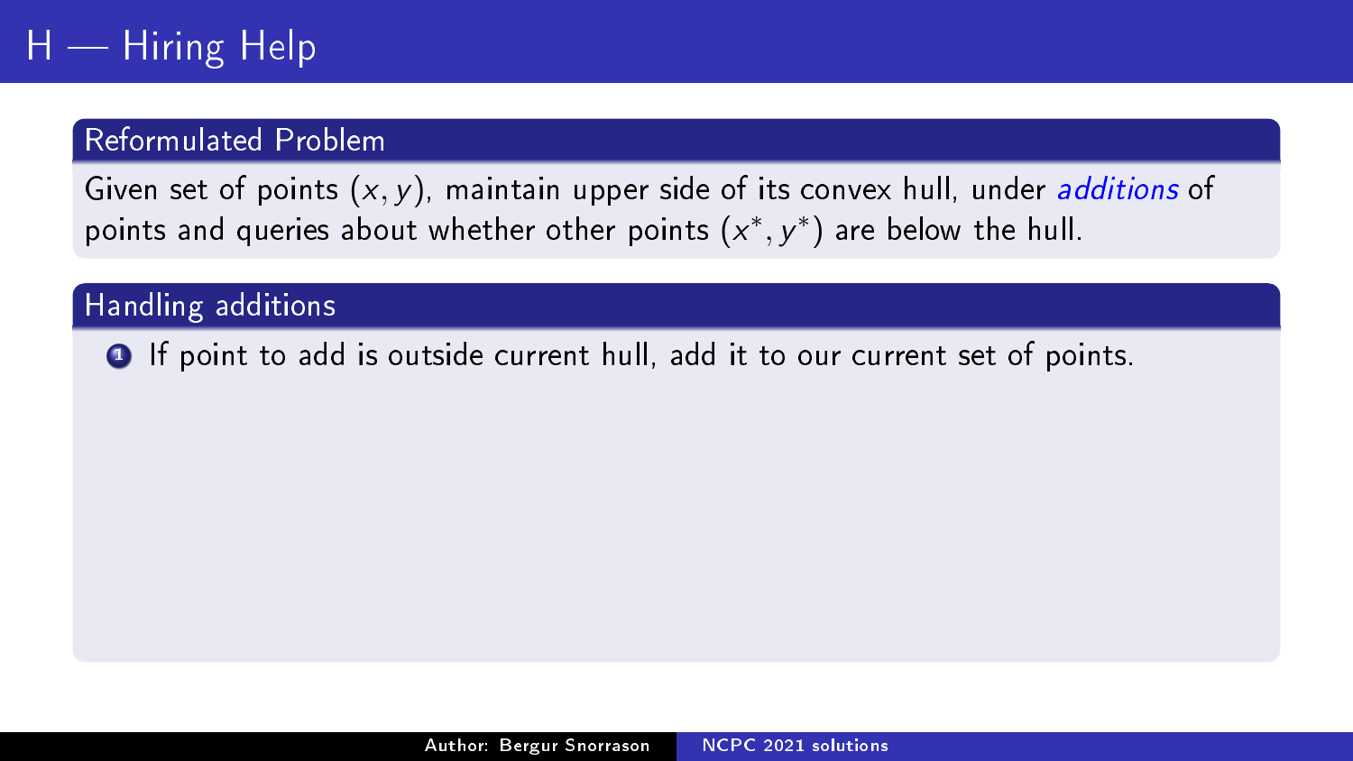# H — Hiring Help

## Reformulated Problem

Given set of points $(x, y)$, maintain upper side of its convex hull, under *additions* of points and queries about whether other points $(x^*, y^*)$ are below the hull.

## Handling additions

1. If point to add is outside current hull, add it to our current set of points.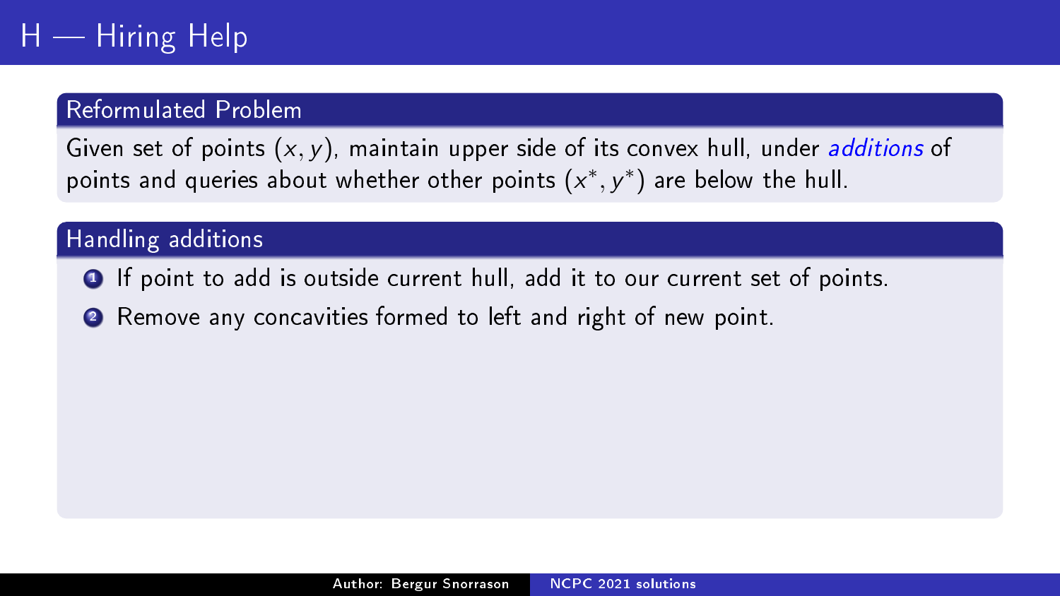# H — Hiring Help

## Reformulated Problem

Given set of points $(x, y)$, maintain upper side of its convex hull, under *additions* of points and queries about whether other points $(x^*, y^*)$ are below the hull.

## Handling additions

1. If point to add is outside current hull, add it to our current set of points.
2. Remove any concavities formed to left and right of new point.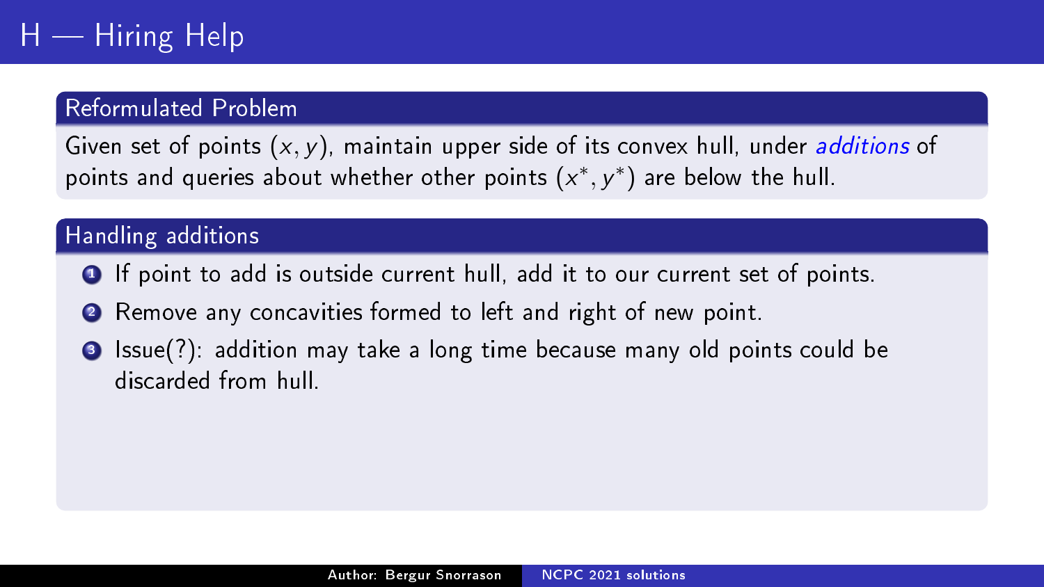# H — Hiring Help

## Reformulated Problem

Given set of points $(x, y)$, maintain upper side of its convex hull, under *additions* of points and queries about whether other points $(x^*, y^*)$ are below the hull.

## Handling additions

1. If point to add is outside current hull, add it to our current set of points.
2. Remove any concavities formed to left and right of new point.
3. Issue(?): addition may take a long time because many old points could be discarded from hull.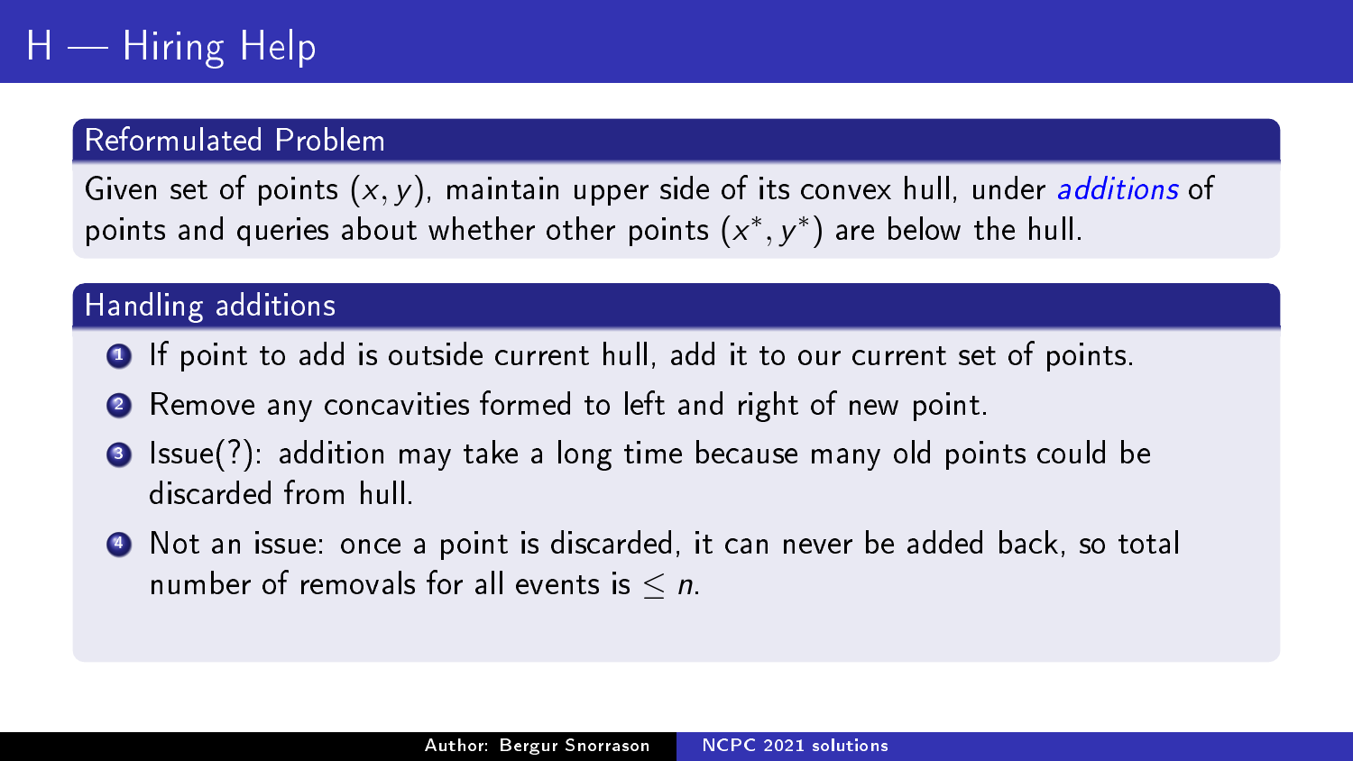# H — Hiring Help

## Reformulated Problem

Given set of points $(x, y)$, maintain upper side of its convex hull, under *additions* of points and queries about whether other points $(x^*, y^*)$ are below the hull.

## Handling additions

1. If point to add is outside current hull, add it to our current set of points.
2. Remove any concavities formed to left and right of new point.
3. Issue(?): addition may take a long time because many old points could be discarded from hull.
4. Not an issue: once a point is discarded, it can never be added back, so total number of removals for all events is $\leq n$.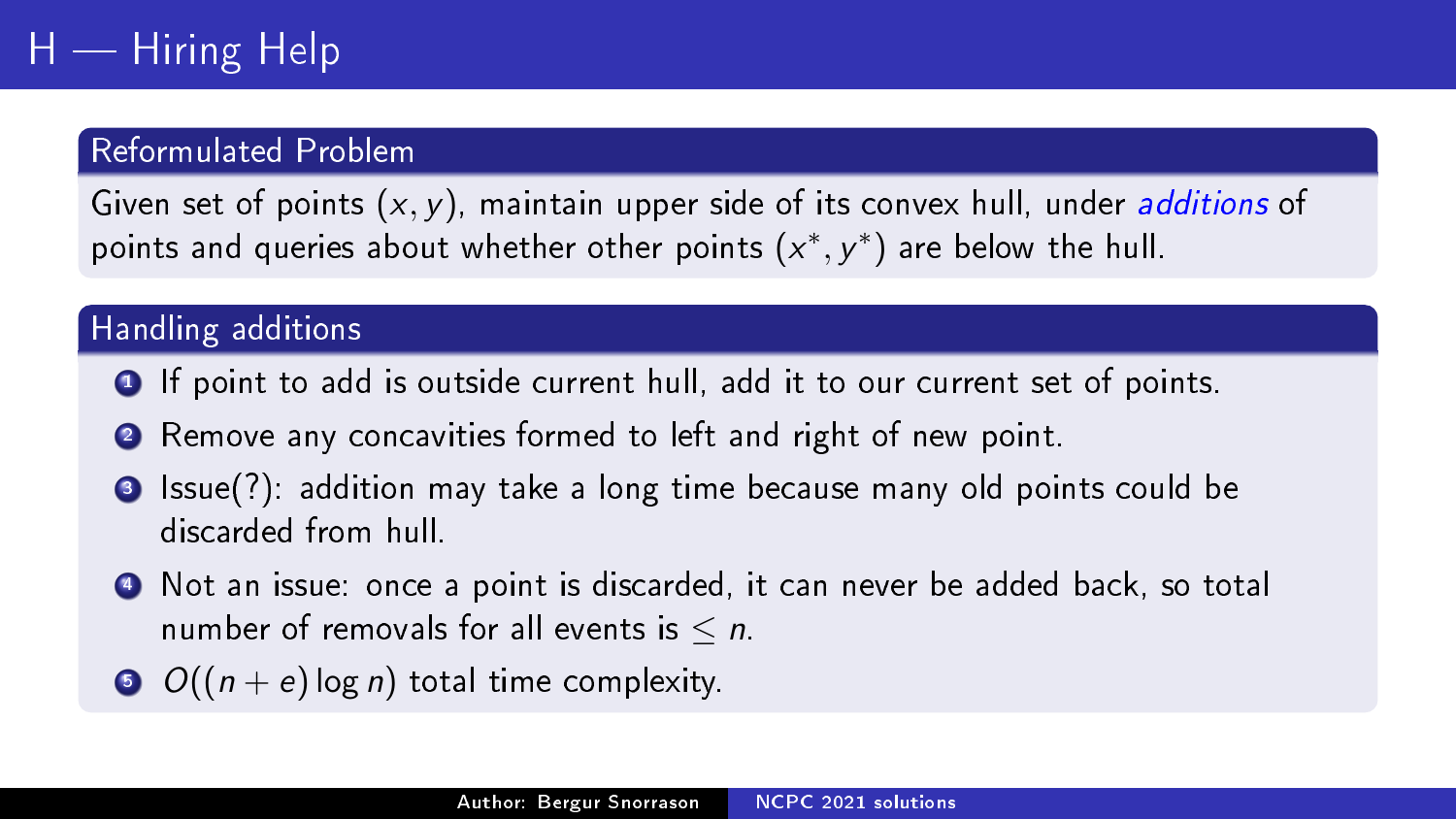# H — Hiring Help

## Reformulated Problem

Given set of points $(x, y)$, maintain upper side of its convex hull, under *additions* of points and queries about whether other points $(x^*, y^*)$ are below the hull.

## Handling additions

1. If point to add is outside current hull, add it to our current set of points.
2. Remove any concavities formed to left and right of new point.
3. Issue(?): addition may take a long time because many old points could be discarded from hull.
4. Not an issue: once a point is discarded, it can never be added back, so total number of removals for all events is $\leq n$.
5. $O((n + e) \log n)$ total time complexity.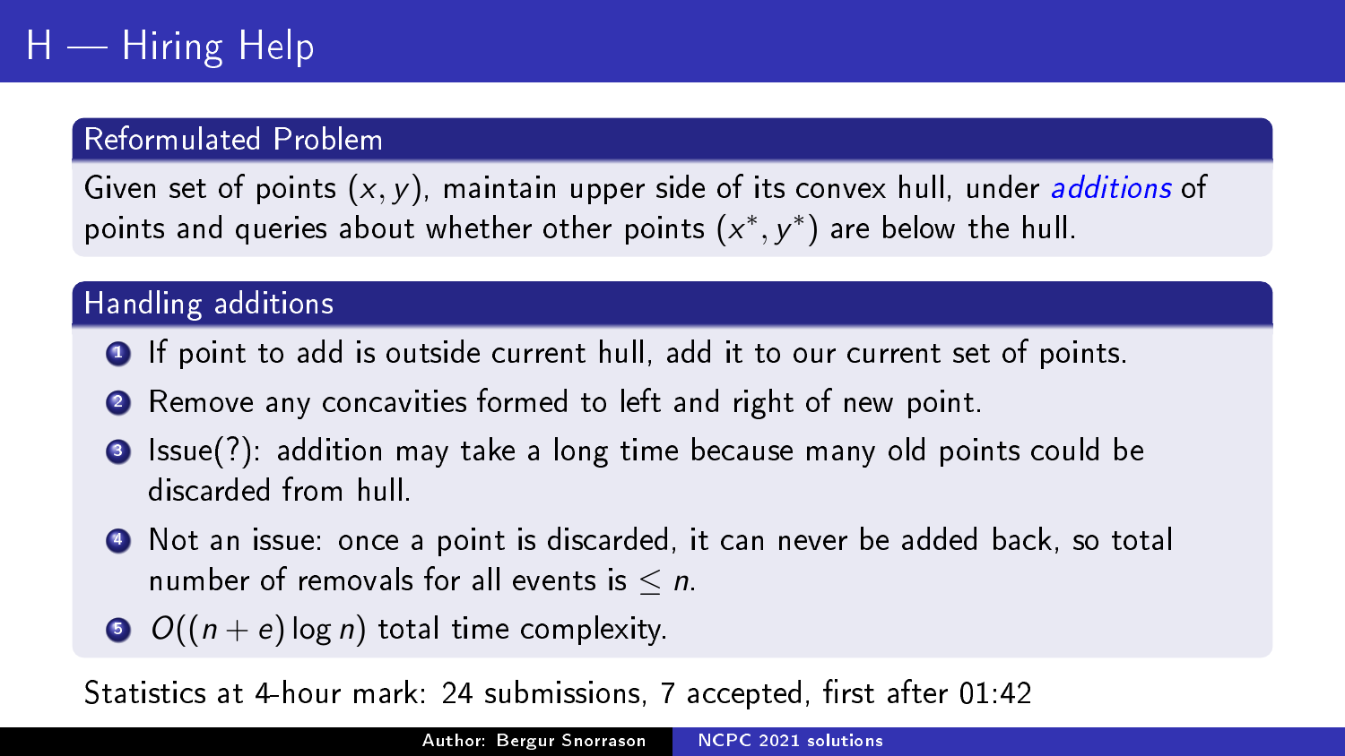# H — Hiring Help

## Reformulated Problem

Given set of points $(x, y)$, maintain upper side of its convex hull, under *additions* of points and queries about whether other points $(x^*, y^*)$ are below the hull.

## Handling additions

1. If point to add is outside current hull, add it to our current set of points.
2. Remove any concavities formed to left and right of new point.
3. Issue(?): addition may take a long time because many old points could be discarded from hull.
4. Not an issue: once a point is discarded, it can never be added back, so total number of removals for all events is $\leq n$.
5. $O((n + e) \log n)$ total time complexity.

Statistics at 4-hour mark: 24 submissions, 7 accepted, first after 01:42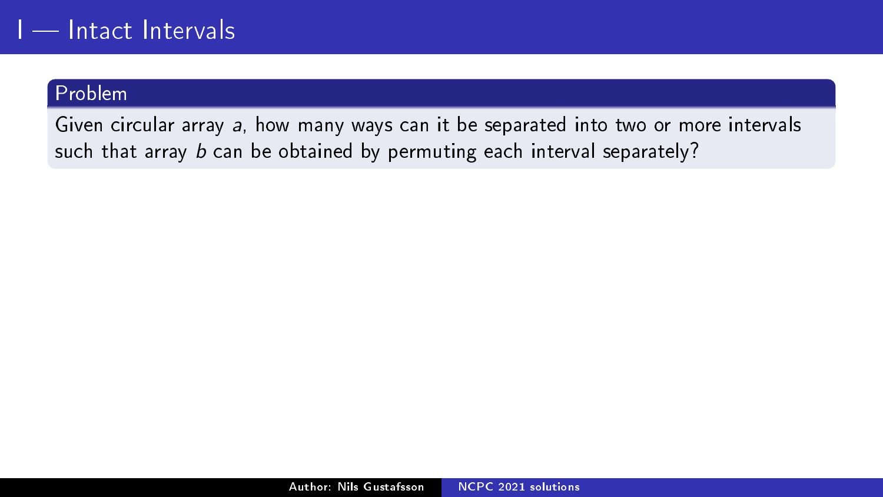# I — Intact Intervals

## Problem

Given circular array $a$, how many ways can it be separated into two or more intervals such that array $b$ can be obtained by permuting each interval separately?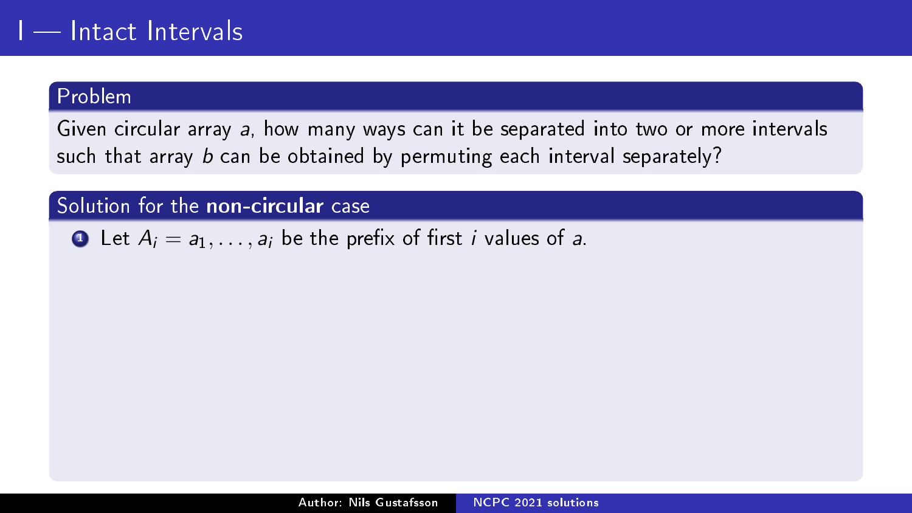# I — Intact Intervals

## Problem

Given circular array $a$, how many ways can it be separated into two or more intervals such that array $b$ can be obtained by permuting each interval separately?

## Solution for the **non-circular** case

1. Let $A_i = a_1, \ldots, a_i$ be the prefix of first $i$ values of $a$.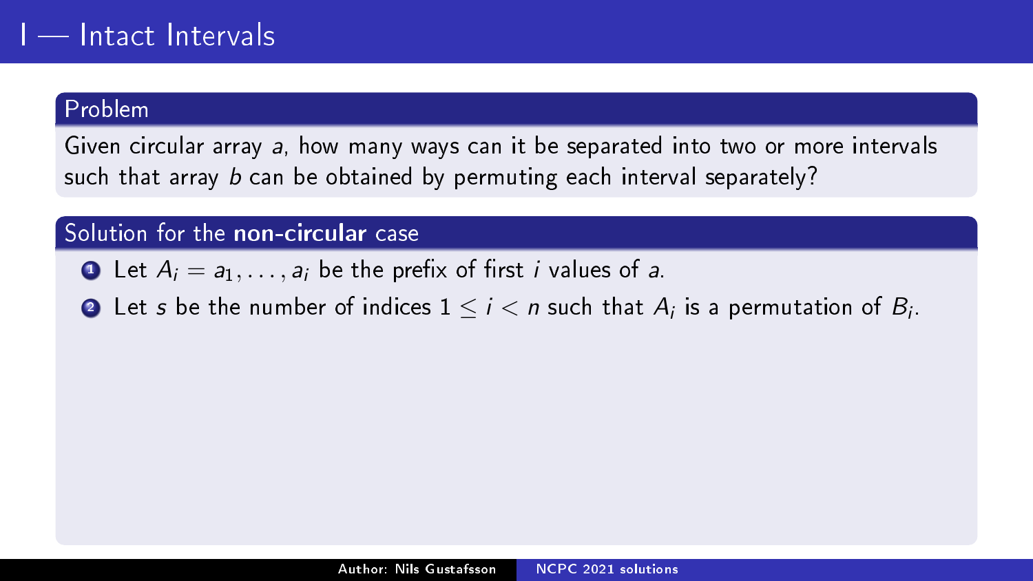# I — Intact Intervals

## Problem

Given circular array $a$, how many ways can it be separated into two or more intervals such that array $b$ can be obtained by permuting each interval separately?

## Solution for the **non-circular** case

1. Let $A_i = a_1, \ldots, a_i$ be the prefix of first $i$ values of $a$.
2. Let $s$ be the number of indices $1 \leq i < n$ such that $A_i$ is a permutation of $B_i$.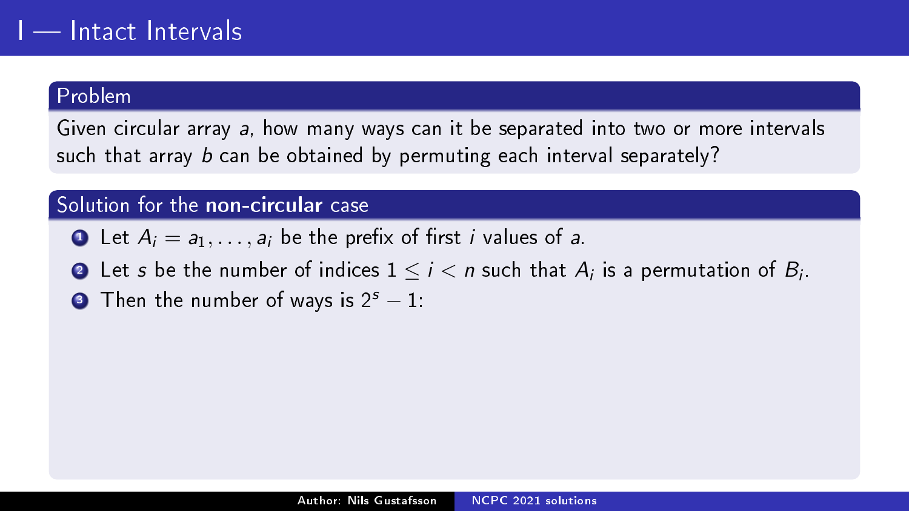# I — Intact Intervals

## Problem

Given circular array $a$, how many ways can it be separated into two or more intervals such that array $b$ can be obtained by permuting each interval separately?

## Solution for the **non-circular** case

1. Let $A_i = a_1, \ldots, a_i$ be the prefix of first $i$ values of $a$.
2. Let $s$ be the number of indices $1 \leq i < n$ such that $A_i$ is a permutation of $B_i$.
3. Then the number of ways is $2^s - 1$: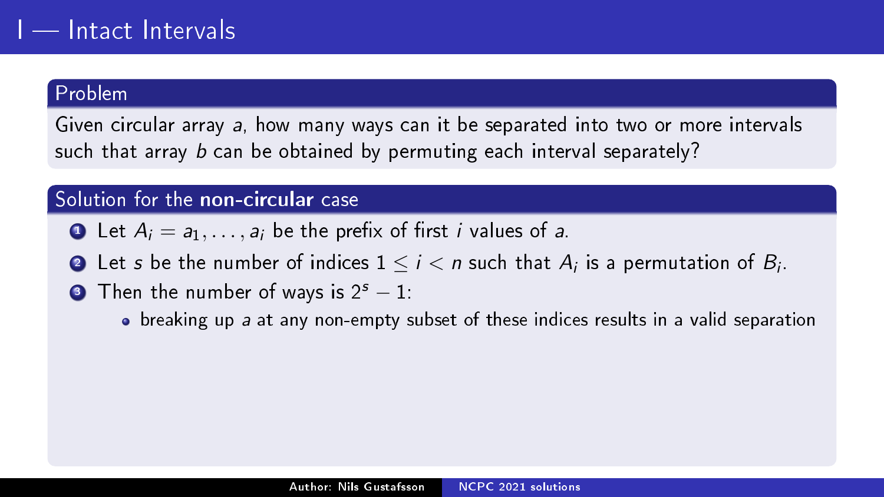# I — Intact Intervals

## Problem

Given circular array $a$, how many ways can it be separated into two or more intervals such that array $b$ can be obtained by permuting each interval separately?

## Solution for the **non-circular** case

1. Let $A_i = a_1, \ldots, a_i$ be the prefix of first $i$ values of $a$.
2. Let $s$ be the number of indices $1 \leq i < n$ such that $A_i$ is a permutation of $B_i$.
3. Then the number of ways is $2^s - 1$:
   - breaking up $a$ at any non-empty subset of these indices results in a valid separation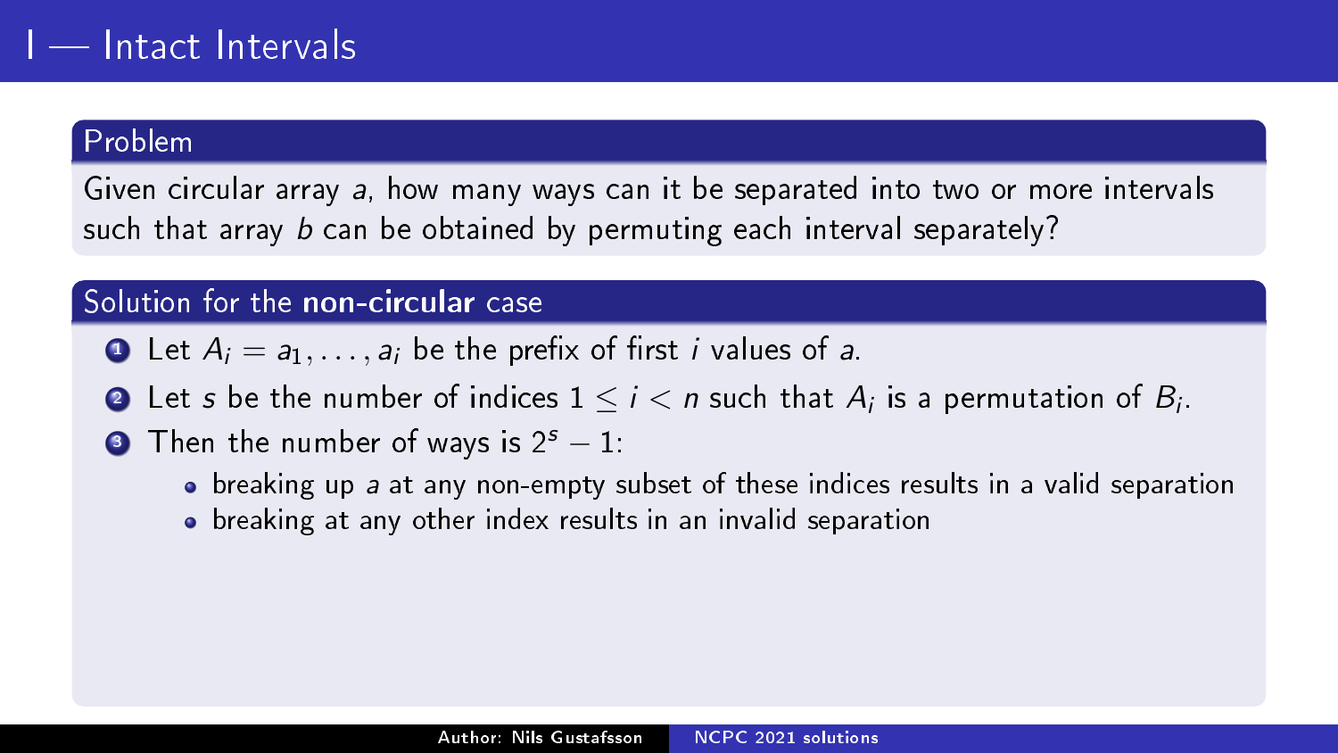# I — Intact Intervals

## Problem

Given circular array $a$, how many ways can it be separated into two or more intervals such that array $b$ can be obtained by permuting each interval separately?

## Solution for the **non-circular** case

1. Let $A_i = a_1, \ldots, a_i$ be the prefix of first $i$ values of $a$.
2. Let $s$ be the number of indices $1 \leq i < n$ such that $A_i$ is a permutation of $B_i$.
3. Then the number of ways is $2^s - 1$:
   - breaking up $a$ at any non-empty subset of these indices results in a valid separation
   - breaking at any other index results in an invalid separation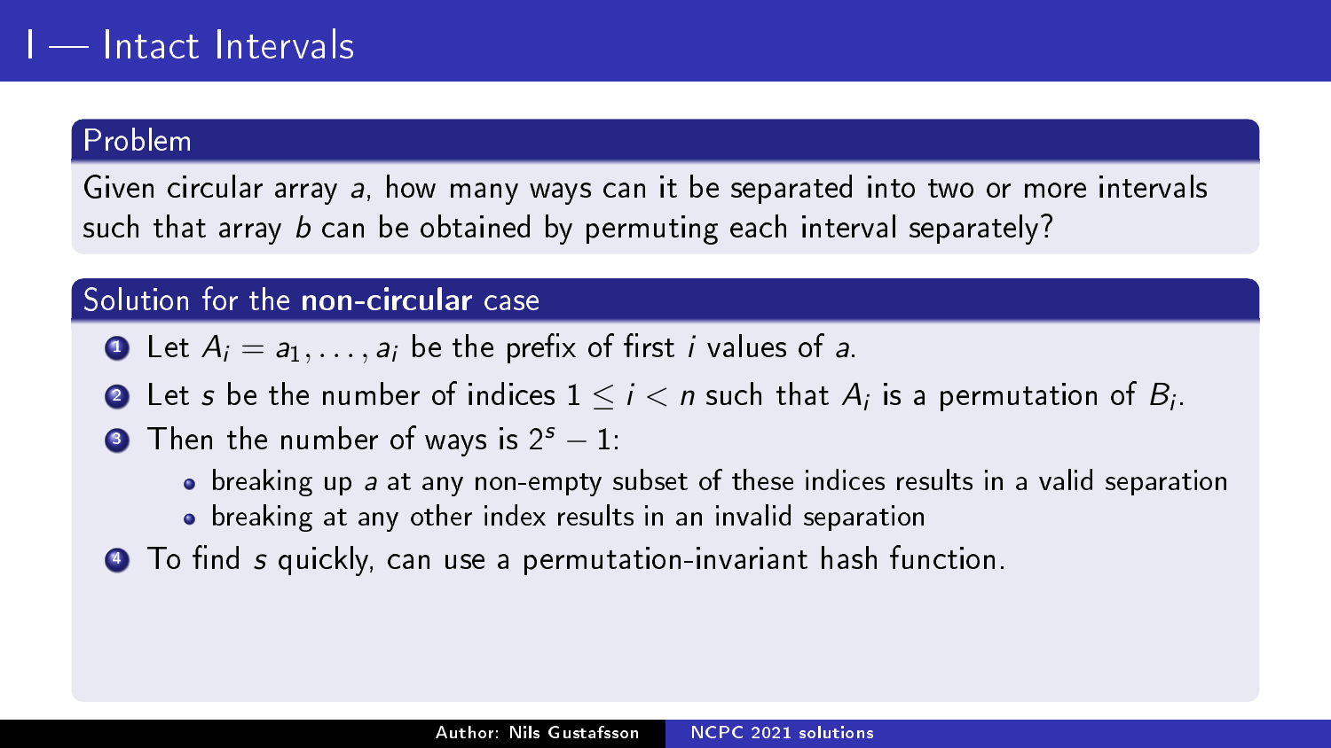# I — Intact Intervals

## Problem

Given circular array $a$, how many ways can it be separated into two or more intervals such that array $b$ can be obtained by permuting each interval separately?

## Solution for the **non-circular** case

1. Let $A_i = a_1, \ldots, a_i$ be the prefix of first $i$ values of $a$.
2. Let $s$ be the number of indices $1 \leq i < n$ such that $A_i$ is a permutation of $B_i$.
3. Then the number of ways is $2^s - 1$:
   - breaking up $a$ at any non-empty subset of these indices results in a valid separation
   - breaking at any other index results in an invalid separation
4. To find $s$ quickly, can use a permutation-invariant hash function.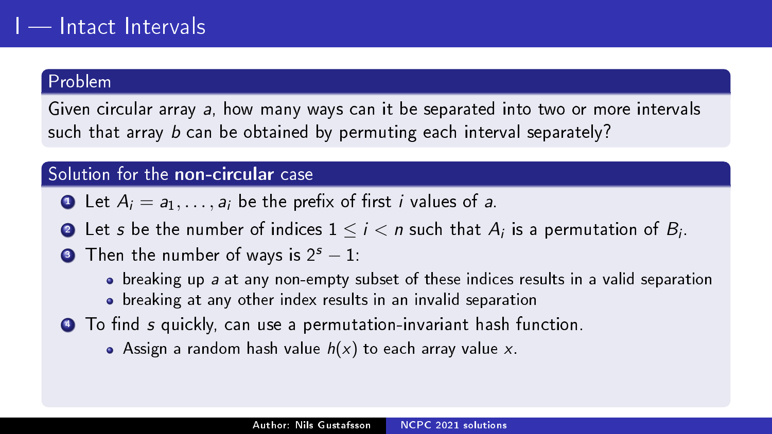# I — Intact Intervals

## Problem

Given circular array $a$, how many ways can it be separated into two or more intervals such that array $b$ can be obtained by permuting each interval separately?

## Solution for the **non-circular** case

1. Let $A_i = a_1, \ldots, a_i$ be the prefix of first $i$ values of $a$.
2. Let $s$ be the number of indices $1 \leq i < n$ such that $A_i$ is a permutation of $B_i$.
3. Then the number of ways is $2^s - 1$:
   - breaking up $a$ at any non-empty subset of these indices results in a valid separation
   - breaking at any other index results in an invalid separation
4. To find $s$ quickly, can use a permutation-invariant hash function.
   - Assign a random hash value $h(x)$ to each array value $x$.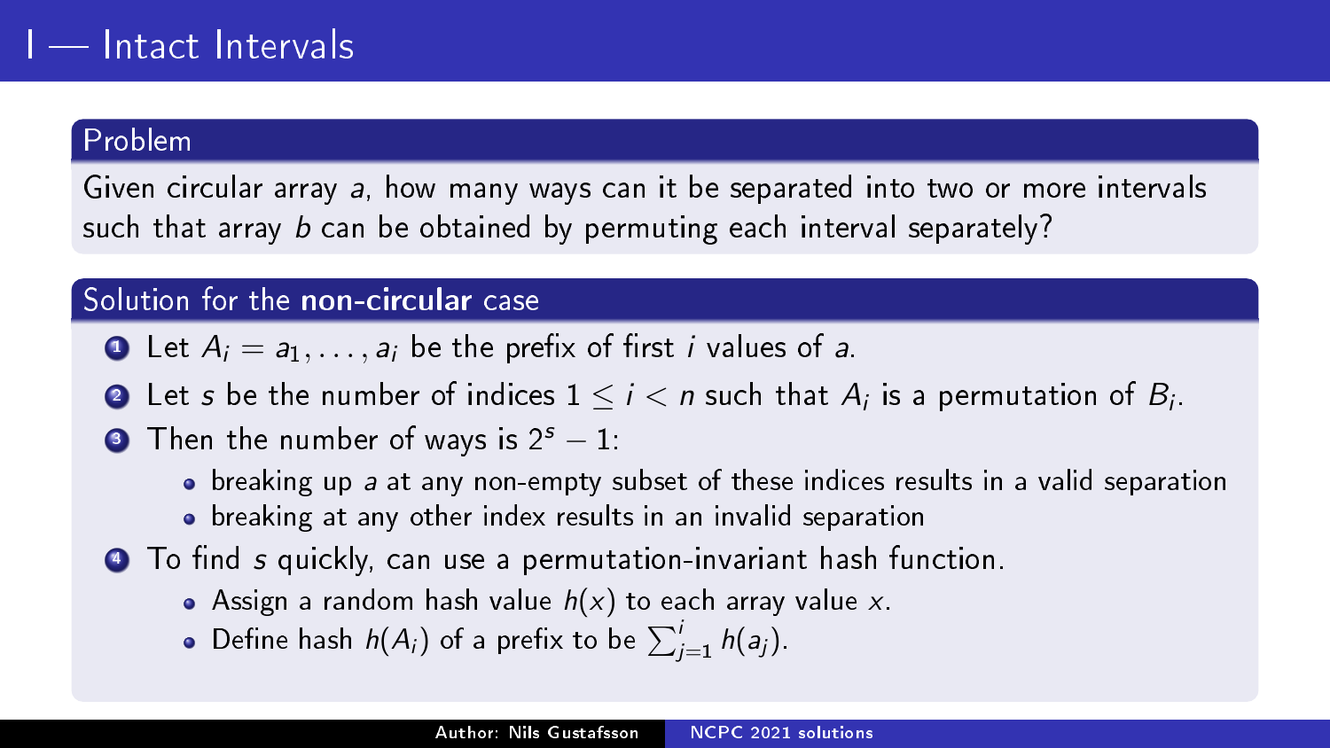# I — Intact Intervals

## Problem

Given circular array $a$, how many ways can it be separated into two or more intervals such that array $b$ can be obtained by permuting each interval separately?

## Solution for the **non-circular** case

1. Let $A_i = a_1, \ldots, a_i$ be the prefix of first $i$ values of $a$.
2. Let $s$ be the number of indices $1 \leq i < n$ such that $A_i$ is a permutation of $B_i$.
3. Then the number of ways is $2^s - 1$:
   - breaking up $a$ at any non-empty subset of these indices results in a valid separation
   - breaking at any other index results in an invalid separation
4. To find $s$ quickly, can use a permutation-invariant hash function.
   - Assign a random hash value $h(x)$ to each array value $x$.
   - Define hash $h(A_i)$ of a prefix to be $\sum_{j=1}^{i} h(a_j)$.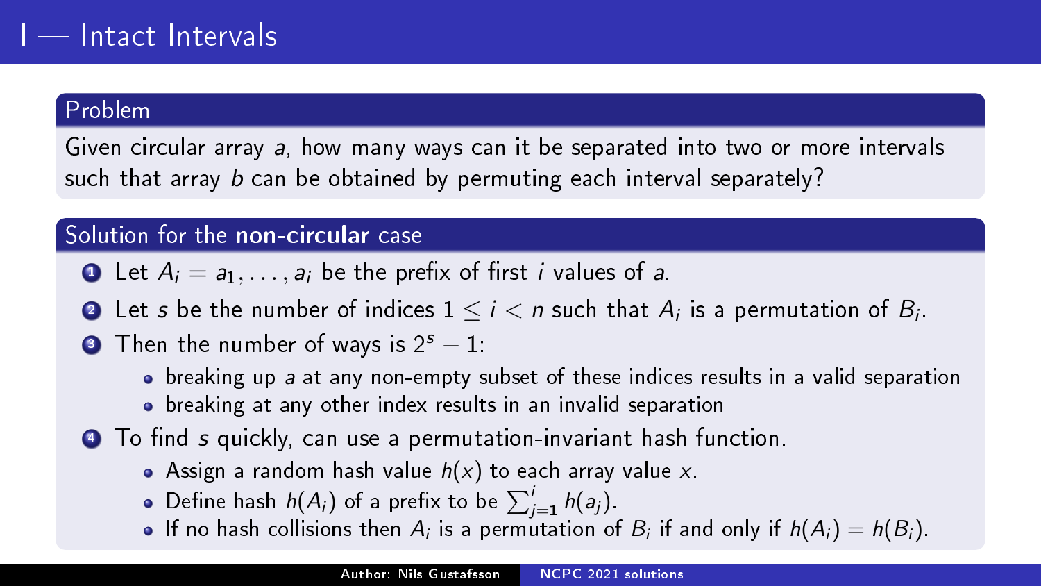# I — Intact Intervals

## Problem

Given circular array $a$, how many ways can it be separated into two or more intervals such that array $b$ can be obtained by permuting each interval separately?

## Solution for the **non-circular** case

1. Let $A_i = a_1, \ldots, a_i$ be the prefix of first $i$ values of $a$.
2. Let $s$ be the number of indices $1 \leq i < n$ such that $A_i$ is a permutation of $B_i$.
3. Then the number of ways is $2^s - 1$:
   - breaking up $a$ at any non-empty subset of these indices results in a valid separation
   - breaking at any other index results in an invalid separation
4. To find $s$ quickly, can use a permutation-invariant hash function.
   - Assign a random hash value $h(x)$ to each array value $x$.
   - Define hash $h(A_i)$ of a prefix to be $\sum_{j=1}^{i} h(a_j)$.
   - If no hash collisions then $A_i$ is a permutation of $B_i$ if and only if $h(A_i) = h(B_i)$.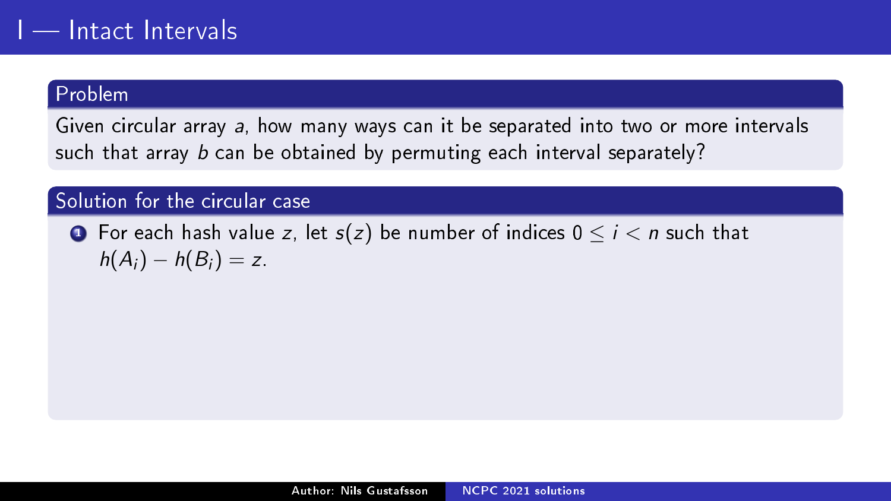# I — Intact Intervals

## Problem

Given circular array $a$, how many ways can it be separated into two or more intervals such that array $b$ can be obtained by permuting each interval separately?

## Solution for the circular case

1. For each hash value $z$, let $s(z)$ be number of indices $0 \leq i < n$ such that $h(A_i) - h(B_i) = z$.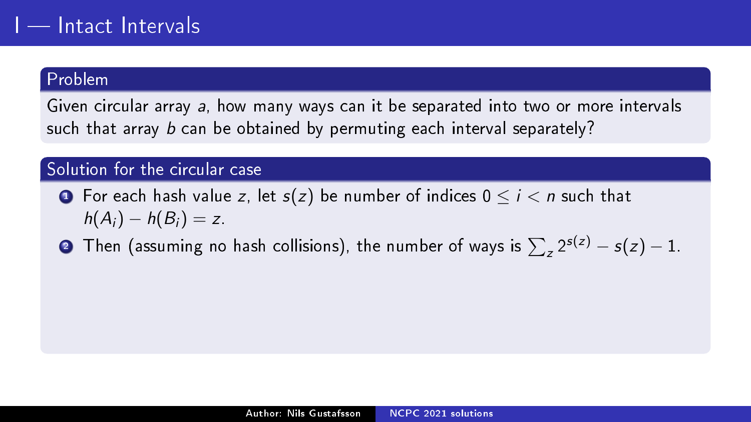# I — Intact Intervals

## Problem

Given circular array $a$, how many ways can it be separated into two or more intervals such that array $b$ can be obtained by permuting each interval separately?

## Solution for the circular case

1. For each hash value $z$, let $s(z)$ be number of indices $0 \leq i < n$ such that $h(A_i) - h(B_i) = z$.
2. Then (assuming no hash collisions), the number of ways is $\sum_z 2^{s(z)} - s(z) - 1$.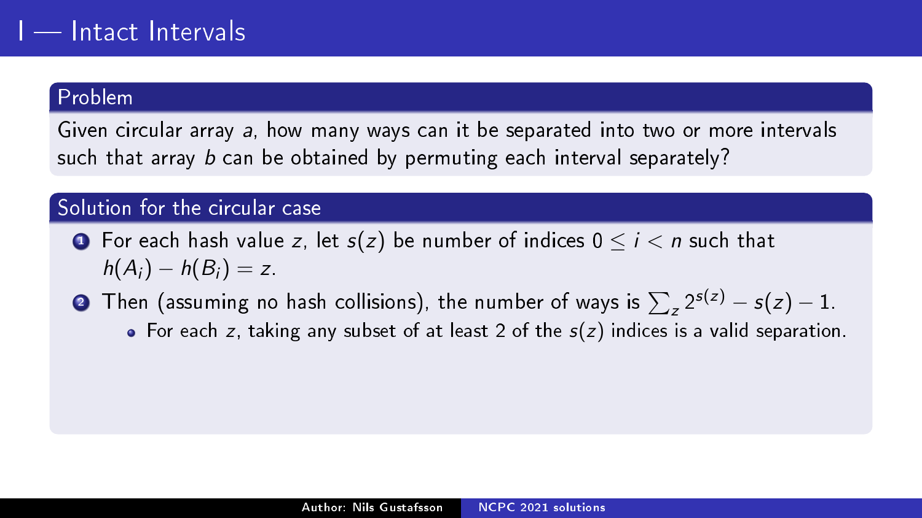# I — Intact Intervals

## Problem

Given circular array $a$, how many ways can it be separated into two or more intervals such that array $b$ can be obtained by permuting each interval separately?

## Solution for the circular case

1. For each hash value $z$, let $s(z)$ be number of indices $0 \leq i < n$ such that $h(A_i) - h(B_i) = z$.
2. Then (assuming no hash collisions), the number of ways is $\sum_z 2^{s(z)} - s(z) - 1$.
   - For each $z$, taking any subset of at least 2 of the $s(z)$ indices is a valid separation.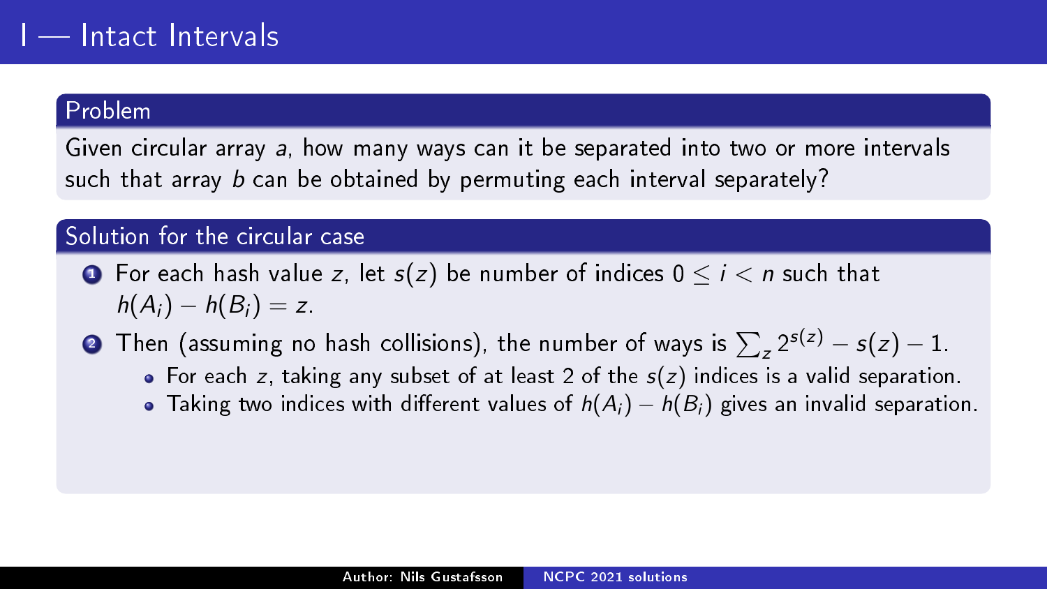# I — Intact Intervals

## Problem

Given circular array $a$, how many ways can it be separated into two or more intervals such that array $b$ can be obtained by permuting each interval separately?

## Solution for the circular case

1. For each hash value $z$, let $s(z)$ be number of indices $0 \leq i < n$ such that $h(A_i) - h(B_i) = z$.
2. Then (assuming no hash collisions), the number of ways is $\sum_z 2^{s(z)} - s(z) - 1$.
   - For each $z$, taking any subset of at least 2 of the $s(z)$ indices is a valid separation.
   - Taking two indices with different values of $h(A_i) - h(B_i)$ gives an invalid separation.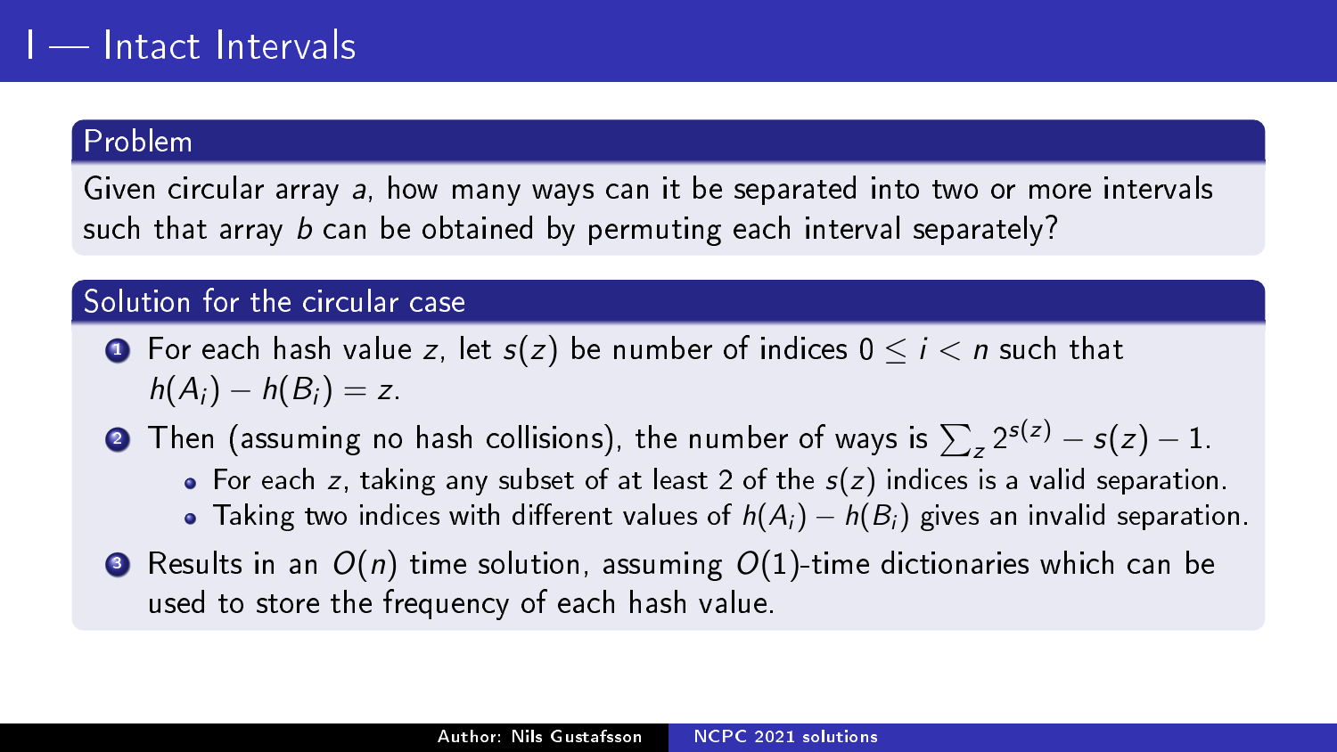# I — Intact Intervals

## Problem

Given circular array $a$, how many ways can it be separated into two or more intervals such that array $b$ can be obtained by permuting each interval separately?

## Solution for the circular case

1. For each hash value $z$, let $s(z)$ be number of indices $0 \le i < n$ such that $h(A_i) - h(B_i) = z$.
2. Then (assuming no hash collisions), the number of ways is $\sum_z 2^{s(z)} - s(z) - 1$.
   - For each $z$, taking any subset of at least 2 of the $s(z)$ indices is a valid separation.
   - Taking two indices with different values of $h(A_i) - h(B_i)$ gives an invalid separation.
3. Results in an $O(n)$ time solution, assuming $O(1)$-time dictionaries which can be used to store the frequency of each hash value.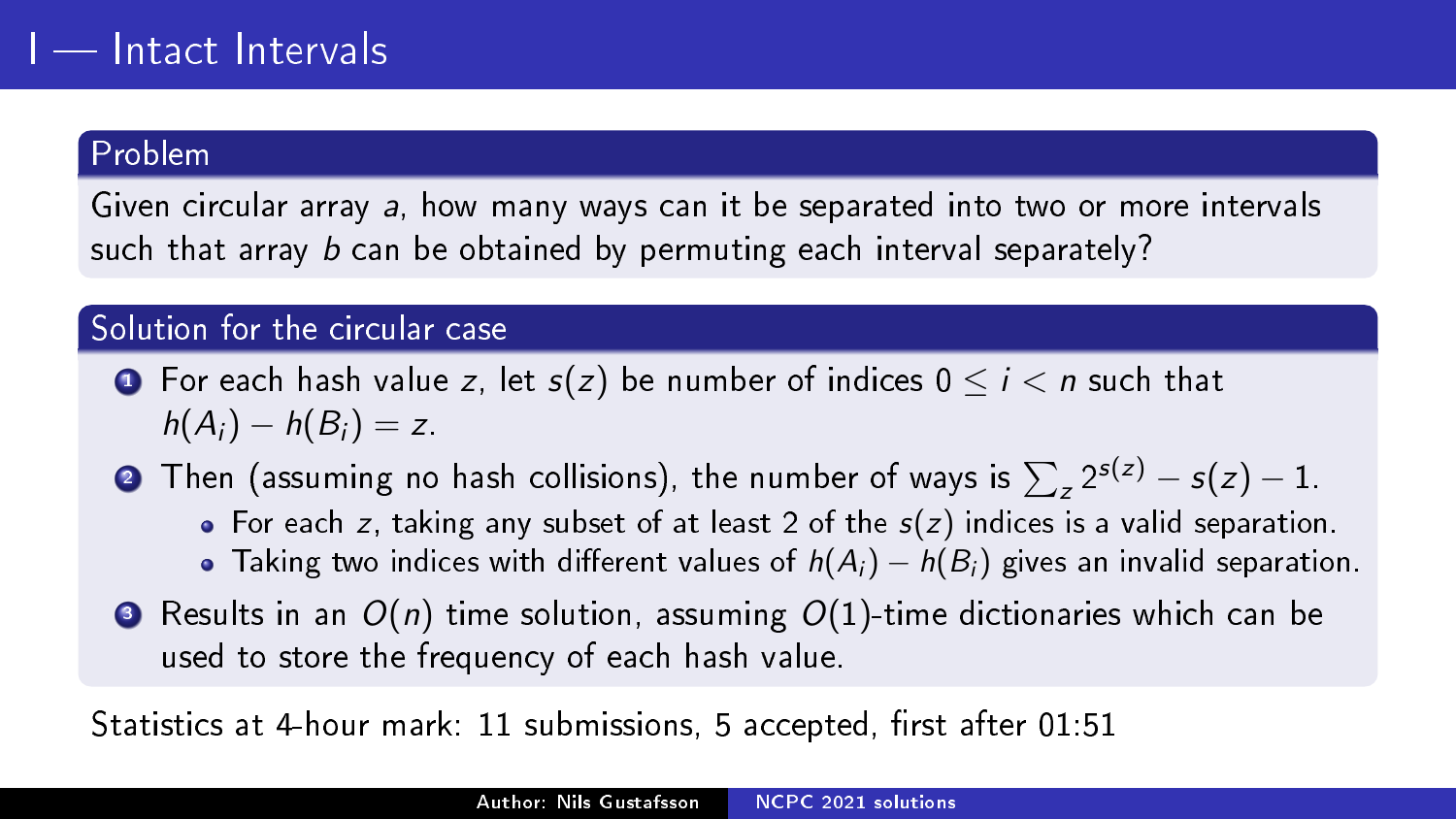# I — Intact Intervals

## Problem

Given circular array $a$, how many ways can it be separated into two or more intervals such that array $b$ can be obtained by permuting each interval separately?

## Solution for the circular case

1. For each hash value $z$, let $s(z)$ be number of indices $0 \leq i < n$ such that $h(A_i) - h(B_i) = z$.
2. Then (assuming no hash collisions), the number of ways is $\sum_z 2^{s(z)} - s(z) - 1$.
   - For each $z$, taking any subset of at least 2 of the $s(z)$ indices is a valid separation.
   - Taking two indices with different values of $h(A_i) - h(B_i)$ gives an invalid separation.
3. Results in an $O(n)$ time solution, assuming $O(1)$-time dictionaries which can be used to store the frequency of each hash value.

Statistics at 4-hour mark: 11 submissions, 5 accepted, first after 01:51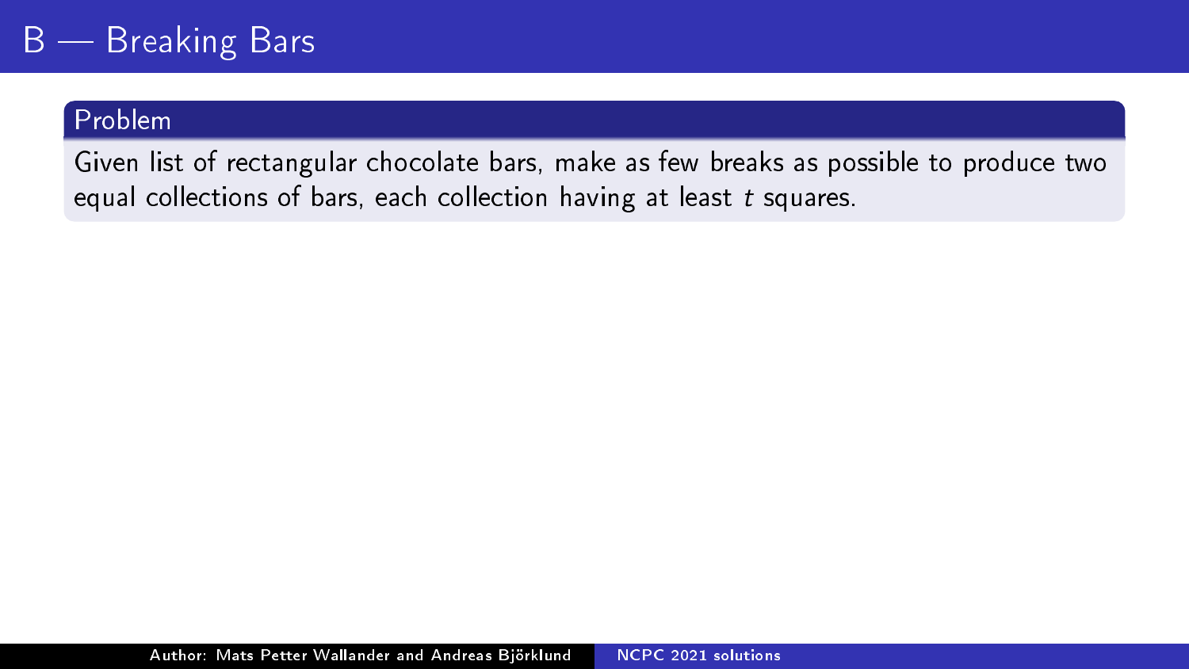# B — Breaking Bars

## Problem

Given list of rectangular chocolate bars, make as few breaks as possible to produce two equal collections of bars, each collection having at least $t$ squares.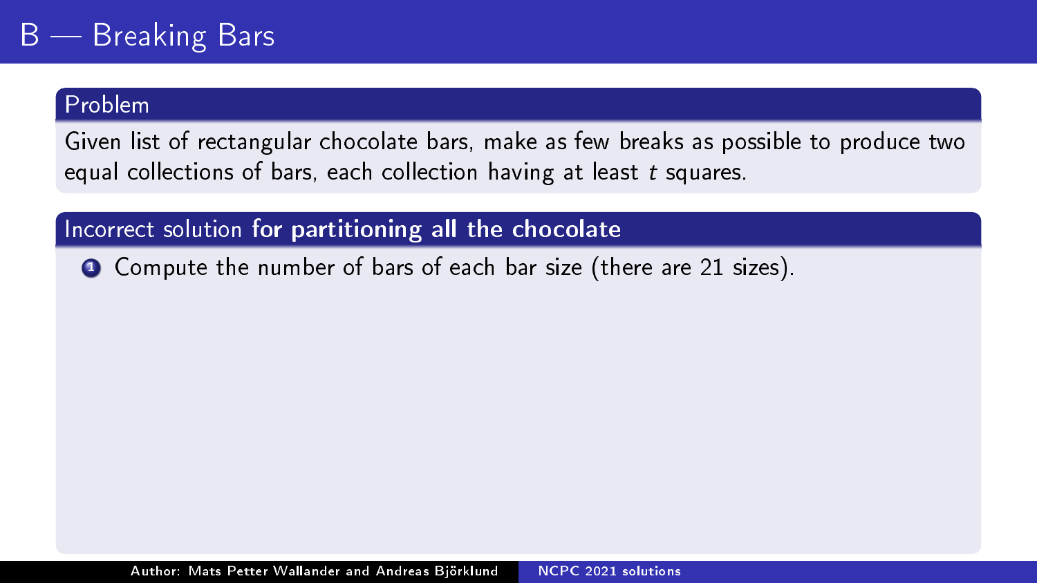# B — Breaking Bars

## Problem

Given list of rectangular chocolate bars, make as few breaks as possible to produce two equal collections of bars, each collection having at least $t$ squares.

## Incorrect solution **for partitioning all the chocolate**

1. Compute the number of bars of each bar size (there are 21 sizes).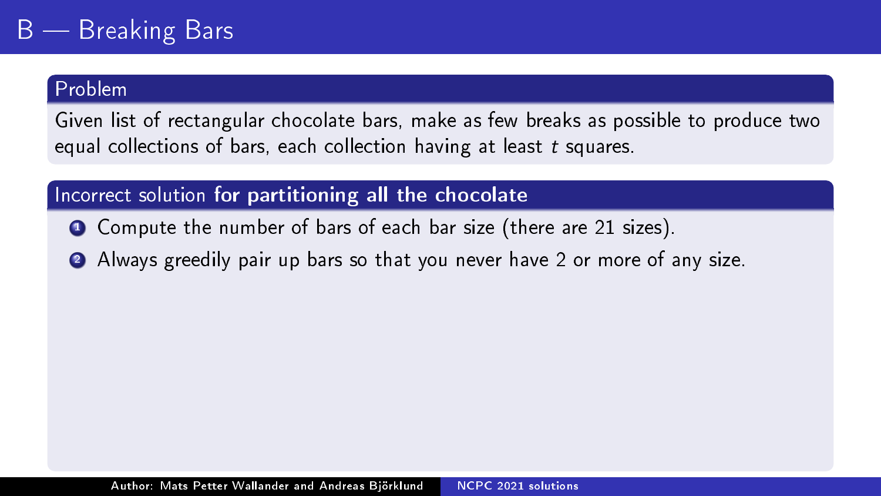# B — Breaking Bars

## Problem

Given list of rectangular chocolate bars, make as few breaks as possible to produce two equal collections of bars, each collection having at least $t$ squares.

## Incorrect solution **for partitioning all the chocolate**

1. Compute the number of bars of each bar size (there are 21 sizes).
2. Always greedily pair up bars so that you never have 2 or more of any size.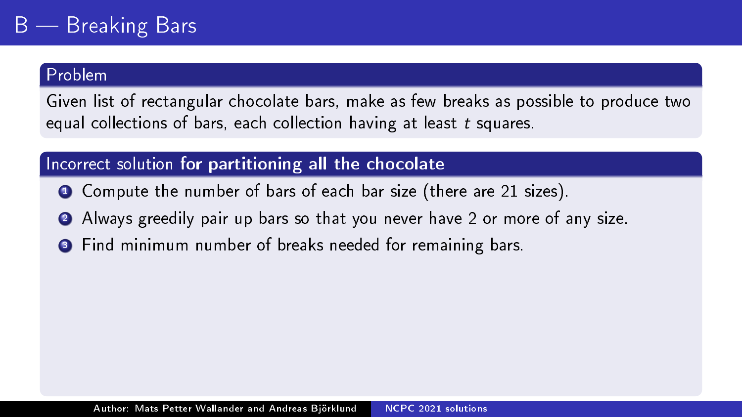# B — Breaking Bars

## Problem

Given list of rectangular chocolate bars, make as few breaks as possible to produce two equal collections of bars, each collection having at least $t$ squares.

## Incorrect solution **for partitioning all the chocolate**

1. Compute the number of bars of each bar size (there are 21 sizes).
2. Always greedily pair up bars so that you never have 2 or more of any size.
3. Find minimum number of breaks needed for remaining bars.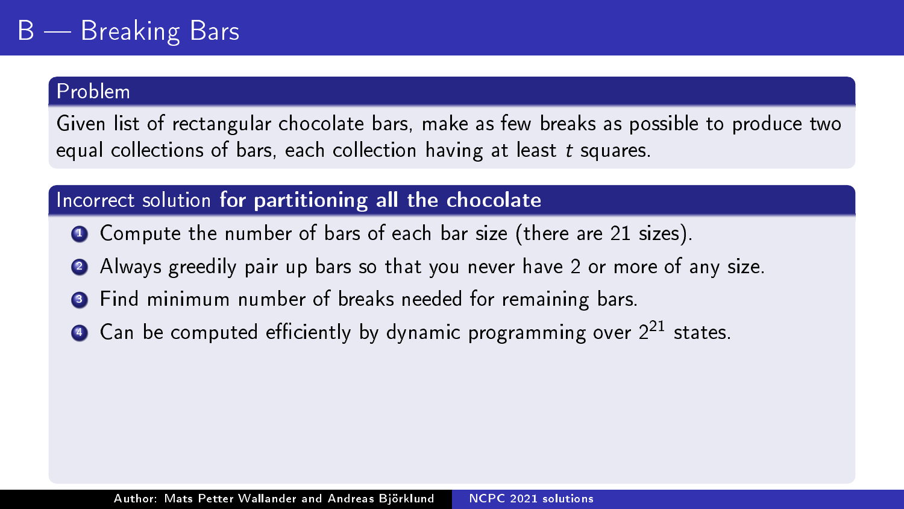# B — Breaking Bars

## Problem

Given list of rectangular chocolate bars, make as few breaks as possible to produce two equal collections of bars, each collection having at least $t$ squares.

## Incorrect solution **for partitioning all the chocolate**

1. Compute the number of bars of each bar size (there are 21 sizes).
2. Always greedily pair up bars so that you never have 2 or more of any size.
3. Find minimum number of breaks needed for remaining bars.
4. Can be computed efficiently by dynamic programming over $2^{21}$ states.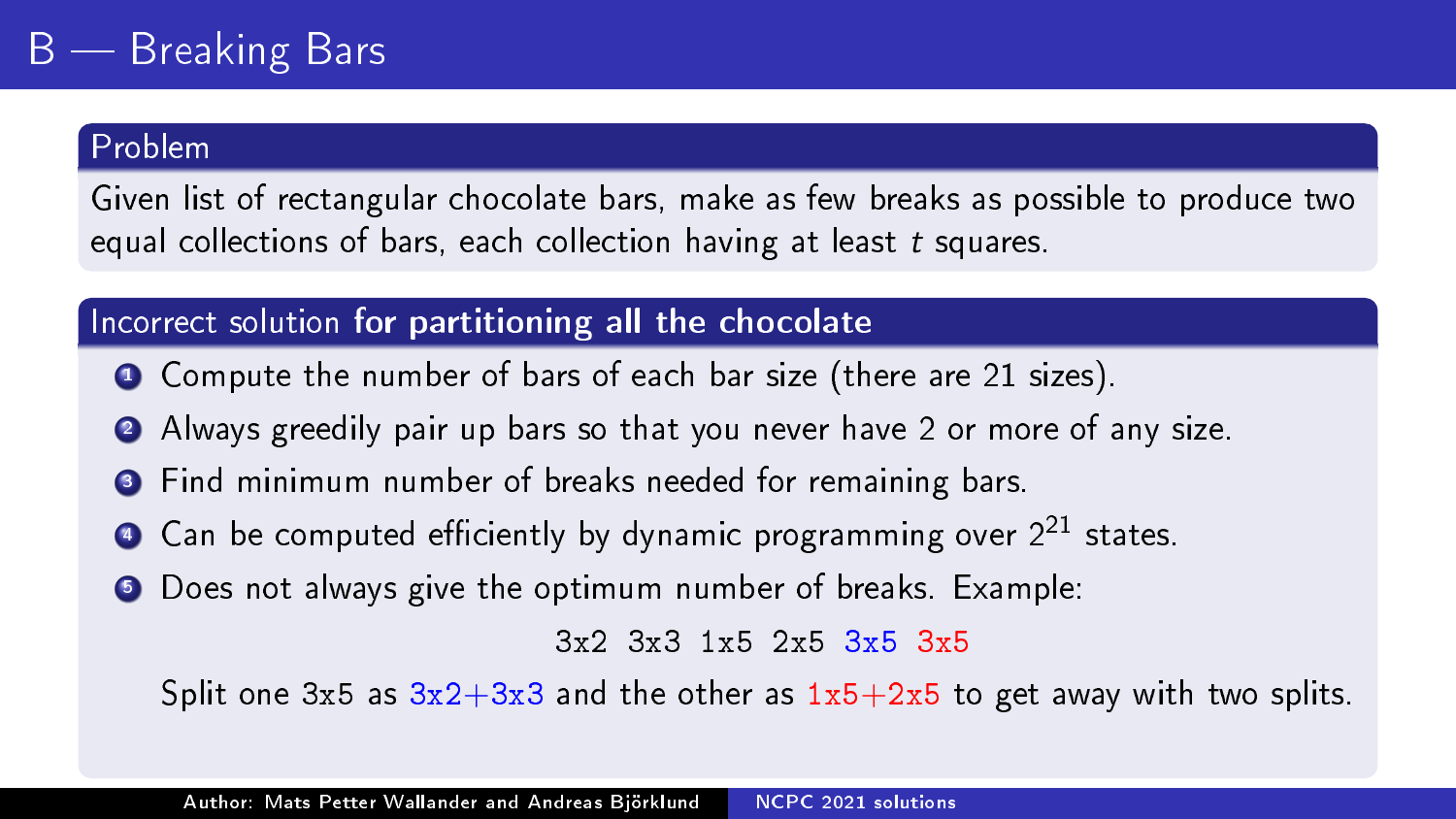# B — Breaking Bars

## Problem

Given list of rectangular chocolate bars, make as few breaks as possible to produce two equal collections of bars, each collection having at least $t$ squares.

## Incorrect solution **for partitioning all the chocolate**

1. Compute the number of bars of each bar size (there are 21 sizes).
2. Always greedily pair up bars so that you never have 2 or more of any size.
3. Find minimum number of breaks needed for remaining bars.
4. Can be computed efficiently by dynamic programming over $2^{21}$ states.
5. Does not always give the optimum number of breaks. Example:

   3x2 3x3 1x5 2x5 3x5 3x5

   Split one 3x5 as 3x2+3x3 and the other as 1x5+2x5 to get away with two splits.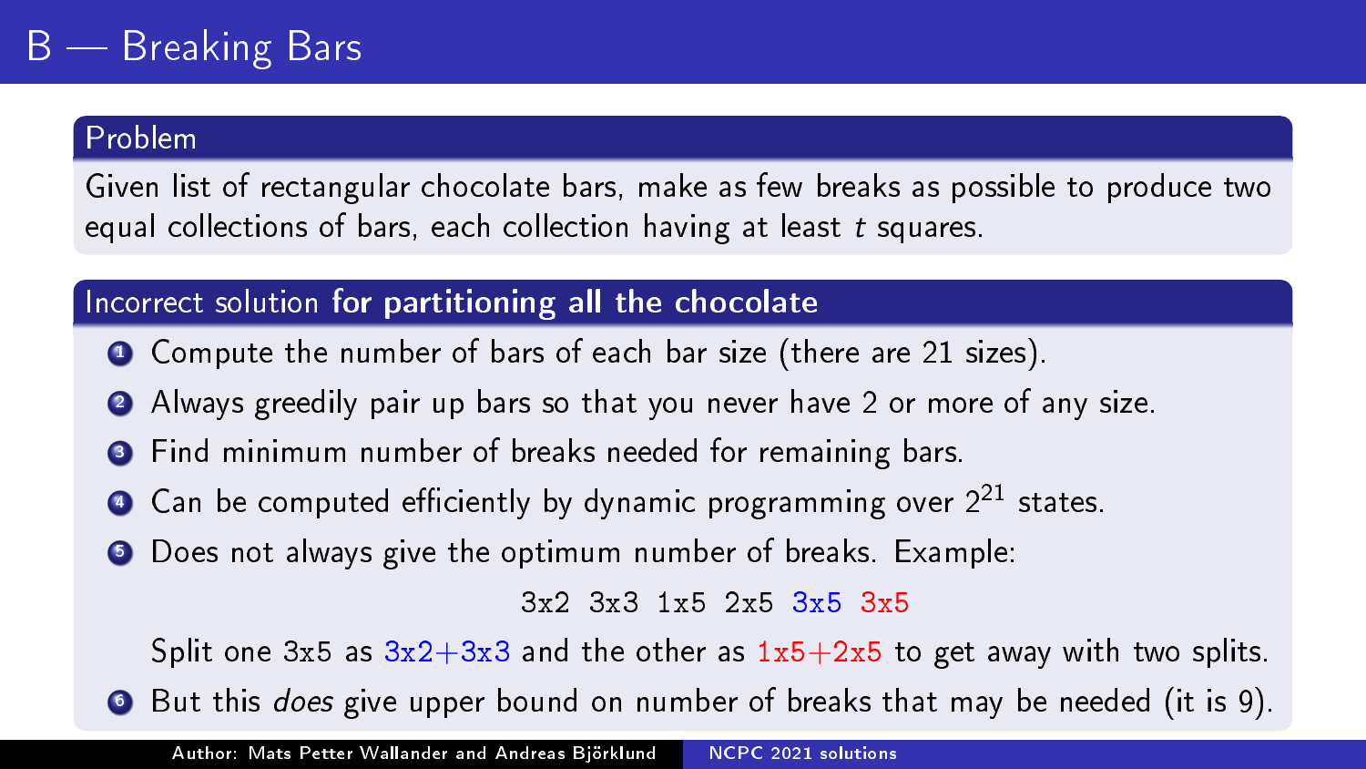# B — Breaking Bars

## Problem

Given list of rectangular chocolate bars, make as few breaks as possible to produce two equal collections of bars, each collection having at least $t$ squares.

## Incorrect solution **for partitioning all the chocolate**

1. Compute the number of bars of each bar size (there are 21 sizes).
2. Always greedily pair up bars so that you never have 2 or more of any size.
3. Find minimum number of breaks needed for remaining bars.
4. Can be computed efficiently by dynamic programming over $2^{21}$ states.
5. Does not always give the optimum number of breaks. Example:

   `3x2 3x3 1x5 2x5 3x5 3x5`

   Split one 3x5 as 3x2+3x3 and the other as 1x5+2x5 to get away with two splits.
6. But this *does* give upper bound on number of breaks that may be needed (it is 9).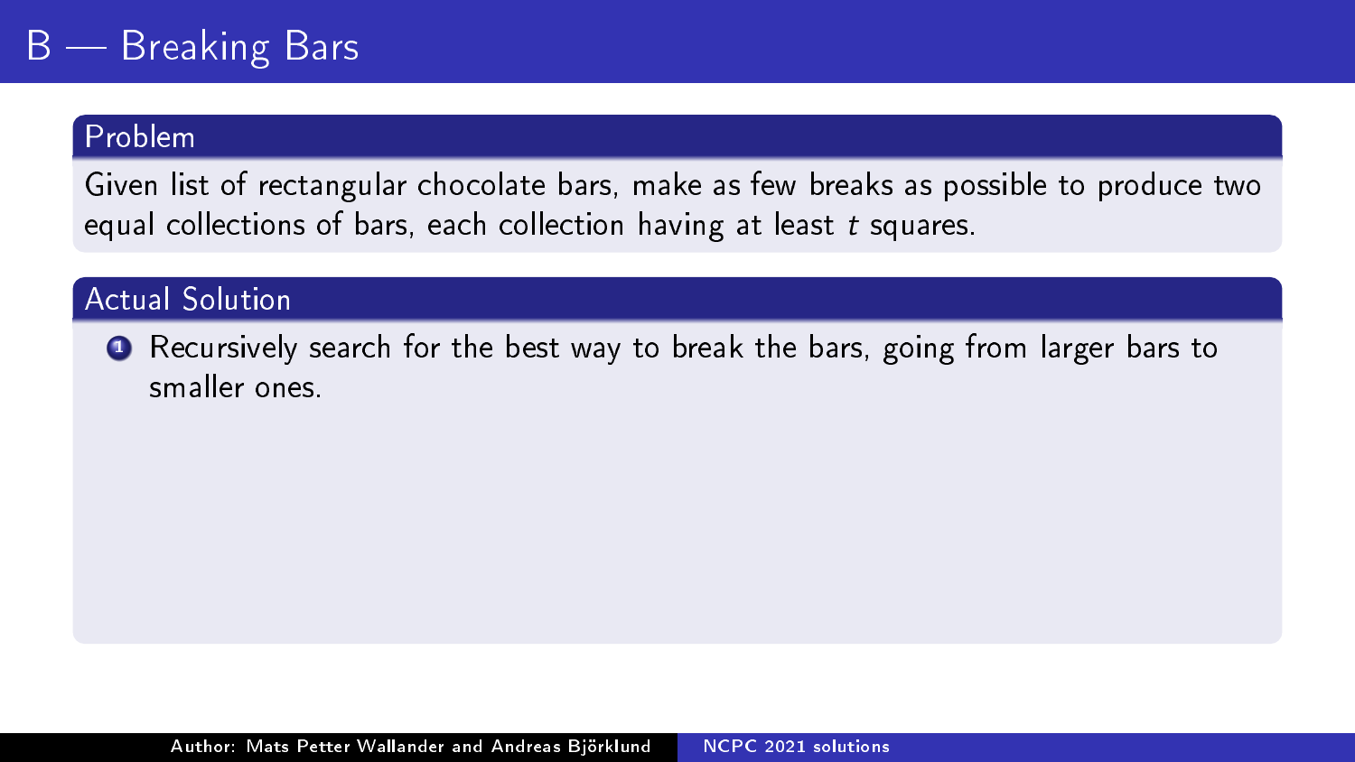# B — Breaking Bars

## Problem

Given list of rectangular chocolate bars, make as few breaks as possible to produce two equal collections of bars, each collection having at least $t$ squares.

## Actual Solution

1. Recursively search for the best way to break the bars, going from larger bars to smaller ones.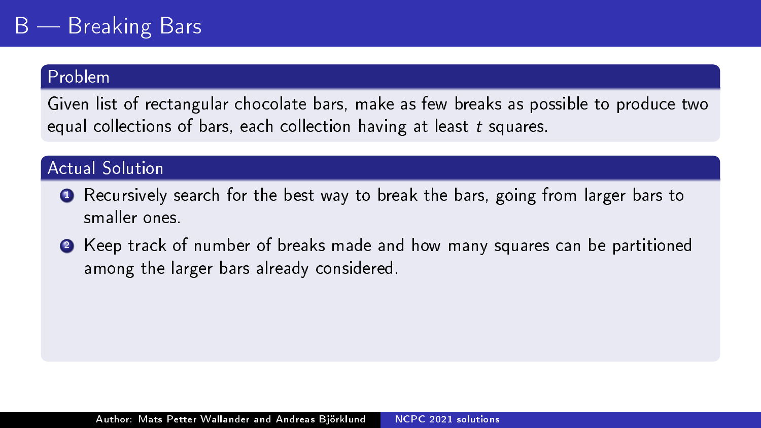# B — Breaking Bars

## Problem

Given list of rectangular chocolate bars, make as few breaks as possible to produce two equal collections of bars, each collection having at least $t$ squares.

## Actual Solution

1. Recursively search for the best way to break the bars, going from larger bars to smaller ones.
2. Keep track of number of breaks made and how many squares can be partitioned among the larger bars already considered.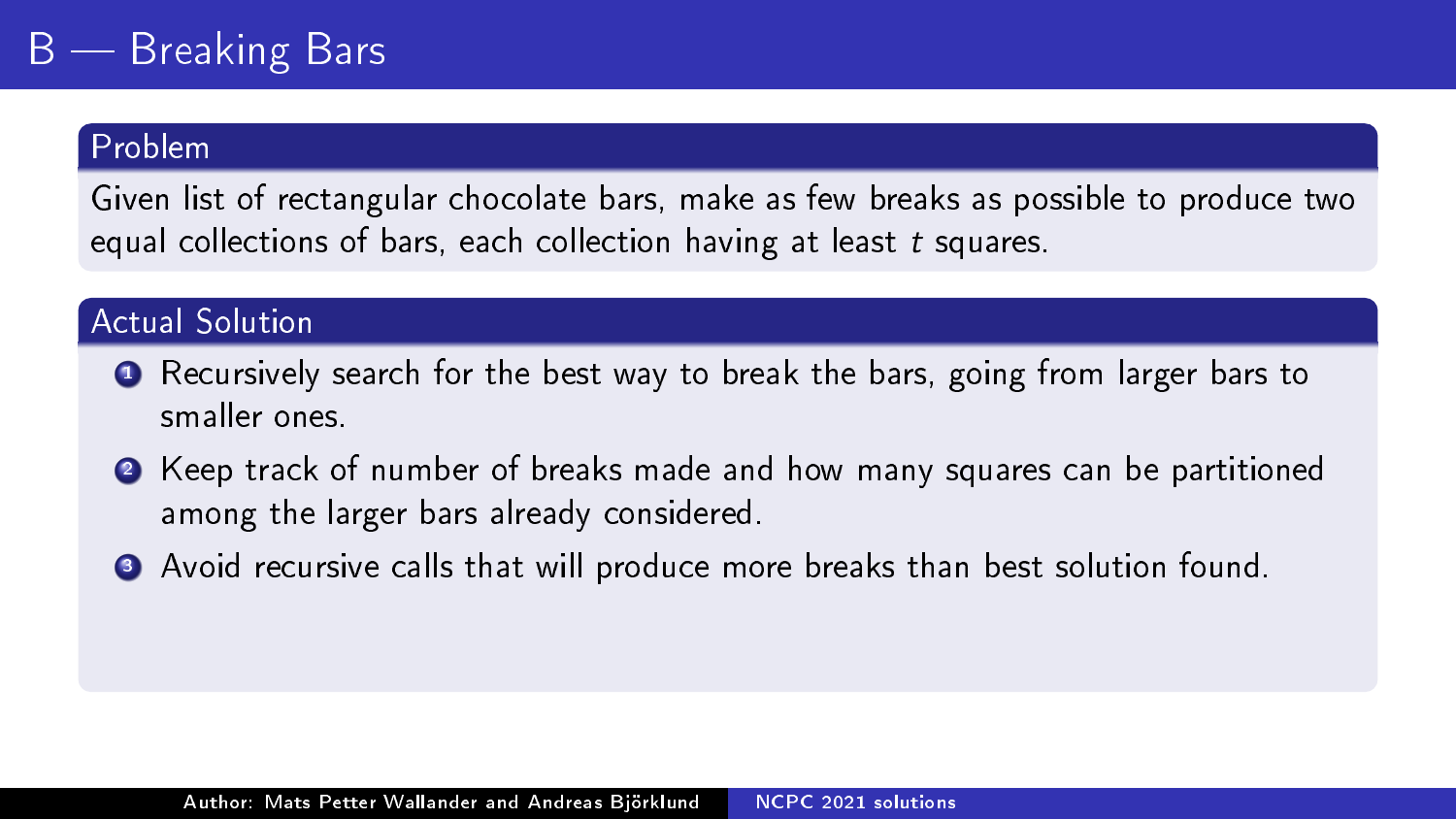# B — Breaking Bars

## Problem

Given list of rectangular chocolate bars, make as few breaks as possible to produce two equal collections of bars, each collection having at least $t$ squares.

## Actual Solution

1. Recursively search for the best way to break the bars, going from larger bars to smaller ones.
2. Keep track of number of breaks made and how many squares can be partitioned among the larger bars already considered.
3. Avoid recursive calls that will produce more breaks than best solution found.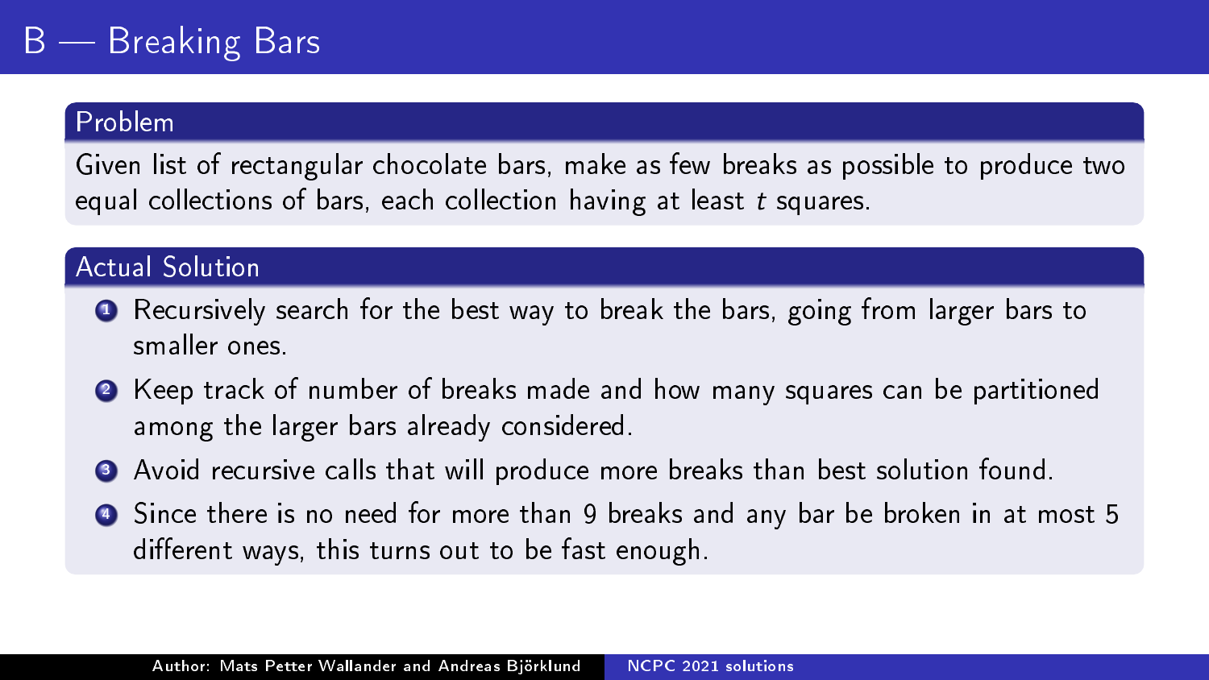# B — Breaking Bars

## Problem

Given list of rectangular chocolate bars, make as few breaks as possible to produce two equal collections of bars, each collection having at least $t$ squares.

## Actual Solution

1. Recursively search for the best way to break the bars, going from larger bars to smaller ones.
2. Keep track of number of breaks made and how many squares can be partitioned among the larger bars already considered.
3. Avoid recursive calls that will produce more breaks than best solution found.
4. Since there is no need for more than 9 breaks and any bar be broken in at most 5 different ways, this turns out to be fast enough.

Author: Mats Petter Wallander and Andreas Björklund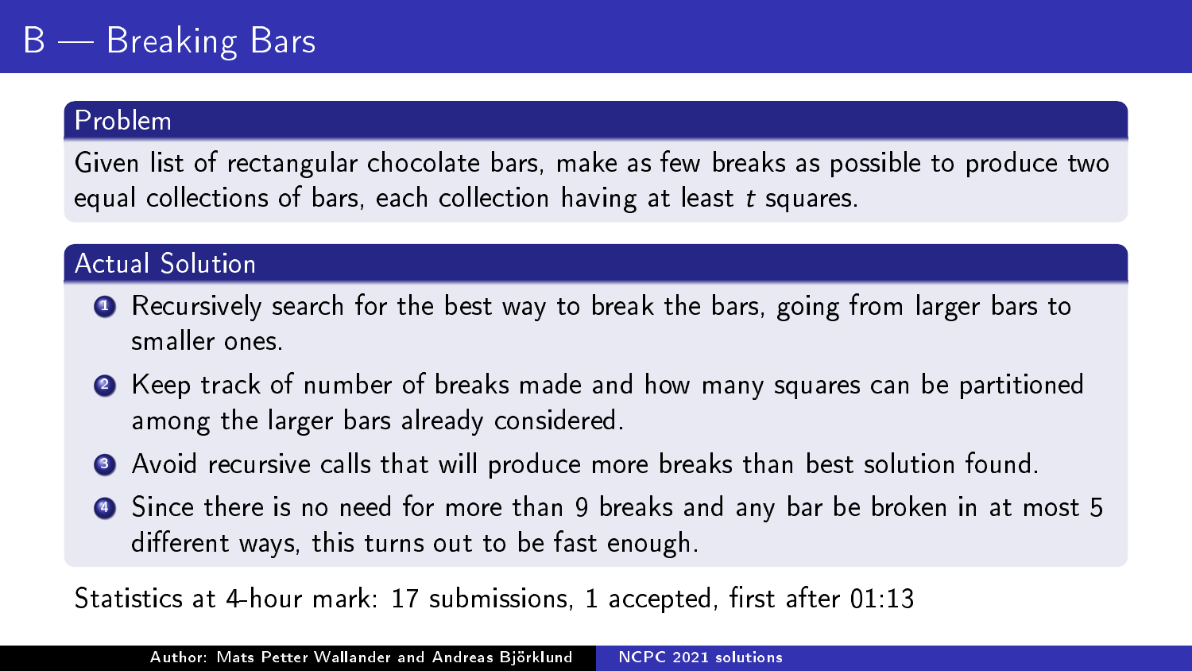# B — Breaking Bars

## Problem

Given list of rectangular chocolate bars, make as few breaks as possible to produce two equal collections of bars, each collection having at least $t$ squares.

## Actual Solution

1. Recursively search for the best way to break the bars, going from larger bars to smaller ones.
2. Keep track of number of breaks made and how many squares can be partitioned among the larger bars already considered.
3. Avoid recursive calls that will produce more breaks than best solution found.
4. Since there is no need for more than 9 breaks and any bar be broken in at most 5 different ways, this turns out to be fast enough.

Statistics at 4-hour mark: 17 submissions, 1 accepted, first after 01:13

Author: Mats Petter Wallander and Andreas Björklund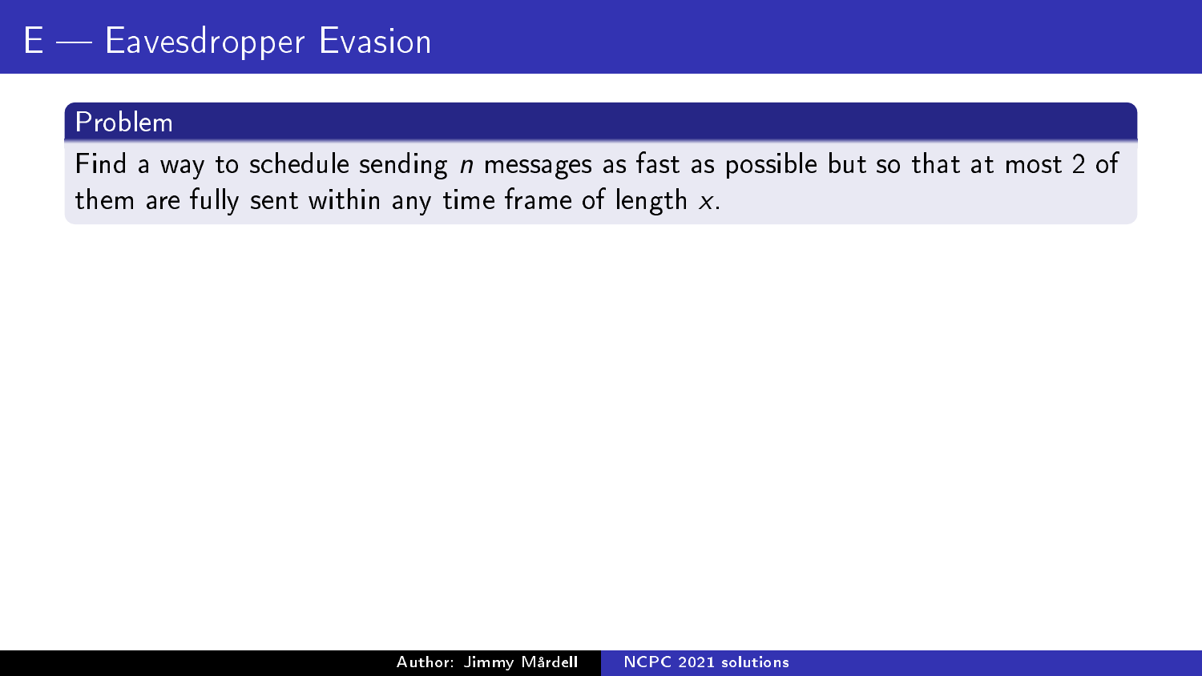# E — Eavesdropper Evasion

## Problem

Find a way to schedule sending $n$ messages as fast as possible but so that at most 2 of them are fully sent within any time frame of length $x$.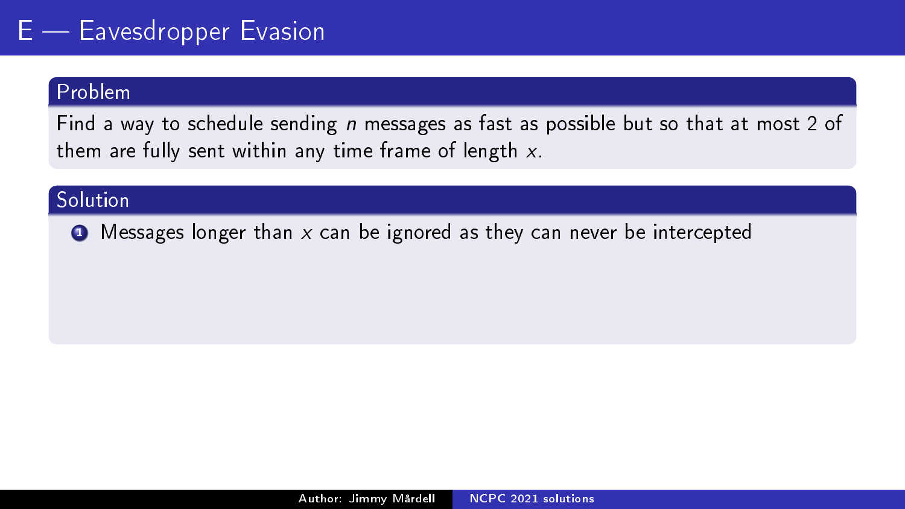# E — Eavesdropper Evasion

## Problem

Find a way to schedule sending $n$ messages as fast as possible but so that at most 2 of them are fully sent within any time frame of length $x$.

## Solution

1. Messages longer than $x$ can be ignored as they can never be intercepted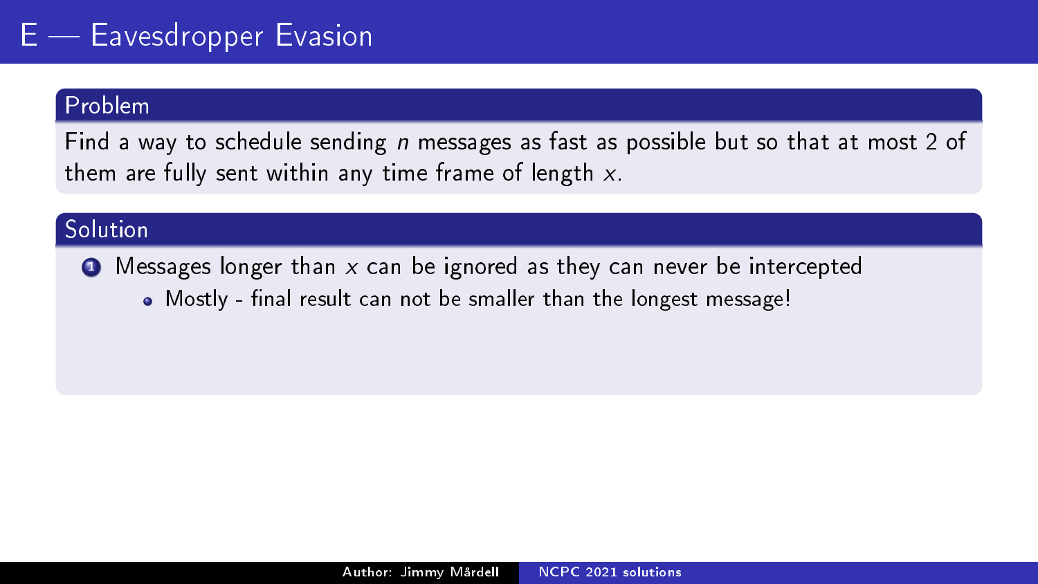# E — Eavesdropper Evasion

## Problem

Find a way to schedule sending $n$ messages as fast as possible but so that at most 2 of them are fully sent within any time frame of length $x$.

## Solution

1. Messages longer than $x$ can be ignored as they can never be intercepted
   - Mostly - final result can not be smaller than the longest message!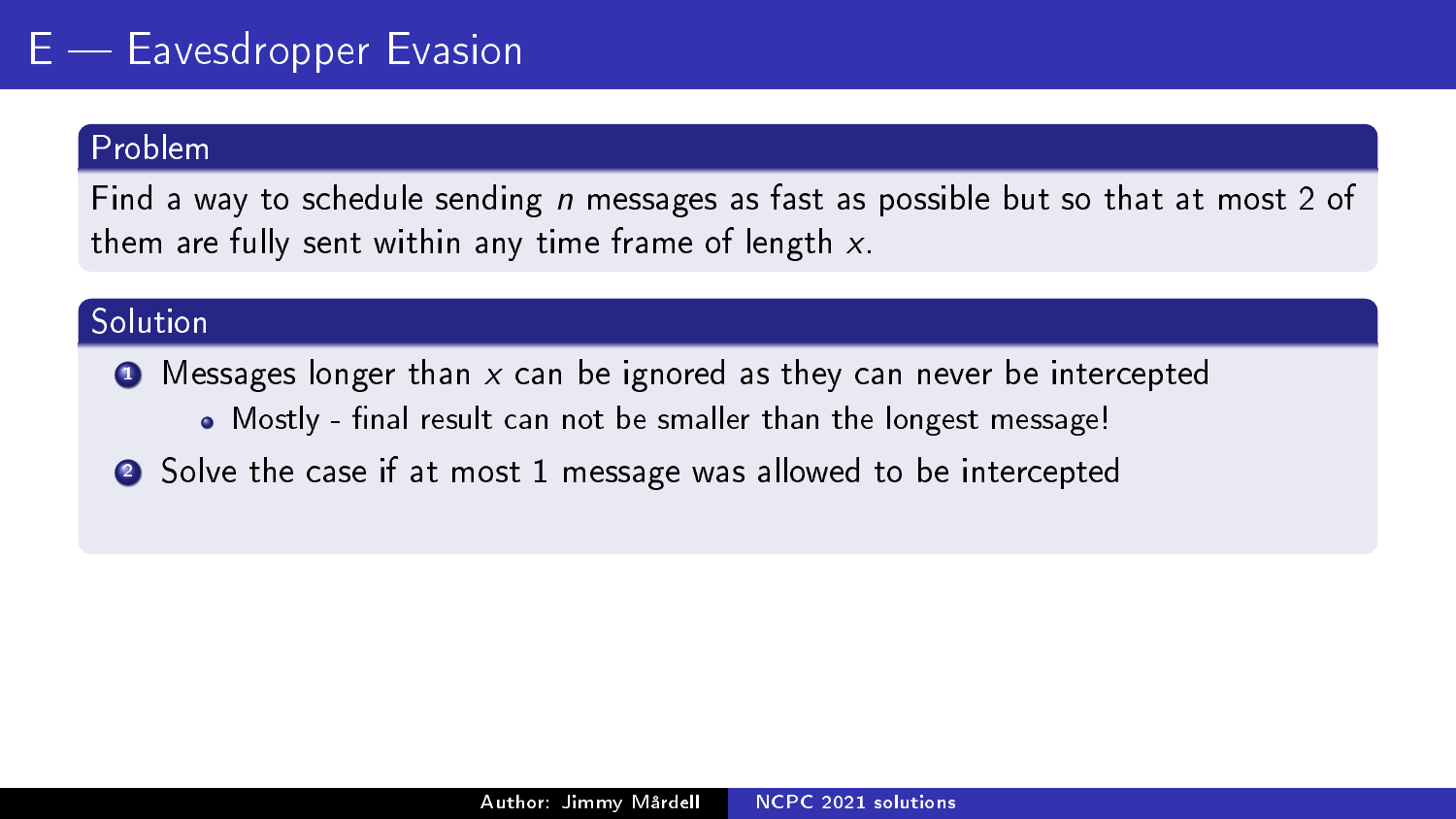# E — Eavesdropper Evasion

## Problem

Find a way to schedule sending $n$ messages as fast as possible but so that at most 2 of them are fully sent within any time frame of length $x$.

## Solution

1. Messages longer than $x$ can be ignored as they can never be intercepted
   - Mostly - final result can not be smaller than the longest message!
2. Solve the case if at most 1 message was allowed to be intercepted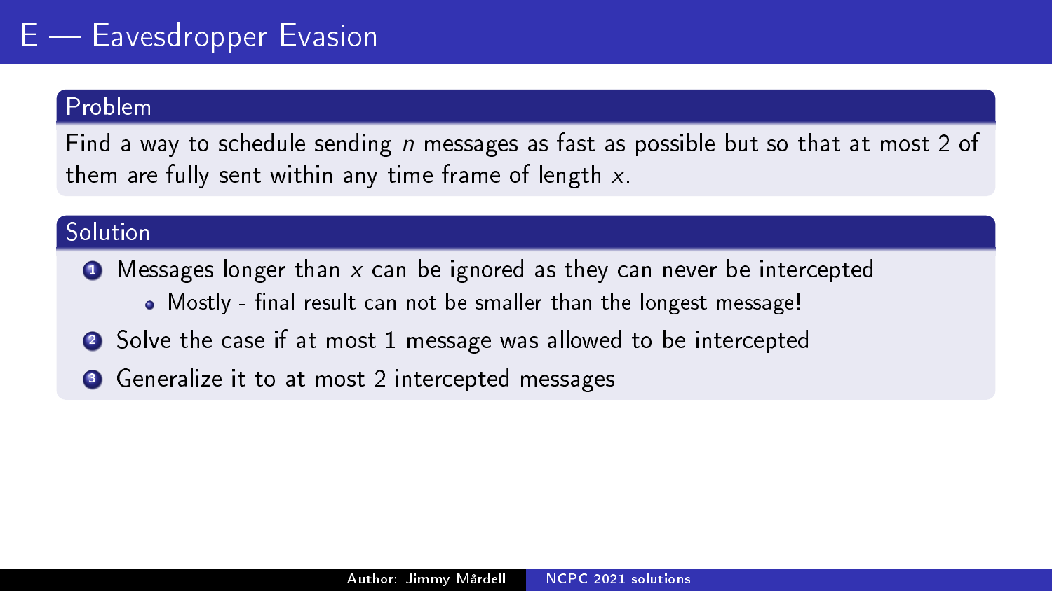# E — Eavesdropper Evasion

## Problem

Find a way to schedule sending $n$ messages as fast as possible but so that at most 2 of them are fully sent within any time frame of length $x$.

## Solution

1. Messages longer than $x$ can be ignored as they can never be intercepted
   - Mostly - final result can not be smaller than the longest message!
2. Solve the case if at most 1 message was allowed to be intercepted
3. Generalize it to at most 2 intercepted messages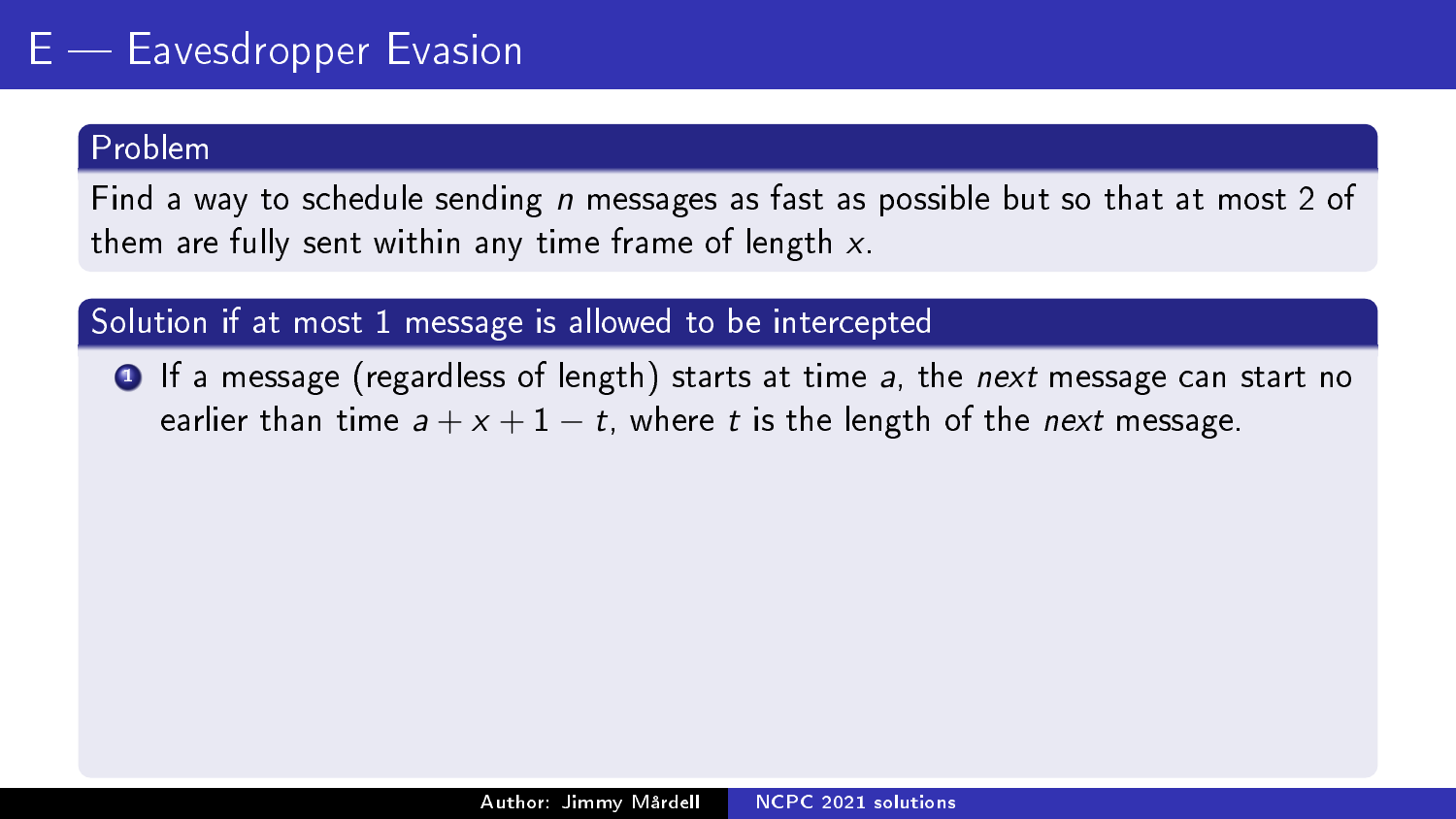# E — Eavesdropper Evasion

## Problem

Find a way to schedule sending $n$ messages as fast as possible but so that at most 2 of them are fully sent within any time frame of length $x$.

## Solution if at most 1 message is allowed to be intercepted

1. If a message (regardless of length) starts at time $a$, the *next* message can start no earlier than time $a + x + 1 - t$, where $t$ is the length of the *next* message.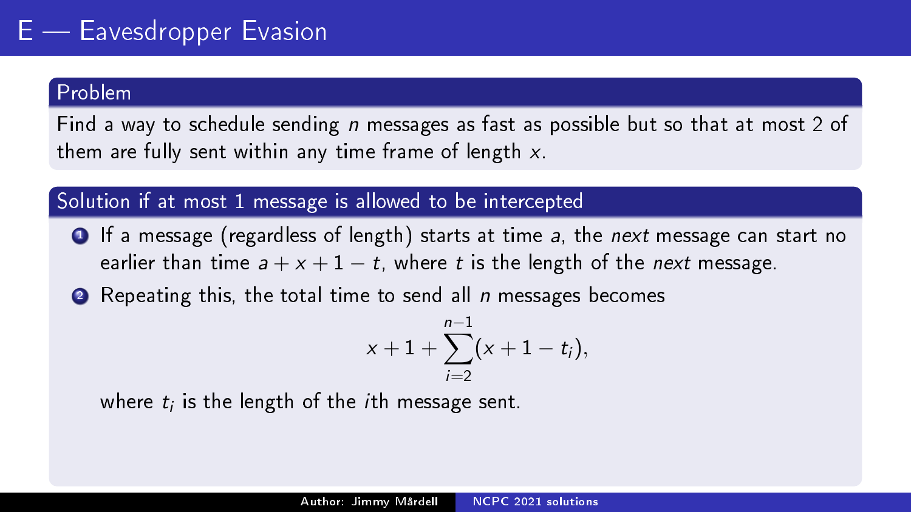# E — Eavesdropper Evasion

## Problem

Find a way to schedule sending $n$ messages as fast as possible but so that at most 2 of them are fully sent within any time frame of length $x$.

## Solution if at most 1 message is allowed to be intercepted

1. If a message (regardless of length) starts at time $a$, the *next* message can start no earlier than time $a + x + 1 - t$, where $t$ is the length of the *next* message.
2. Repeating this, the total time to send all $n$ messages becomes

$$x + 1 + \sum_{i=2}^{n-1}(x + 1 - t_i),$$

where $t_i$ is the length of the $i$th message sent.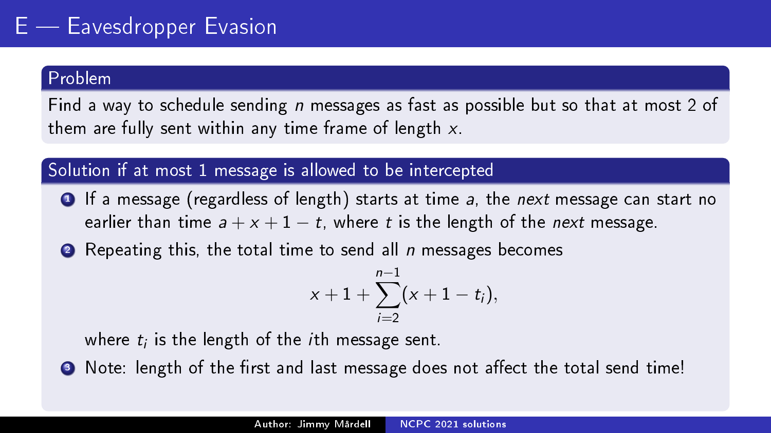# E — Eavesdropper Evasion

## Problem

Find a way to schedule sending $n$ messages as fast as possible but so that at most 2 of them are fully sent within any time frame of length $x$.

## Solution if at most 1 message is allowed to be intercepted

1. If a message (regardless of length) starts at time $a$, the *next* message can start no earlier than time $a + x + 1 - t$, where $t$ is the length of the *next* message.
2. Repeating this, the total time to send all $n$ messages becomes

$$x + 1 + \sum_{i=2}^{n-1} (x + 1 - t_i),$$

where $t_i$ is the length of the $i$th message sent.

3. Note: length of the first and last message does not affect the total send time!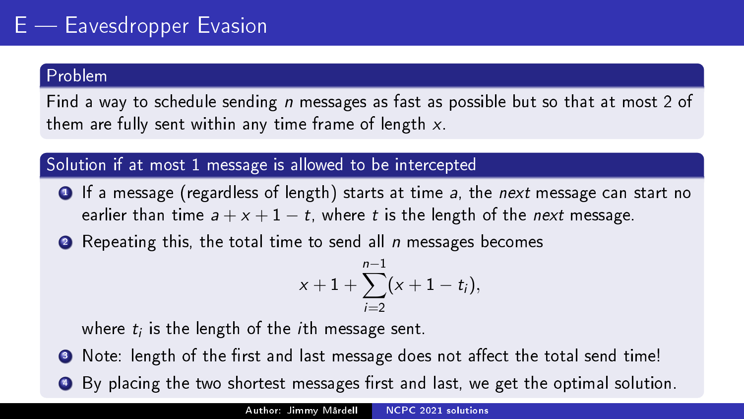# E — Eavesdropper Evasion

## Problem

Find a way to schedule sending $n$ messages as fast as possible but so that at most 2 of them are fully sent within any time frame of length $x$.

## Solution if at most 1 message is allowed to be intercepted

1. If a message (regardless of length) starts at time $a$, the *next* message can start no earlier than time $a + x + 1 - t$, where $t$ is the length of the *next* message.
2. Repeating this, the total time to send all $n$ messages becomes

$$x + 1 + \sum_{i=2}^{n-1}(x + 1 - t_i),$$

where $t_i$ is the length of the $i$th message sent.

3. Note: length of the first and last message does not affect the total send time!
4. By placing the two shortest messages first and last, we get the optimal solution.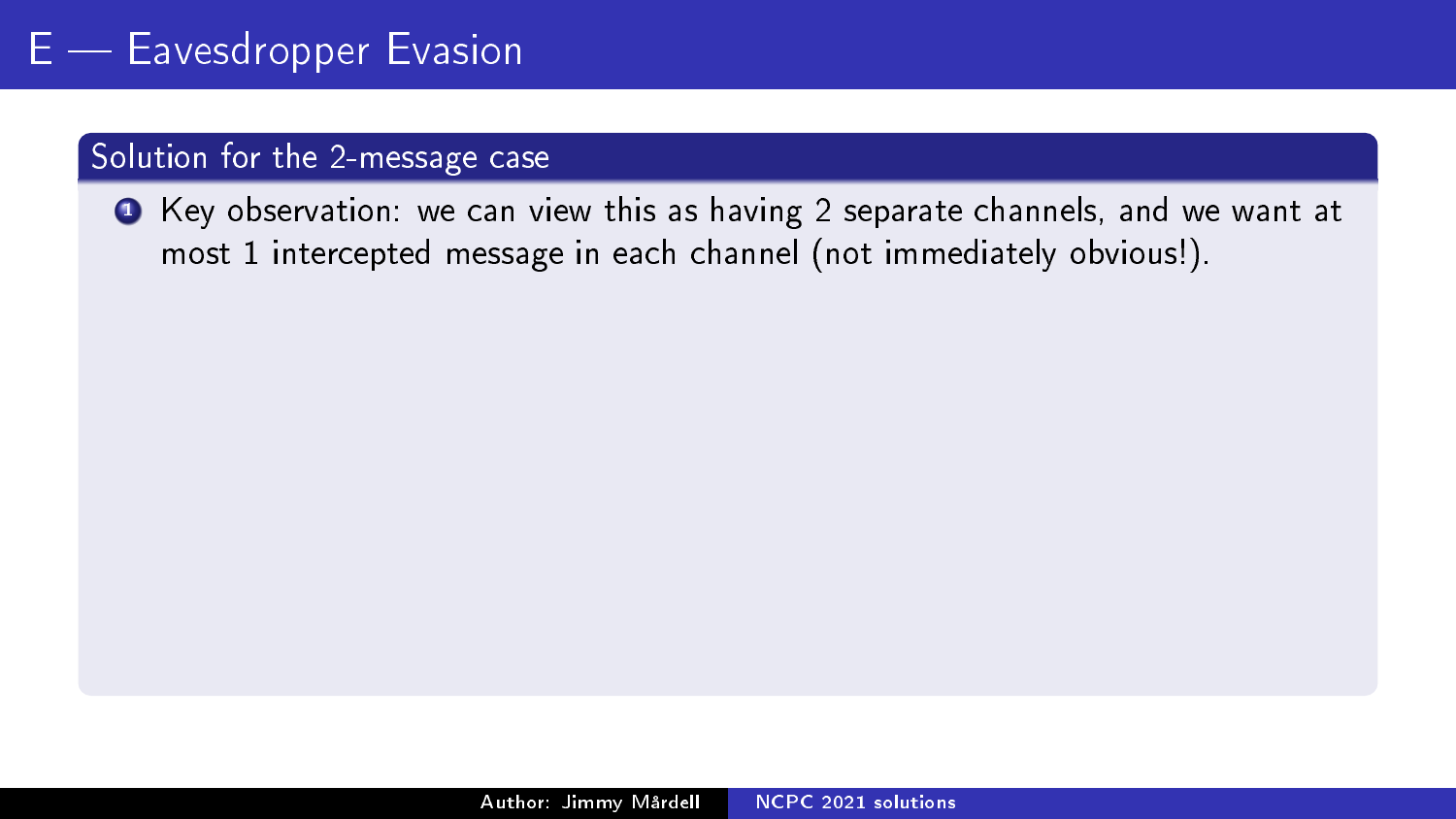# E — Eavesdropper Evasion

## Solution for the 2-message case

1. Key observation: we can view this as having 2 separate channels, and we want at most 1 intercepted message in each channel (not immediately obvious!).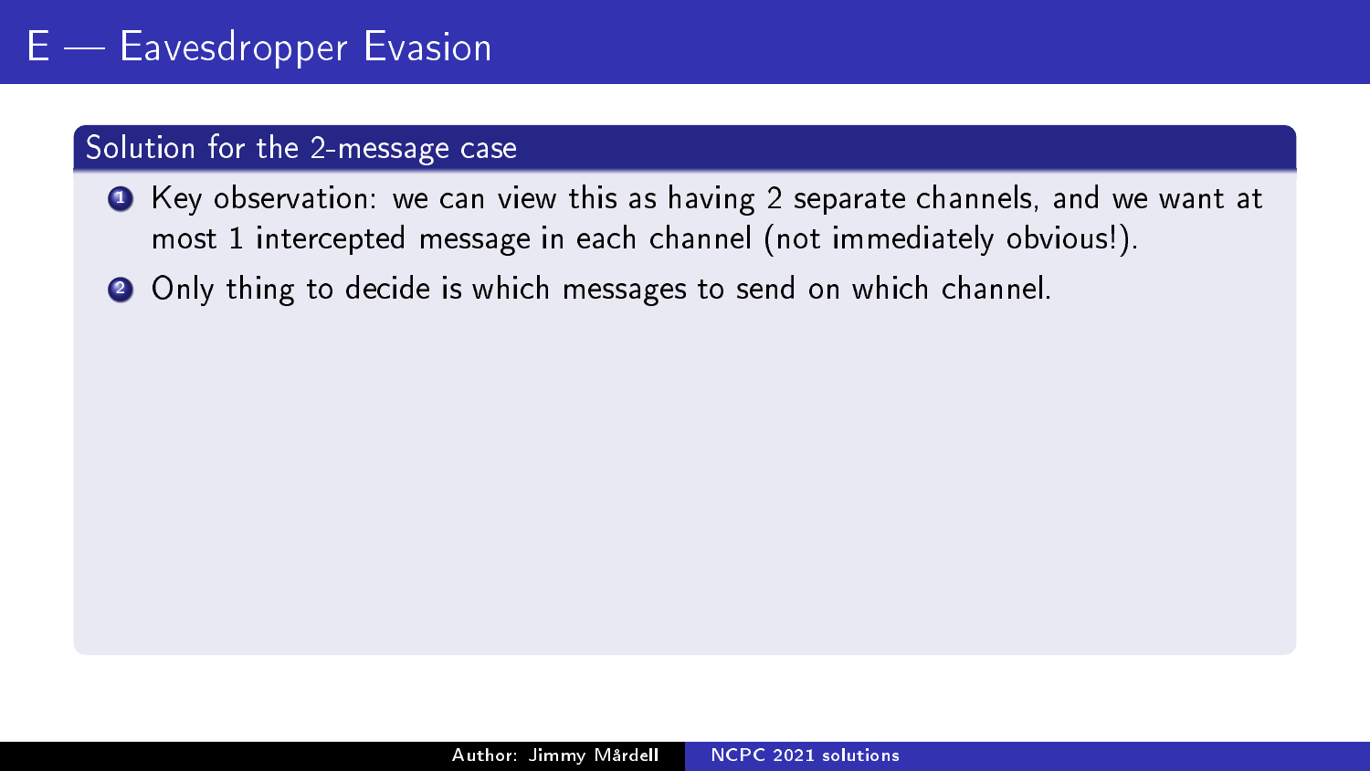# E — Eavesdropper Evasion

## Solution for the 2-message case

1. Key observation: we can view this as having 2 separate channels, and we want at most 1 intercepted message in each channel (not immediately obvious!).
2. Only thing to decide is which messages to send on which channel.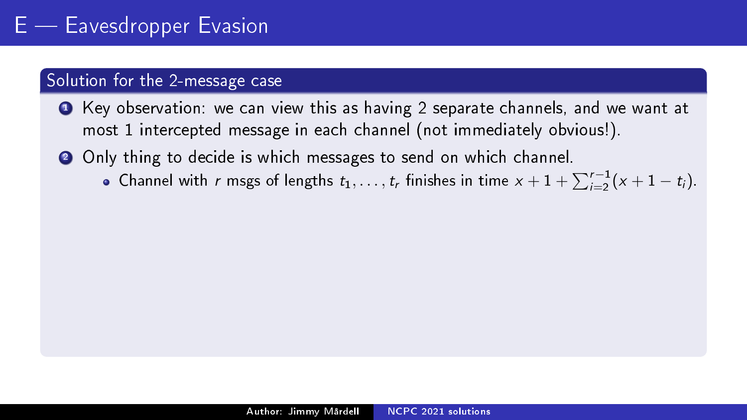# E — Eavesdropper Evasion

## Solution for the 2-message case

1. Key observation: we can view this as having 2 separate channels, and we want at most 1 intercepted message in each channel (not immediately obvious!).
2. Only thing to decide is which messages to send on which channel.
   - Channel with $r$ msgs of lengths $t_1, \ldots, t_r$ finishes in time $x + 1 + \sum_{i=2}^{r-1}(x + 1 - t_i)$.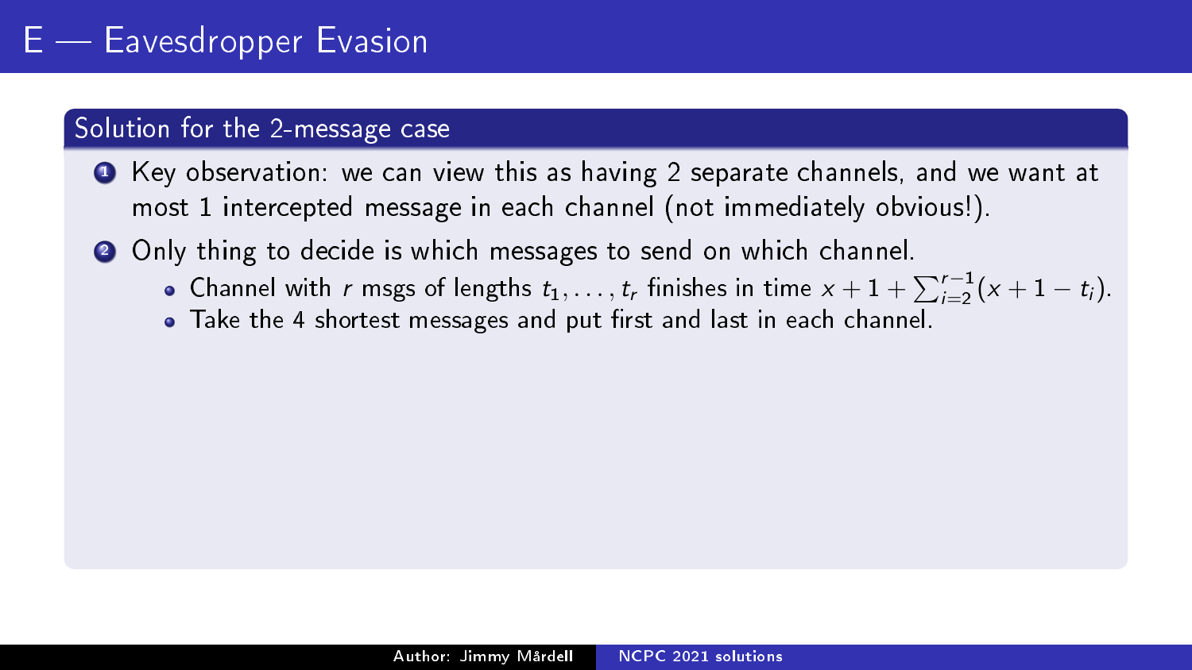# E — Eavesdropper Evasion

## Solution for the 2-message case

1. Key observation: we can view this as having 2 separate channels, and we want at most 1 intercepted message in each channel (not immediately obvious!).
2. Only thing to decide is which messages to send on which channel.
   - Channel with $r$ msgs of lengths $t_1, \ldots, t_r$ finishes in time $x + 1 + \sum_{i=2}^{r-1}(x + 1 - t_i)$.
   - Take the 4 shortest messages and put first and last in each channel.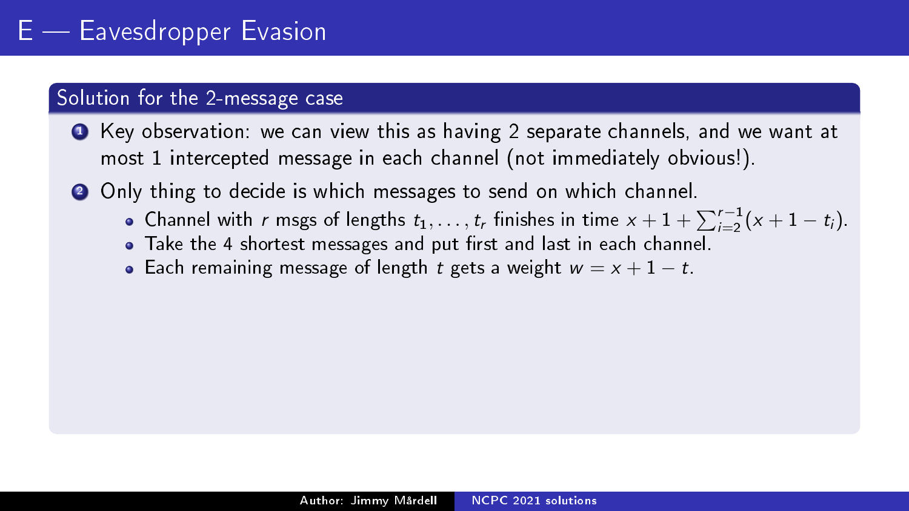# E — Eavesdropper Evasion

## Solution for the 2-message case

1. Key observation: we can view this as having 2 separate channels, and we want at most 1 intercepted message in each channel (not immediately obvious!).
2. Only thing to decide is which messages to send on which channel.
   - Channel with $r$ msgs of lengths $t_1, \ldots, t_r$ finishes in time $x + 1 + \sum_{i=2}^{r-1}(x + 1 - t_i)$.
   - Take the 4 shortest messages and put first and last in each channel.
   - Each remaining message of length $t$ gets a weight $w = x + 1 - t$.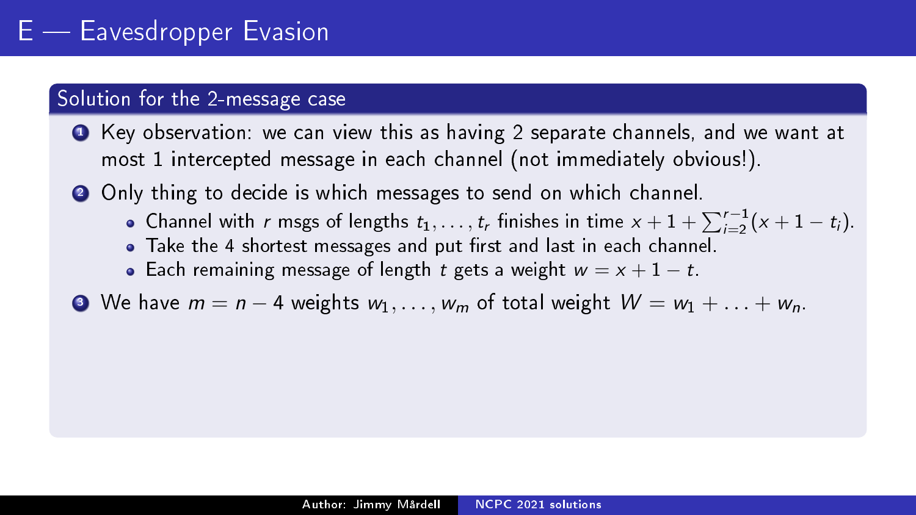# E — Eavesdropper Evasion

## Solution for the 2-message case

1. Key observation: we can view this as having 2 separate channels, and we want at most 1 intercepted message in each channel (not immediately obvious!).
2. Only thing to decide is which messages to send on which channel.
   - Channel with $r$ msgs of lengths $t_1, \ldots, t_r$ finishes in time $x + 1 + \sum_{i=2}^{r-1}(x + 1 - t_i)$.
   - Take the 4 shortest messages and put first and last in each channel.
   - Each remaining message of length $t$ gets a weight $w = x + 1 - t$.
3. We have $m = n - 4$ weights $w_1, \ldots, w_m$ of total weight $W = w_1 + \ldots + w_n$.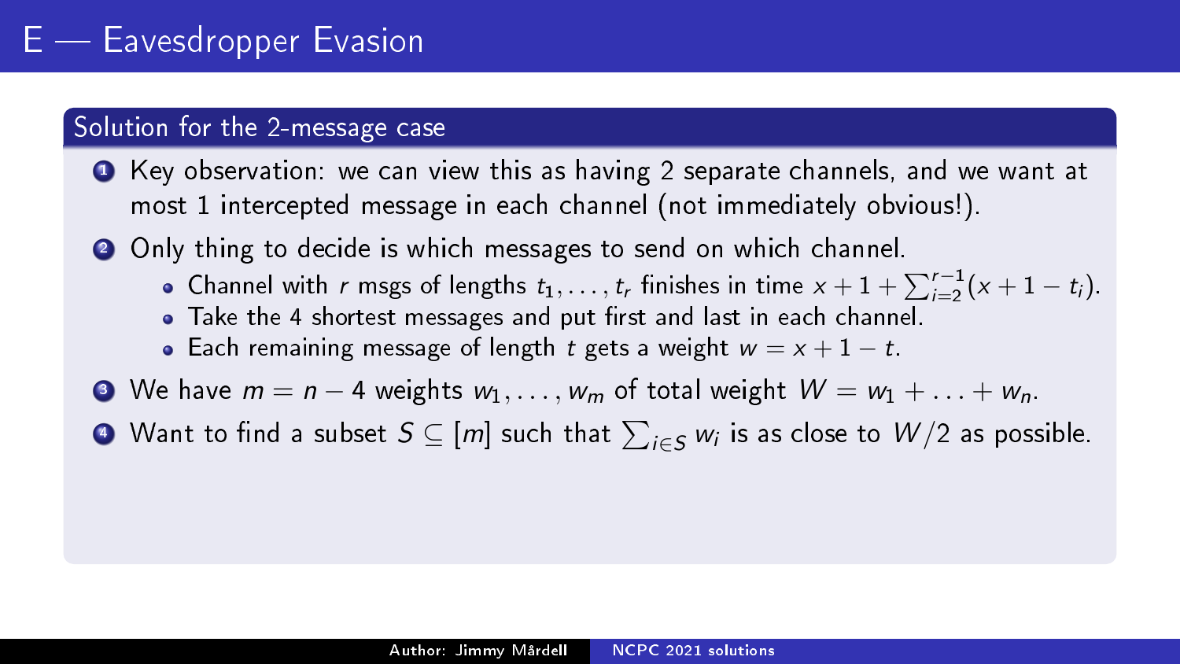# E — Eavesdropper Evasion

## Solution for the 2-message case

1. Key observation: we can view this as having 2 separate channels, and we want at most 1 intercepted message in each channel (not immediately obvious!).
2. Only thing to decide is which messages to send on which channel.
   - Channel with $r$ msgs of lengths $t_1, \ldots, t_r$ finishes in time $x + 1 + \sum_{i=2}^{r-1}(x + 1 - t_i)$.
   - Take the 4 shortest messages and put first and last in each channel.
   - Each remaining message of length $t$ gets a weight $w = x + 1 - t$.
3. We have $m = n - 4$ weights $w_1, \ldots, w_m$ of total weight $W = w_1 + \ldots + w_n$.
4. Want to find a subset $S \subseteq [m]$ such that $\sum_{i \in S} w_i$ is as close to $W/2$ as possible.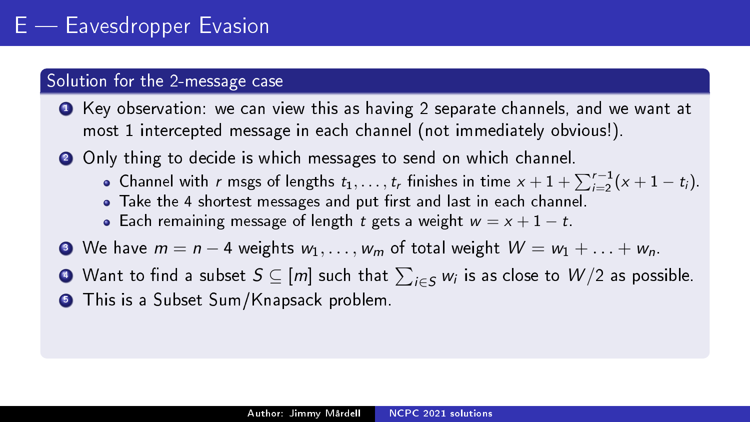# E — Eavesdropper Evasion

## Solution for the 2-message case

1. Key observation: we can view this as having 2 separate channels, and we want at most 1 intercepted message in each channel (not immediately obvious!).
2. Only thing to decide is which messages to send on which channel.
   - Channel with $r$ msgs of lengths $t_1, \ldots, t_r$ finishes in time $x + 1 + \sum_{i=2}^{r-1}(x + 1 - t_i)$.
   - Take the 4 shortest messages and put first and last in each channel.
   - Each remaining message of length $t$ gets a weight $w = x + 1 - t$.
3. We have $m = n - 4$ weights $w_1, \ldots, w_m$ of total weight $W = w_1 + \ldots + w_n$.
4. Want to find a subset $S \subseteq [m]$ such that $\sum_{i \in S} w_i$ is as close to $W/2$ as possible.
5. This is a Subset Sum/Knapsack problem.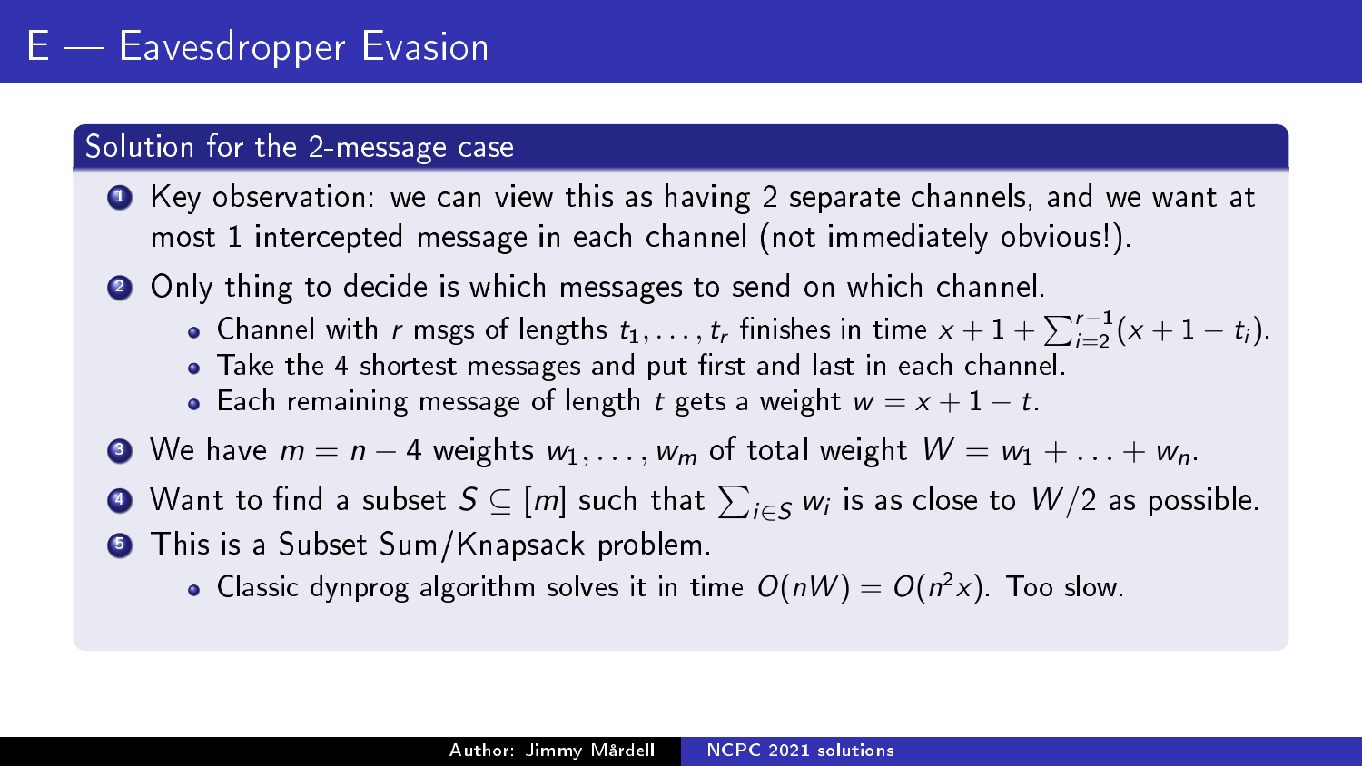# E — Eavesdropper Evasion

## Solution for the 2-message case

1. Key observation: we can view this as having 2 separate channels, and we want at most 1 intercepted message in each channel (not immediately obvious!).
2. Only thing to decide is which messages to send on which channel.
   - Channel with $r$ msgs of lengths $t_1, \ldots, t_r$ finishes in time $x + 1 + \sum_{i=2}^{r-1}(x + 1 - t_i)$.
   - Take the 4 shortest messages and put first and last in each channel.
   - Each remaining message of length $t$ gets a weight $w = x + 1 - t$.
3. We have $m = n - 4$ weights $w_1, \ldots, w_m$ of total weight $W = w_1 + \ldots + w_n$.
4. Want to find a subset $S \subseteq [m]$ such that $\sum_{i \in S} w_i$ is as close to $W/2$ as possible.
5. This is a Subset Sum/Knapsack problem.
   - Classic dynprog algorithm solves it in time $O(nW) = O(n^2 x)$. Too slow.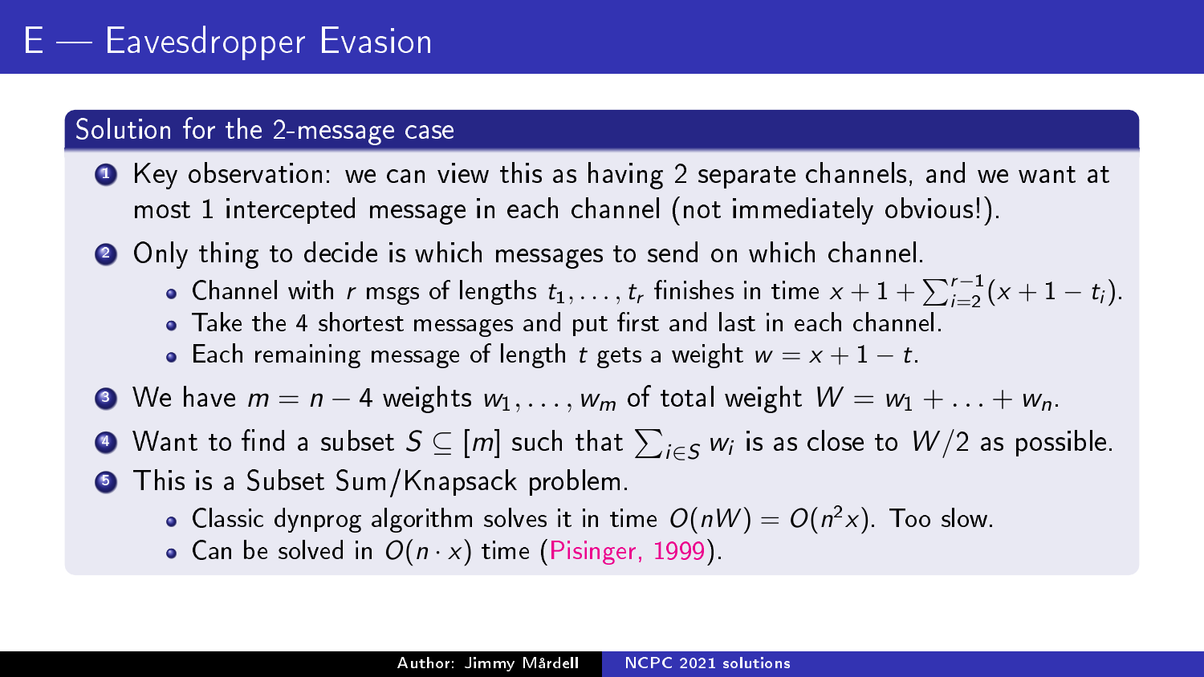# E — Eavesdropper Evasion

## Solution for the 2-message case

1. Key observation: we can view this as having 2 separate channels, and we want at most 1 intercepted message in each channel (not immediately obvious!).
2. Only thing to decide is which messages to send on which channel.
   - Channel with $r$ msgs of lengths $t_1, \ldots, t_r$ finishes in time $x + 1 + \sum_{i=2}^{r-1}(x + 1 - t_i)$.
   - Take the 4 shortest messages and put first and last in each channel.
   - Each remaining message of length $t$ gets a weight $w = x + 1 - t$.
3. We have $m = n - 4$ weights $w_1, \ldots, w_m$ of total weight $W = w_1 + \ldots + w_n$.
4. Want to find a subset $S \subseteq [m]$ such that $\sum_{i \in S} w_i$ is as close to $W/2$ as possible.
5. This is a Subset Sum/Knapsack problem.
   - Classic dynprog algorithm solves it in time $O(nW) = O(n^2 x)$. Too slow.
   - Can be solved in $O(n \cdot x)$ time (Pisinger, 1999).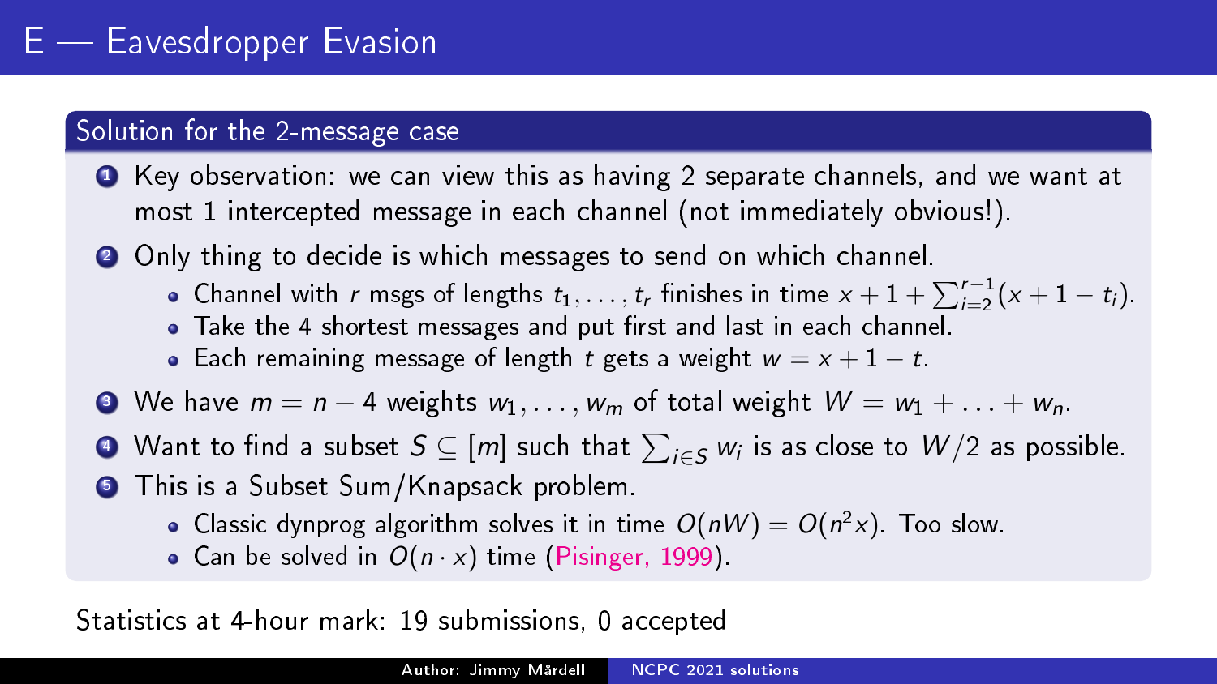# E — Eavesdropper Evasion

## Solution for the 2-message case

1. Key observation: we can view this as having 2 separate channels, and we want at most 1 intercepted message in each channel (not immediately obvious!).
2. Only thing to decide is which messages to send on which channel.
   - Channel with $r$ msgs of lengths $t_1, \ldots, t_r$ finishes in time $x + 1 + \sum_{i=2}^{r-1}(x + 1 - t_i)$.
   - Take the 4 shortest messages and put first and last in each channel.
   - Each remaining message of length $t$ gets a weight $w = x + 1 - t$.
3. We have $m = n - 4$ weights $w_1, \ldots, w_m$ of total weight $W = w_1 + \ldots + w_n$.
4. Want to find a subset $S \subseteq [m]$ such that $\sum_{i \in S} w_i$ is as close to $W/2$ as possible.
5. This is a Subset Sum/Knapsack problem.
   - Classic dynprog algorithm solves it in time $O(nW) = O(n^2 x)$. Too slow.
   - Can be solved in $O(n \cdot x)$ time (Pisinger, 1999).

Statistics at 4-hour mark: 19 submissions, 0 accepted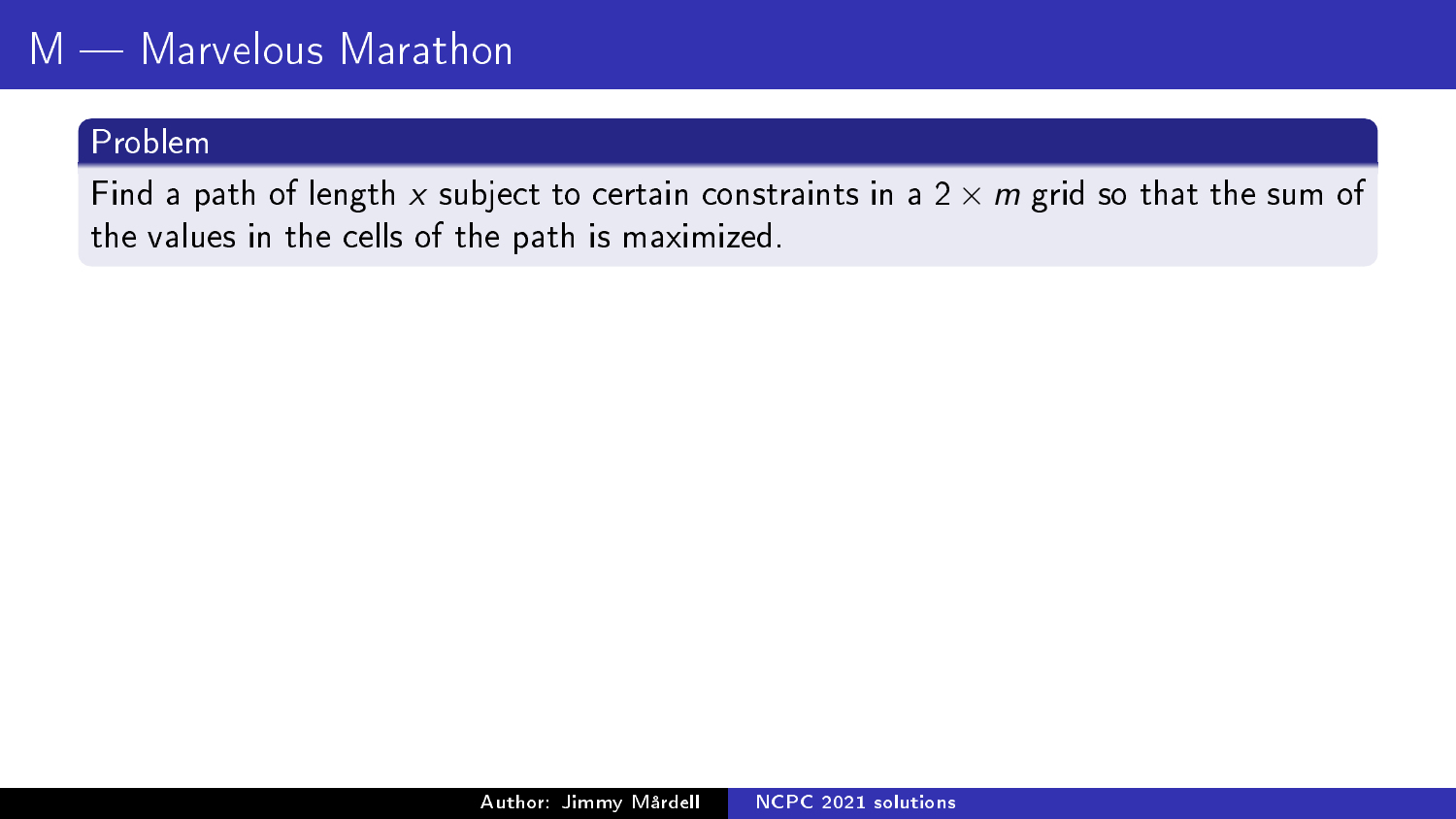# M — Marvelous Marathon

## Problem

Find a path of length $x$ subject to certain constraints in a $2 \times m$ grid so that the sum of the values in the cells of the path is maximized.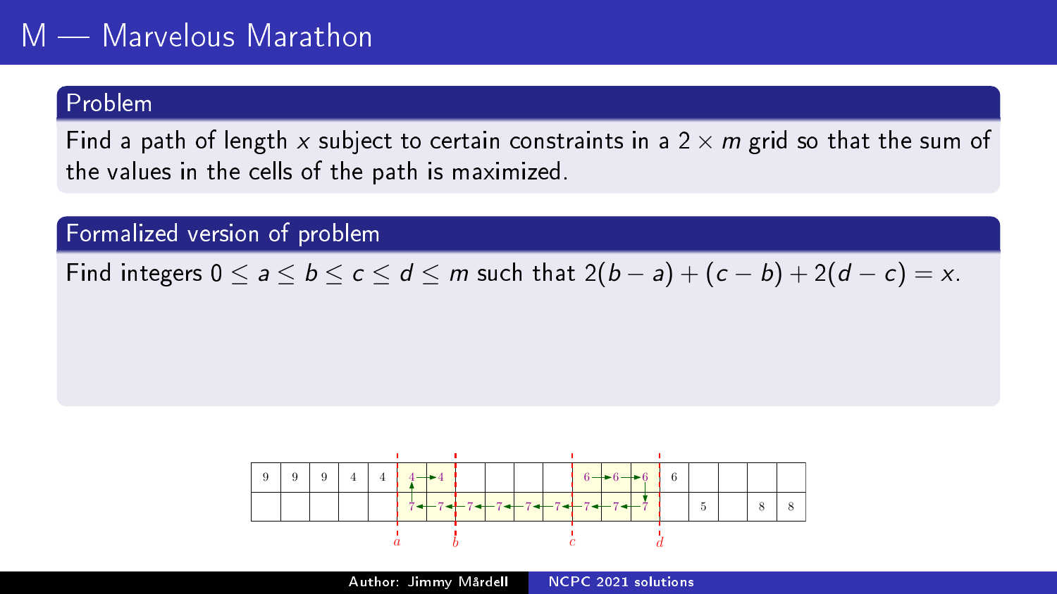# M — Marvelous Marathon

## Problem

Find a path of length $x$ subject to certain constraints in a $2 \times m$ grid so that the sum of the values in the cells of the path is maximized.

## Formalized version of problem

Find integers $0 \leq a \leq b \leq c \leq d \leq m$ such that $2(b-a)+(c-b)+2(d-c)=x$.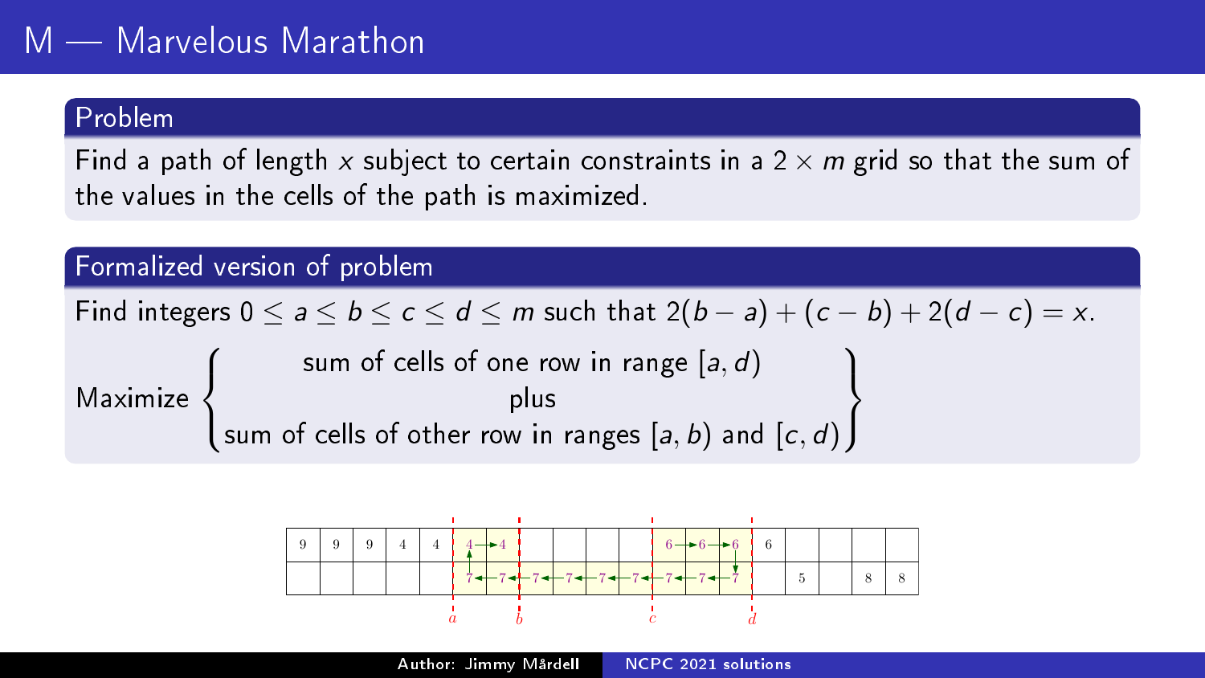# M — Marvelous Marathon

## Problem

Find a path of length $x$ subject to certain constraints in a $2 \times m$ grid so that the sum of the values in the cells of the path is maximized.

## Formalized version of problem

Find integers $0 \leq a \leq b \leq c \leq d \leq m$ such that $2(b-a) + (c-b) + 2(d-c) = x$.

$$\text{Maximize} \left\{ \begin{array}{c} \text{sum of cells of one row in range } [a, d) \\ \text{plus} \\ \text{sum of cells of other row in ranges } [a, b) \text{ and } [c, d) \end{array} \right\}$$

| 9 | 9 | 9 | 4 | 4 | 4 | 4 | | | | | 6 | 6 | 6 | 6 | | | | |
|---|---|---|---|---|---|---|---|---|---|---|---|---|---|---|---|---|---|---|
| | | | | | 7 | 7 | 7 | 7 | 7 | 7 | 7 | 7 | 7 | | 5 | | 8 | 8 |

Markers: $a$ (before column 6), $b$ (before column 8), $c$ (before column 12), $d$ (before column 15)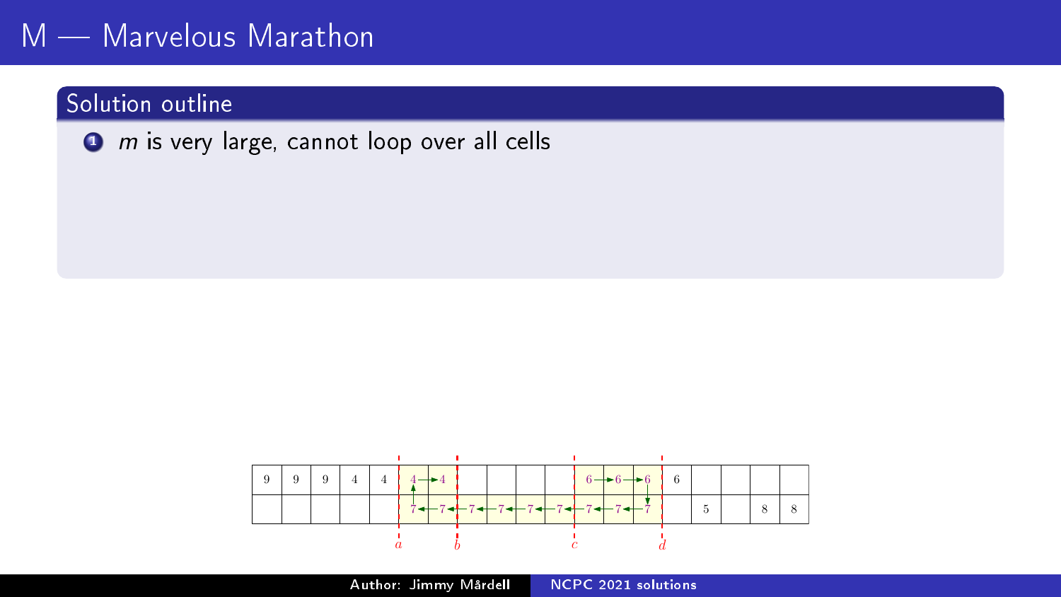# M — Marvelous Marathon

## Solution outline

1. $m$ is very large, cannot loop over all cells

| 9 | 9 | 9 | 4 | 4 | 4 | 4 |  |  |  |  | 6 | 6 | 6 | 6 |  |  |  | 
|---|---|---|---|---|---|---|---|---|---|---|---|---|---|---|---|---|---|---|
|  |  |  |  |  | 7 | 7 | 7 | 7 | 7 | 7 | 7 | 7 | 7 |  | 5 |  | 8 | 8 |

$a$ $b$ $c$ $d$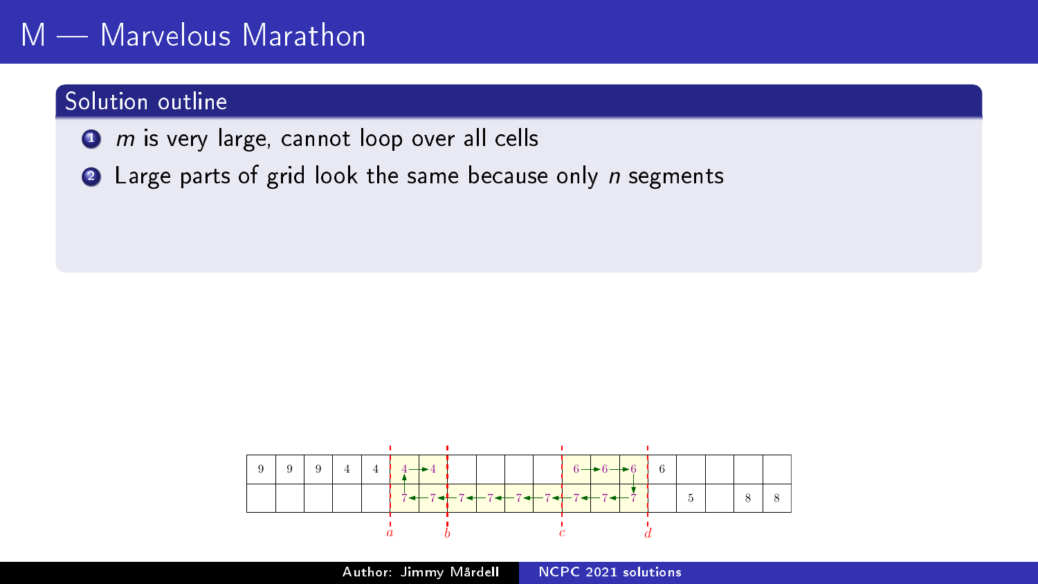# M — Marvelous Marathon

## Solution outline

1. $m$ is very large, cannot loop over all cells
2. Large parts of grid look the same because only $n$ segments

| 9 | 9 | 9 | 4 | 4 | 4 | 4 | | | | | 6 | 6 | 6 | 6 | | | | |
|---|---|---|---|---|---|---|---|---|---|---|---|---|---|---|---|---|---|---|
| | | | | | 7 | 7 | 7 | 7 | 7 | 7 | 7 | 7 | 7 | | 5 | | 8 | 8 |

$a$ $b$ $c$ $d$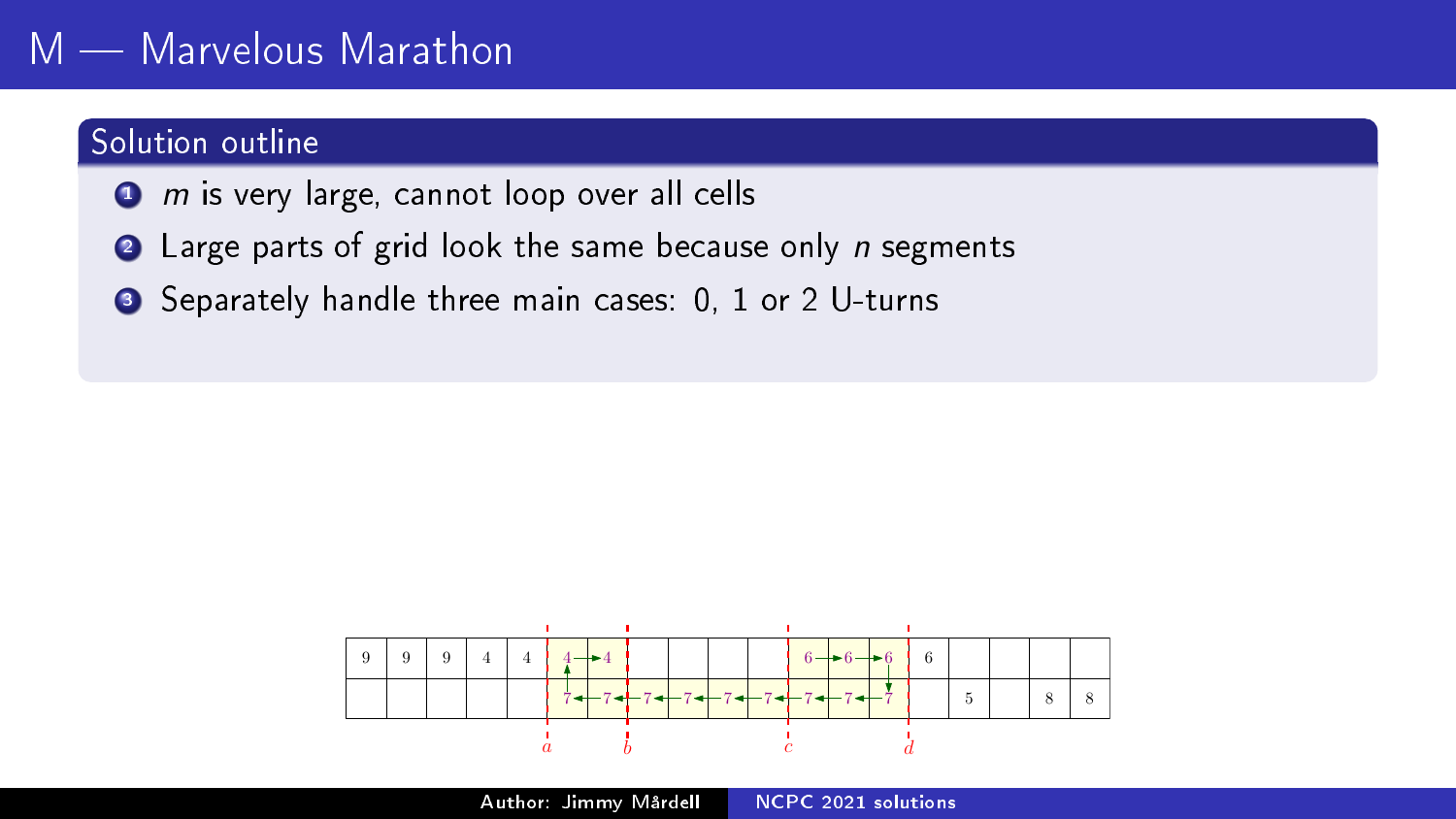# M — Marvelous Marathon

## Solution outline

1. $m$ is very large, cannot loop over all cells
2. Large parts of grid look the same because only $n$ segments
3. Separately handle three main cases: 0, 1 or 2 U-turns

| 9 | 9 | 9 | 4 | 4 | 4 | 4 | | | | | 6 | 6 | 6 | 6 | | | | |
|---|---|---|---|---|---|---|---|---|---|---|---|---|---|---|---|---|---|---|
| | | | | | 7 | 7 | 7 | 7 | 7 | 7 | 7 | 7 | 7 | | 5 | | 8 | 8 |

$a$ $b$ $c$ $d$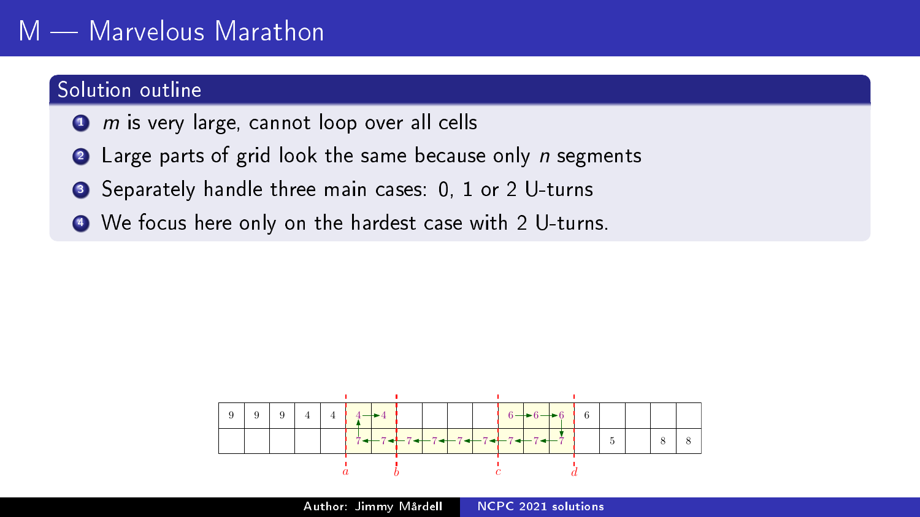# M — Marvelous Marathon

## Solution outline

1. $m$ is very large, cannot loop over all cells
2. Large parts of grid look the same because only $n$ segments
3. Separately handle three main cases: 0, 1 or 2 U-turns
4. We focus here only on the hardest case with 2 U-turns.

| 9 | 9 | 9 | 4 | 4 | 4 | 4 | | | | | 6 | 6 | 6 | 6 | | | | |
|---|---|---|---|---|---|---|---|---|---|---|---|---|---|---|---|---|---|---|
| | | | | | 7 | 7 | 7 | 7 | 7 | 7 | 7 | 7 | 7 | | 5 | | 8 | 8 |

Markers: $a$, $b$, $c$, $d$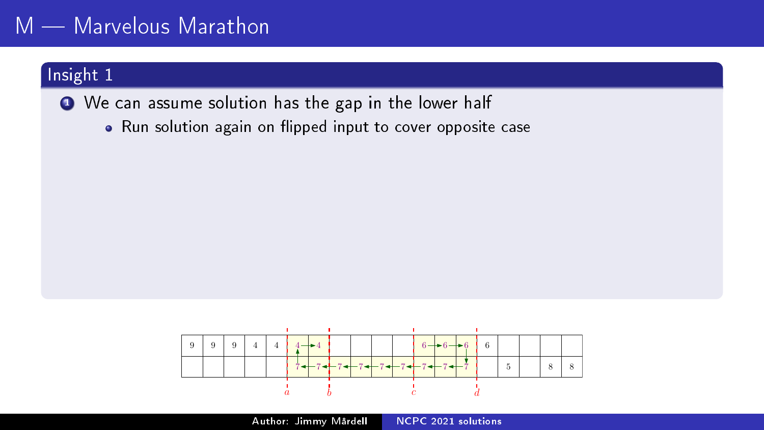# M — Marvelous Marathon

## Insight 1

1. We can assume solution has the gap in the lower half
   - Run solution again on flipped input to cover opposite case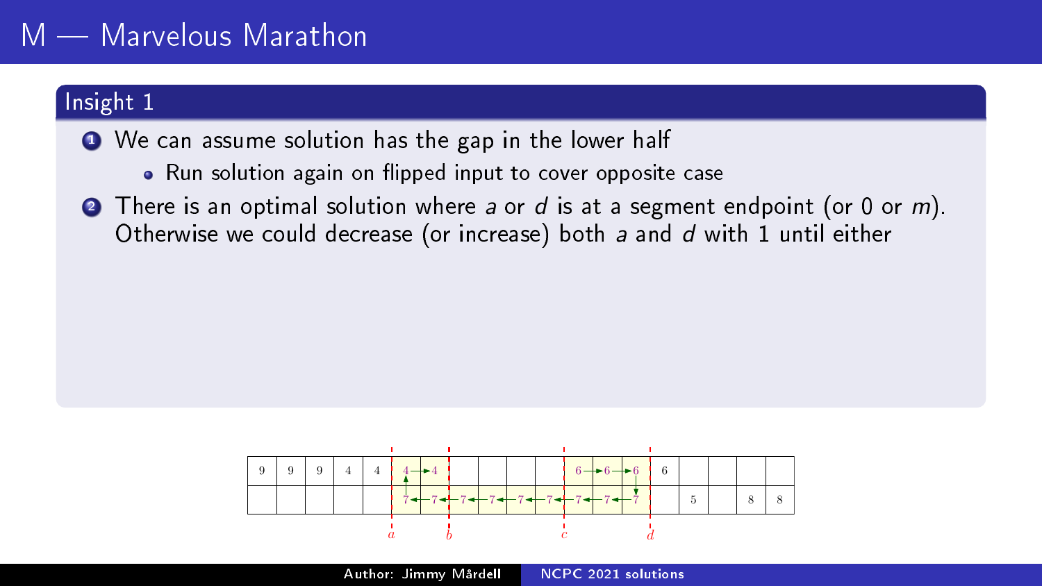# M — Marvelous Marathon

## Insight 1

1. We can assume solution has the gap in the lower half
   - Run solution again on flipped input to cover opposite case
2. There is an optimal solution where $a$ or $d$ is at a segment endpoint (or 0 or $m$). Otherwise we could decrease (or increase) both $a$ and $d$ with 1 until either

| 9 | 9 | 9 | 4 | 4 | 4 | 4 | | | | | 6 | 6 | 6 | 6 | | | | |
|---|---|---|---|---|---|---|---|---|---|---|---|---|---|---|---|---|---|---|
| | | | | | 7 | 7 | 7 | 7 | 7 | 7 | 7 | 7 | 7 | | 5 | | 8 | 8 |

Markers below the grid: $a$, $b$, $c$, $d$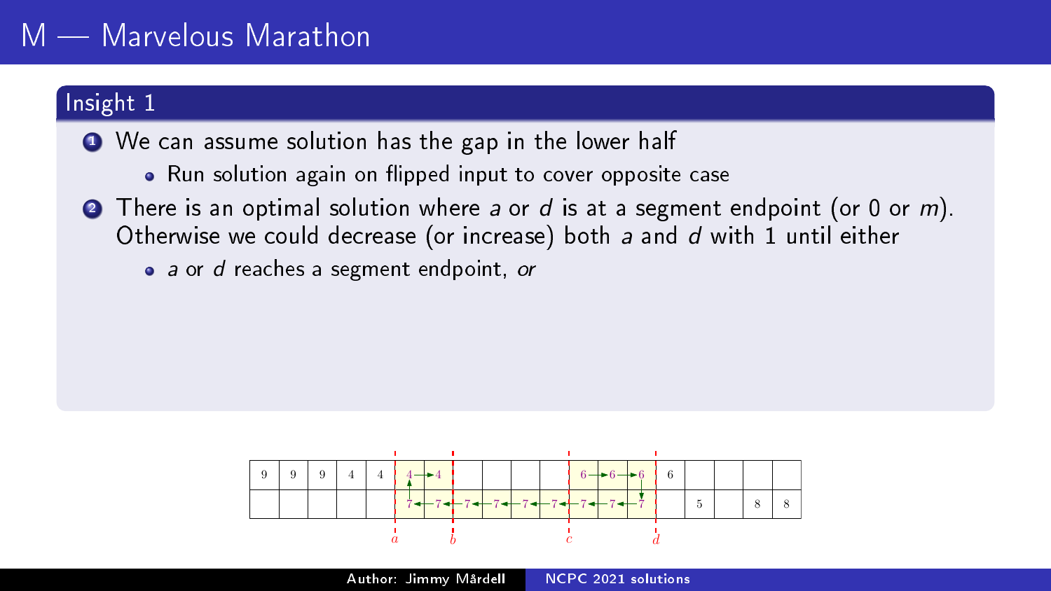# M — Marvelous Marathon

## Insight 1

1. We can assume solution has the gap in the lower half
   - Run solution again on flipped input to cover opposite case
2. There is an optimal solution where $a$ or $d$ is at a segment endpoint (or 0 or $m$). Otherwise we could decrease (or increase) both $a$ and $d$ with 1 until either
   - $a$ or $d$ reaches a segment endpoint, *or*

| 9 | 9 | 9 | 4 | 4 | 4 | 4 | | | | | 6 | 6 | 6 | 6 | | | | | |
|---|---|---|---|---|---|---|---|---|---|---|---|---|---|---|---|---|---|---|---|
| | | | | | 7 | 7 | 7 | 7 | 7 | 7 | 7 | 7 | 7 | | 5 | | 8 | 8 | |

$a$ $b$ $c$ $d$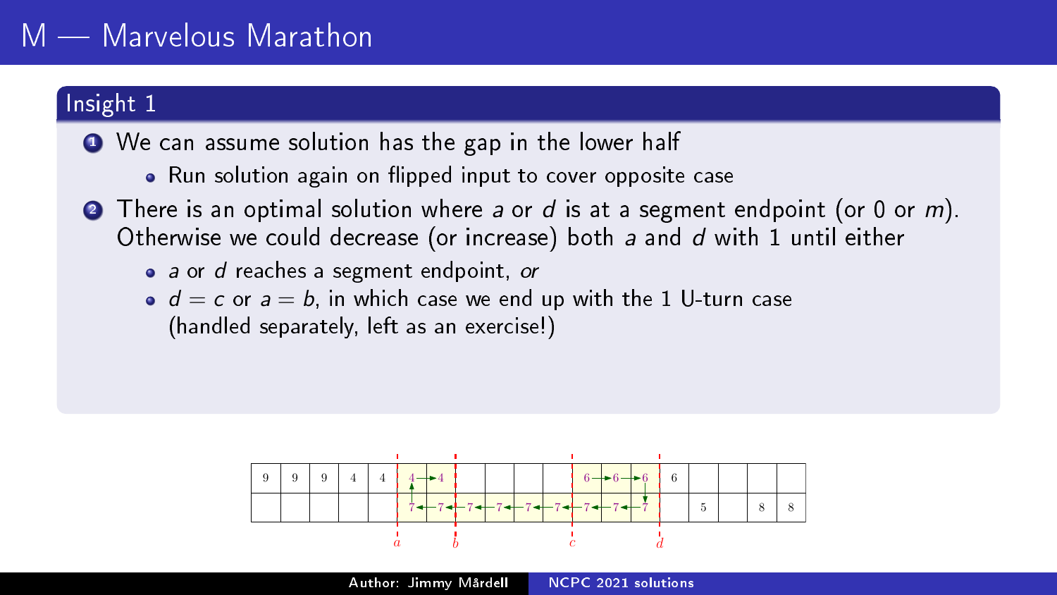# M — Marvelous Marathon

## Insight 1

1. We can assume solution has the gap in the lower half
   - Run solution again on flipped input to cover opposite case
2. There is an optimal solution where $a$ or $d$ is at a segment endpoint (or 0 or $m$). Otherwise we could decrease (or increase) both $a$ and $d$ with 1 until either
   - $a$ or $d$ reaches a segment endpoint, *or*
   - $d = c$ or $a = b$, in which case we end up with the 1 U-turn case (handled separately, left as an exercise!)

| 9 | 9 | 9 | 4 | 4 | 4 | 4 | | | | | 6 | 6 | 6 | 6 | | | | |
|---|---|---|---|---|---|---|---|---|---|---|---|---|---|---|---|---|---|---|
| | | | | | 7 | 7 | 7 | 7 | 7 | 7 | 7 | 7 | 7 | | 5 | | 8 | 8 |

$a$ $b$ $c$ $d$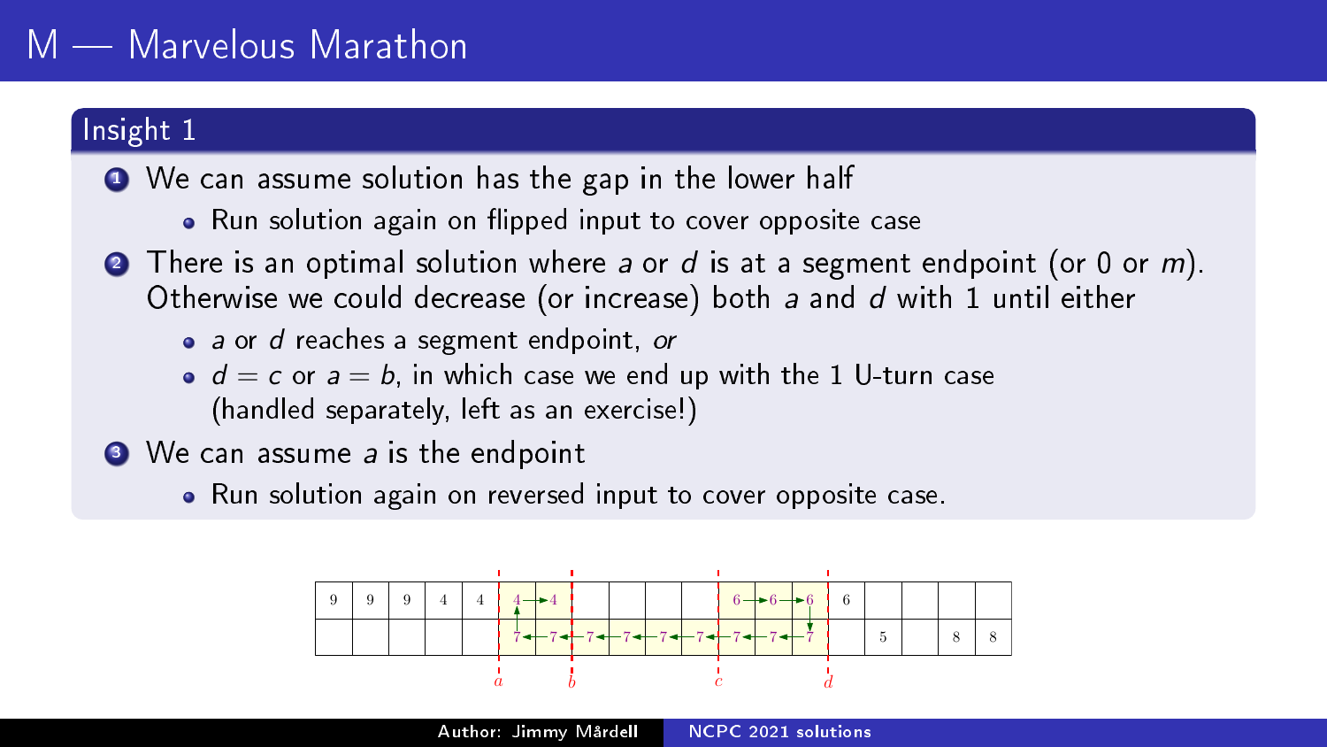# M — Marvelous Marathon

## Insight 1

1. We can assume solution has the gap in the lower half
   - Run solution again on flipped input to cover opposite case
2. There is an optimal solution where $a$ or $d$ is at a segment endpoint (or 0 or $m$). Otherwise we could decrease (or increase) both $a$ and $d$ with 1 until either
   - $a$ or $d$ reaches a segment endpoint, *or*
   - $d = c$ or $a = b$, in which case we end up with the 1 U-turn case (handled separately, left as an exercise!)
3. We can assume $a$ is the endpoint
   - Run solution again on reversed input to cover opposite case.

| 9 | 9 | 9 | 4 | 4 | 4 | 4 | | | | | 6 | 6 | 6 | 6 | | | | |
|---|---|---|---|---|---|---|---|---|---|---|---|---|---|---|---|---|---|---|
| | | | | | 7 | 7 | 7 | 7 | 7 | 7 | 7 | 7 | 7 | | 5 | | 8 | 8 |

Markers: $a$ (before column 6), $b$ (after column 7), $c$ (before column 12), $d$ (after column 14).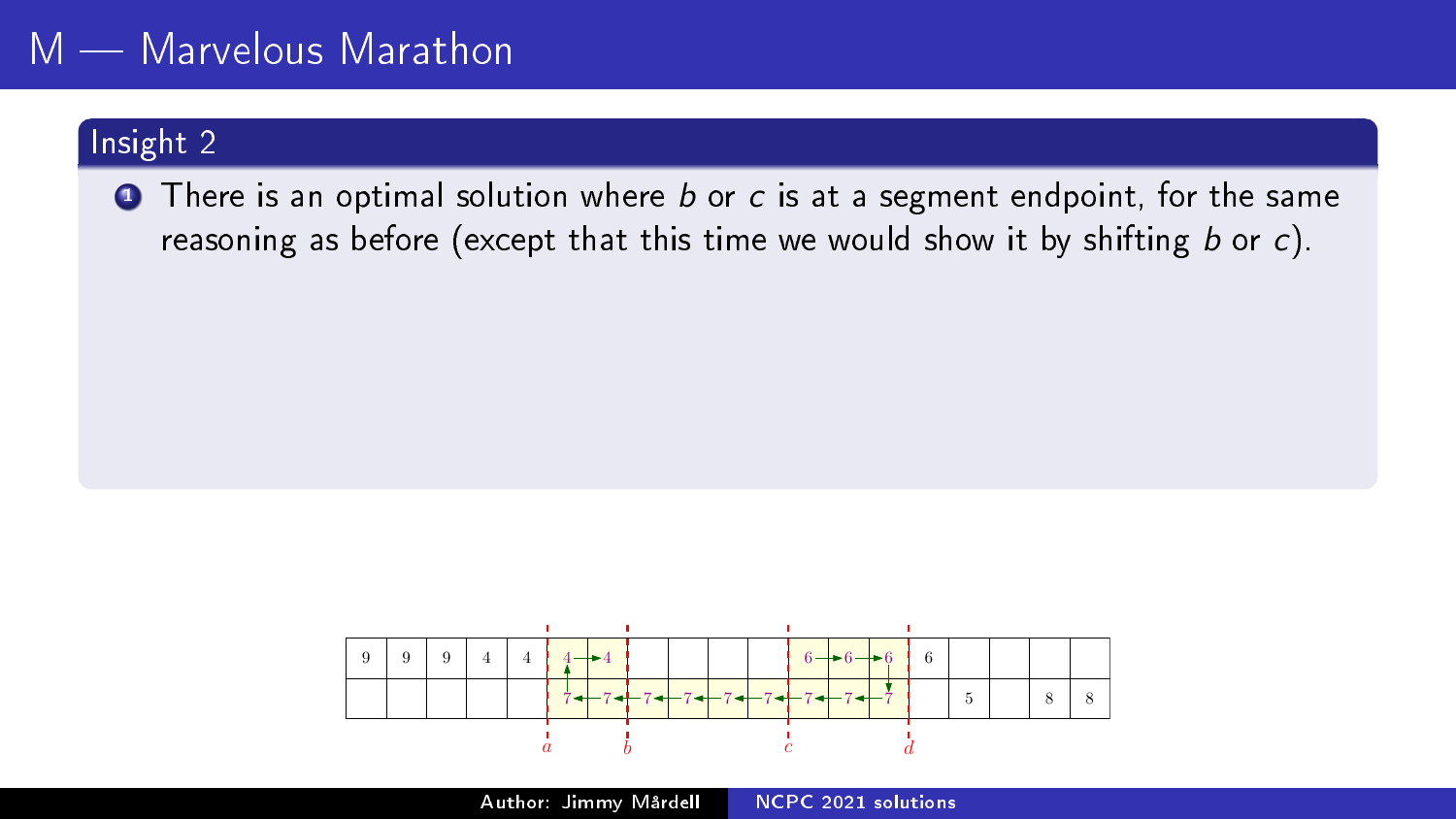# M — Marvelous Marathon

## Insight 2

1. There is an optimal solution where $b$ or $c$ is at a segment endpoint, for the same reasoning as before (except that this time we would show it by shifting $b$ or $c$).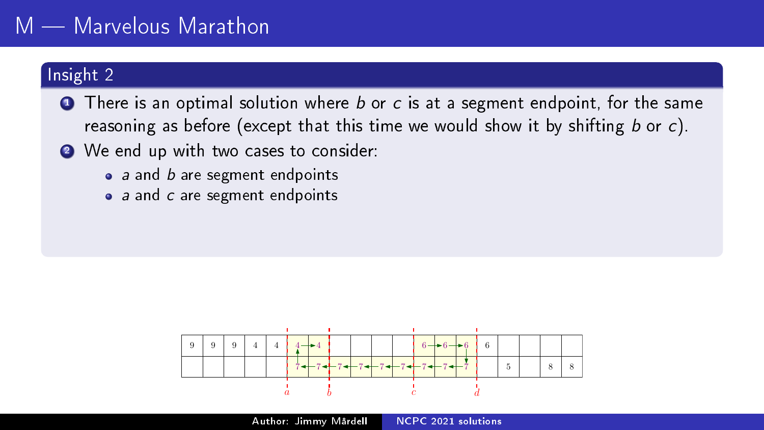# M — Marvelous Marathon

## Insight 2

1. There is an optimal solution where $b$ or $c$ is at a segment endpoint, for the same reasoning as before (except that this time we would show it by shifting $b$ or $c$).
2. We end up with two cases to consider:
   - $a$ and $b$ are segment endpoints
   - $a$ and $c$ are segment endpoints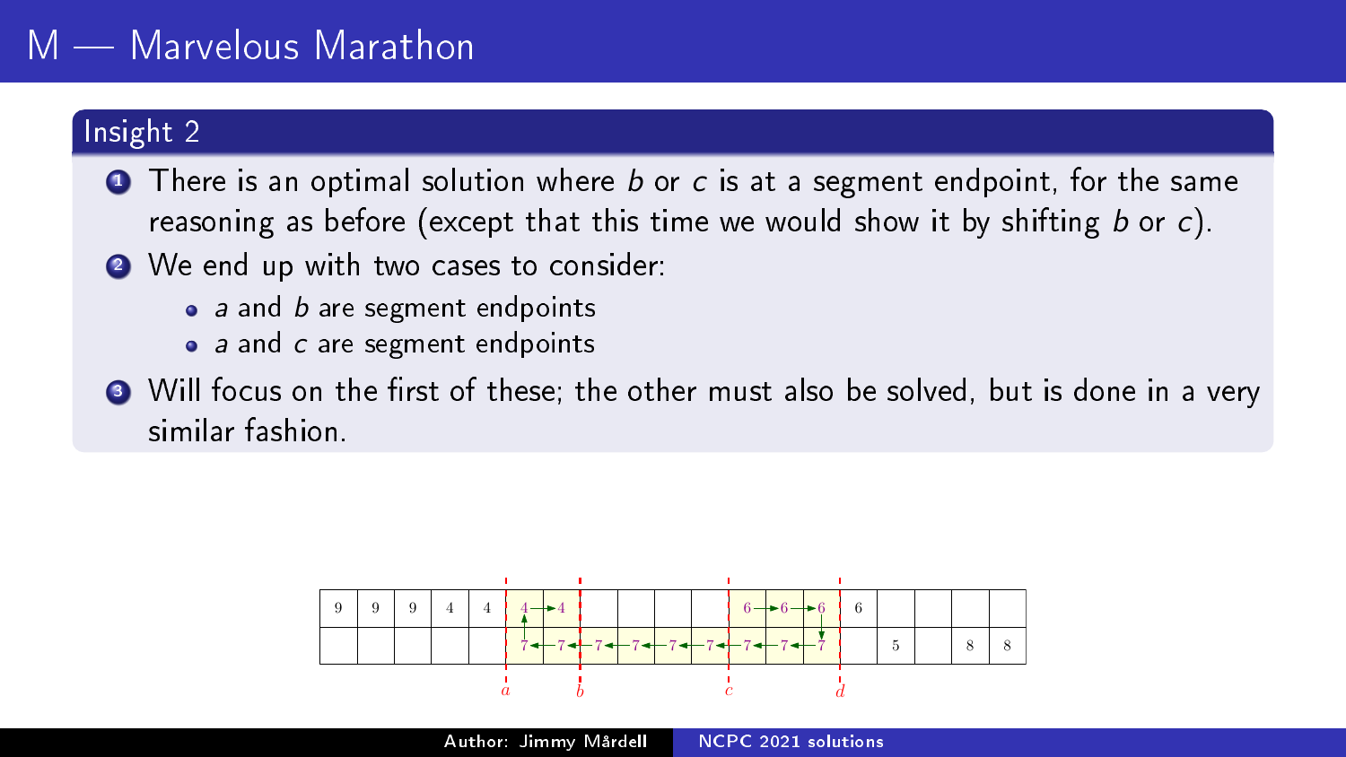# M — Marvelous Marathon

## Insight 2

1. There is an optimal solution where $b$ or $c$ is at a segment endpoint, for the same reasoning as before (except that this time we would show it by shifting $b$ or $c$).
2. We end up with two cases to consider:
   - $a$ and $b$ are segment endpoints
   - $a$ and $c$ are segment endpoints
3. Will focus on the first of these; the other must also be solved, but is done in a very similar fashion.

| 9 | 9 | 9 | 4 | 4 | 4 | 4 | | | | | 6 | 6 | 6 | 6 | | | | 8 |
|---|---|---|---|---|---|---|---|---|---|---|---|---|---|---|---|---|---|---|
| | | | | | 7 | 7 | 7 | 7 | 7 | 7 | 7 | 7 | 7 | | 5 | | 8 | 8 |

$a$, $b$, $c$, $d$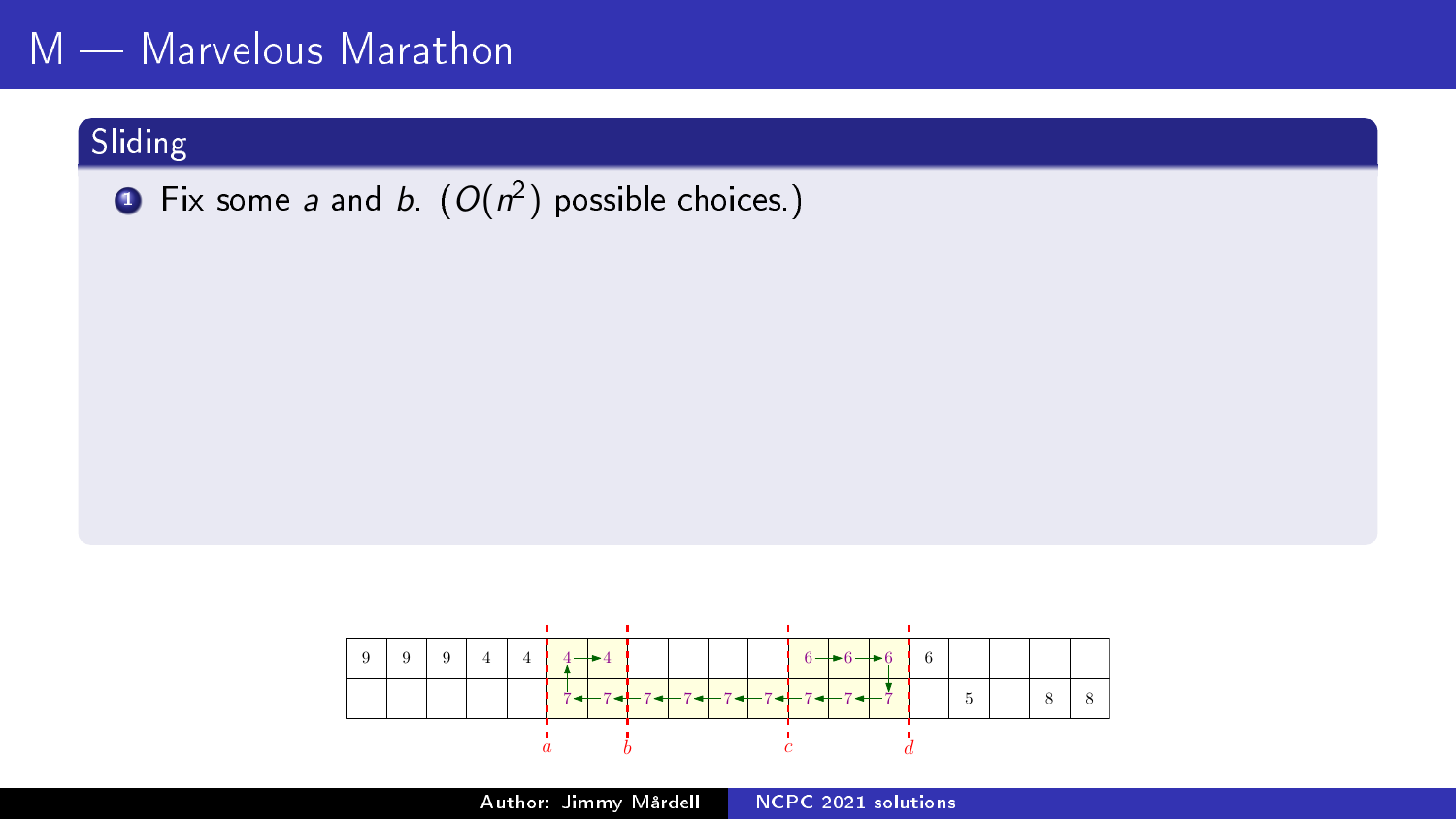# M — Marvelous Marathon

## Sliding

1. Fix some $a$ and $b$. ($O(n^2)$ possible choices.)

| 9 | 9 | 9 | 4 | 4 | 4 | 4 | | | | | 6 | 6 | 6 | 6 | | | | |
|---|---|---|---|---|---|---|---|---|---|---|---|---|---|---|---|---|---|---|
| | | | | | 7 | 7 | 7 | 7 | 7 | 7 | 7 | 7 | 7 | | 5 | | 8 | 8 |

$a$ $b$ $c$ $d$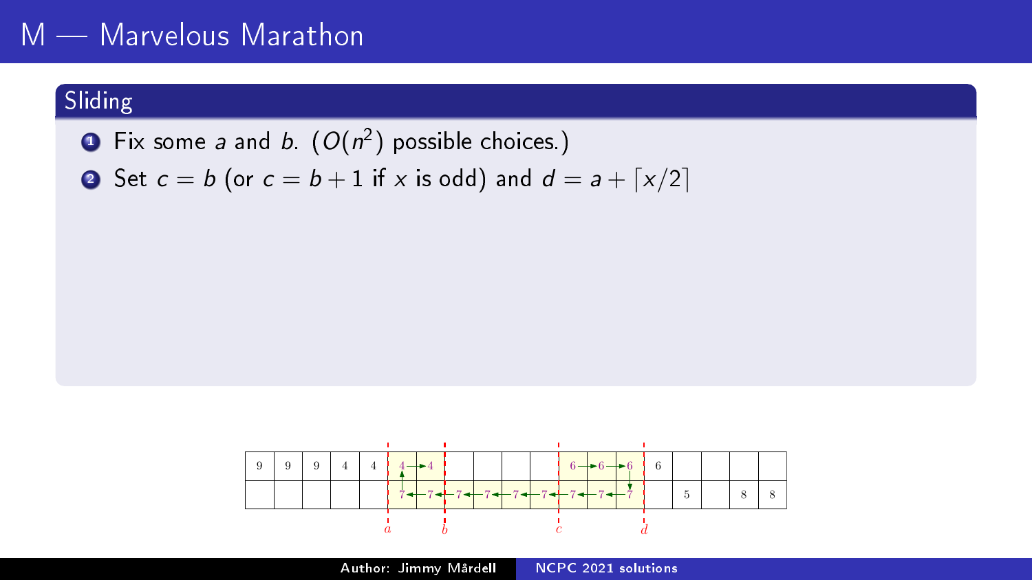# M — Marvelous Marathon

## Sliding

1. Fix some $a$ and $b$. ($O(n^2)$ possible choices.)
2. Set $c = b$ (or $c = b + 1$ if $x$ is odd) and $d = a + \lceil x/2 \rceil$

| 9 | 9 | 9 | 4 | 4 | 4 | 4 | | | | | 6 | 6 | 6 | 6 | | | | |
|---|---|---|---|---|---|---|---|---|---|---|---|---|---|---|---|---|---|---|
| | | | | | 7 | 7 | 7 | 7 | 7 | 7 | 7 | 7 | 7 | | 5 | | 8 | 8 |

$a$, $b$, $c$, $d$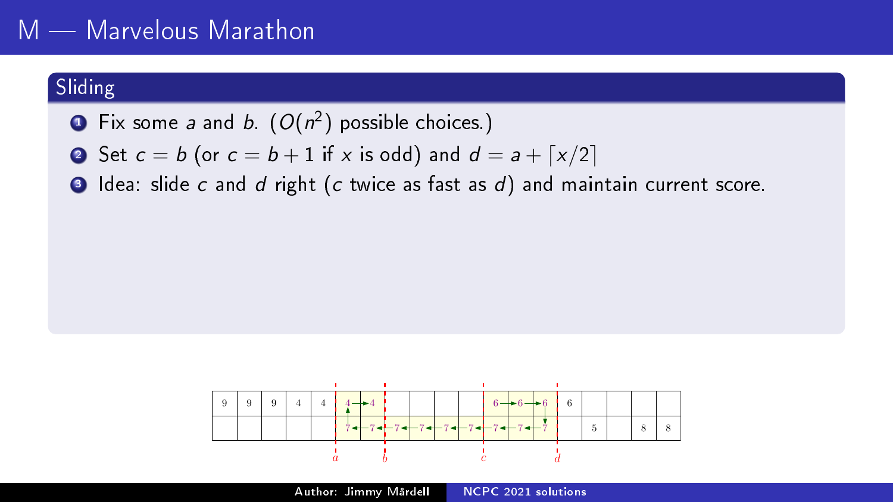# M — Marvelous Marathon

## Sliding

1. Fix some $a$ and $b$. ($O(n^2)$ possible choices.)
2. Set $c = b$ (or $c = b + 1$ if $x$ is odd) and $d = a + \lceil x/2 \rceil$
3. Idea: slide $c$ and $d$ right ($c$ twice as fast as $d$) and maintain current score.

| 9 | 9 | 9 | 4 | 4 | 4 | 4 | | | | | 6 | 6 | 6 | 6 | | | | 8 |
|---|---|---|---|---|---|---|---|---|---|---|---|---|---|---|---|---|---|---|
| | | | | | 7 | 7 | 7 | 7 | 7 | 7 | 7 | 7 | 7 | | 5 | | 8 | 8 |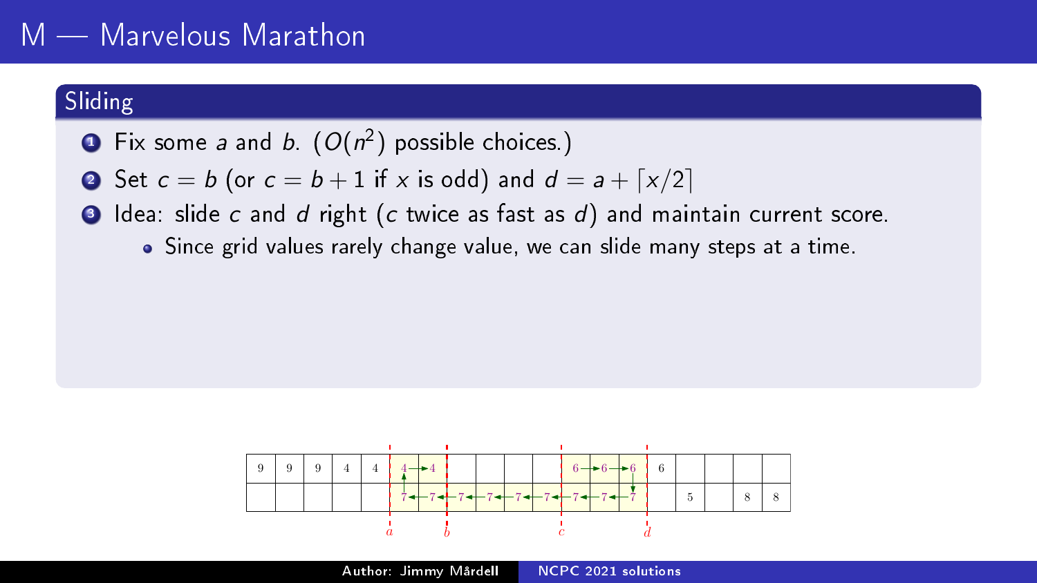# M — Marvelous Marathon

## Sliding

1. Fix some $a$ and $b$. ($O(n^2)$ possible choices.)
2. Set $c = b$ (or $c = b + 1$ if $x$ is odd) and $d = a + \lceil x/2 \rceil$
3. Idea: slide $c$ and $d$ right ($c$ twice as fast as $d$) and maintain current score.
   - Since grid values rarely change value, we can slide many steps at a time.

| 9 | 9 | 9 | 4 | 4 | 4 | 4 | | | | | 6 | 6 | 6 | 6 | | | | 8 | 8 |
|---|---|---|---|---|---|---|---|---|---|---|---|---|---|---|---|---|---|---|---|
| | | | | | 7 | 7 | 7 | 7 | 7 | 7 | 7 | 7 | 7 | | 5 | | 8 | 8 | |

$a$ $b$ $c$ $d$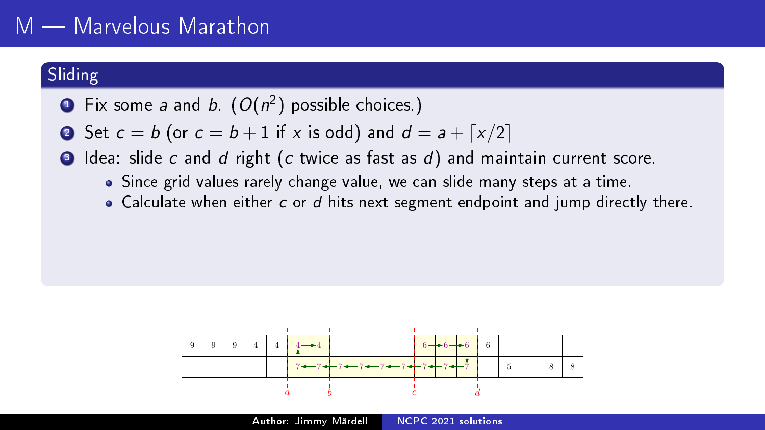# M — Marvelous Marathon

## Sliding

1. Fix some $a$ and $b$. ($O(n^2)$ possible choices.)
2. Set $c = b$ (or $c = b + 1$ if $x$ is odd) and $d = a + \lceil x/2 \rceil$
3. Idea: slide $c$ and $d$ right ($c$ twice as fast as $d$) and maintain current score.
   - Since grid values rarely change value, we can slide many steps at a time.
   - Calculate when either $c$ or $d$ hits next segment endpoint and jump directly there.

| 9 | 9 | 9 | 4 | 4 | 4 | 4 | | | | | 6 | 6 | 6 | 6 | | | | |
|---|---|---|---|---|---|---|---|---|---|---|---|---|---|---|---|---|---|---|
| | | | | | 7 | 7 | 7 | 7 | 7 | 7 | 7 | 7 | 7 | | 5 | | 8 | 8 |

$a$ $b$ $c$ $d$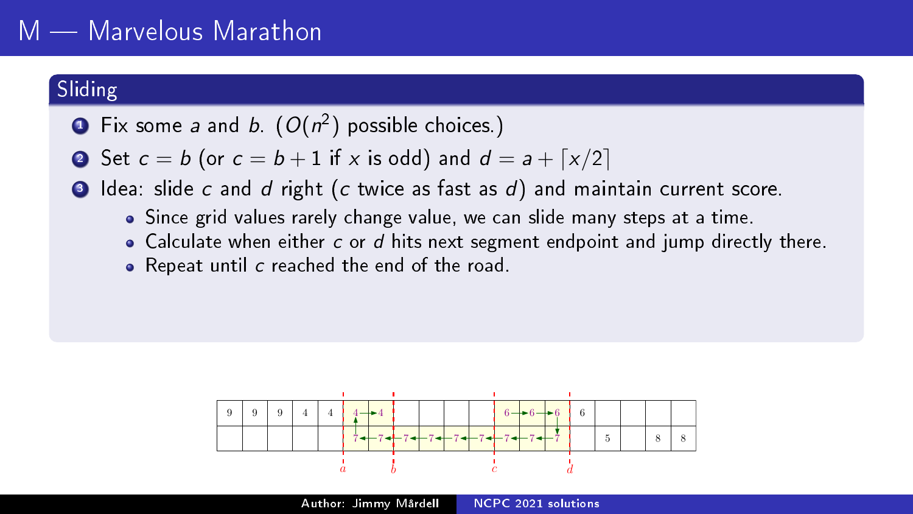# M — Marvelous Marathon

## Sliding

1. Fix some $a$ and $b$. ($O(n^2)$ possible choices.)
2. Set $c = b$ (or $c = b + 1$ if $x$ is odd) and $d = a + \lceil x/2 \rceil$
3. Idea: slide $c$ and $d$ right ($c$ twice as fast as $d$) and maintain current score.
   - Since grid values rarely change value, we can slide many steps at a time.
   - Calculate when either $c$ or $d$ hits next segment endpoint and jump directly there.
   - Repeat until $c$ reached the end of the road.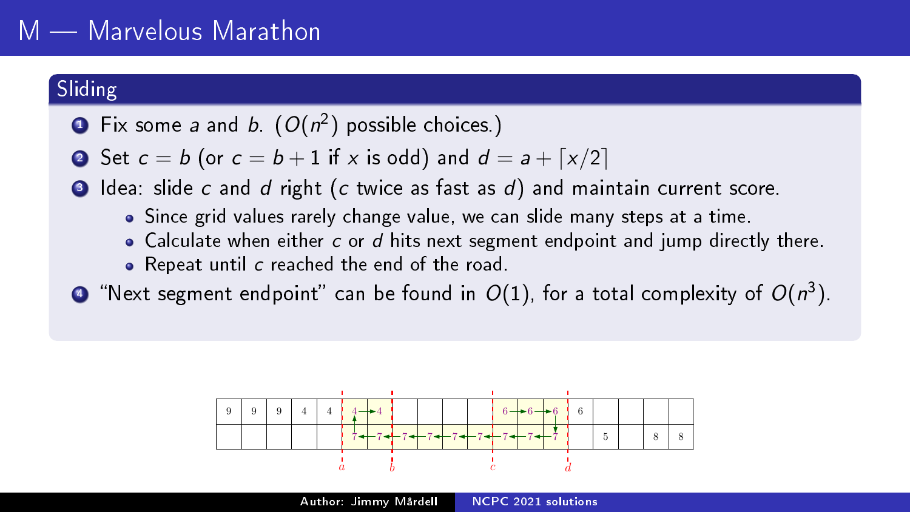# M — Marvelous Marathon

## Sliding

1. Fix some $a$ and $b$. ($O(n^2)$ possible choices.)
2. Set $c = b$ (or $c = b + 1$ if $x$ is odd) and $d = a + \lceil x/2 \rceil$
3. Idea: slide $c$ and $d$ right ($c$ twice as fast as $d$) and maintain current score.
   - Since grid values rarely change value, we can slide many steps at a time.
   - Calculate when either $c$ or $d$ hits next segment endpoint and jump directly there.
   - Repeat until $c$ reached the end of the road.
4. "Next segment endpoint" can be found in $O(1)$, for a total complexity of $O(n^3)$.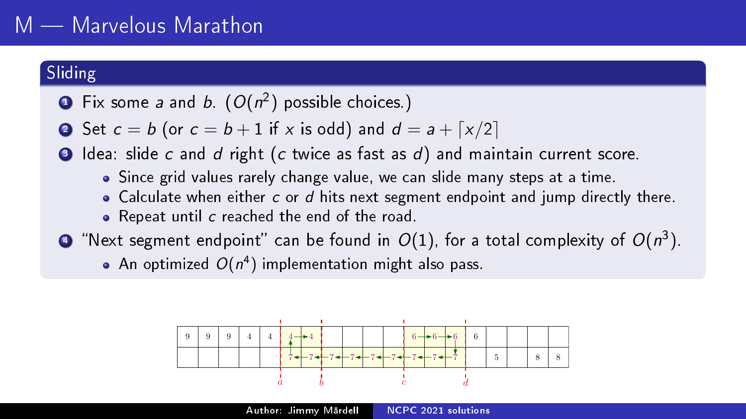# M — Marvelous Marathon

## Sliding

1. Fix some $a$ and $b$. ($O(n^2)$ possible choices.)
2. Set $c = b$ (or $c = b + 1$ if $x$ is odd) and $d = a + \lceil x/2 \rceil$
3. Idea: slide $c$ and $d$ right ($c$ twice as fast as $d$) and maintain current score.
   - Since grid values rarely change value, we can slide many steps at a time.
   - Calculate when either $c$ or $d$ hits next segment endpoint and jump directly there.
   - Repeat until $c$ reached the end of the road.
4. "Next segment endpoint" can be found in $O(1)$, for a total complexity of $O(n^3)$.
   - An optimized $O(n^4)$ implementation might also pass.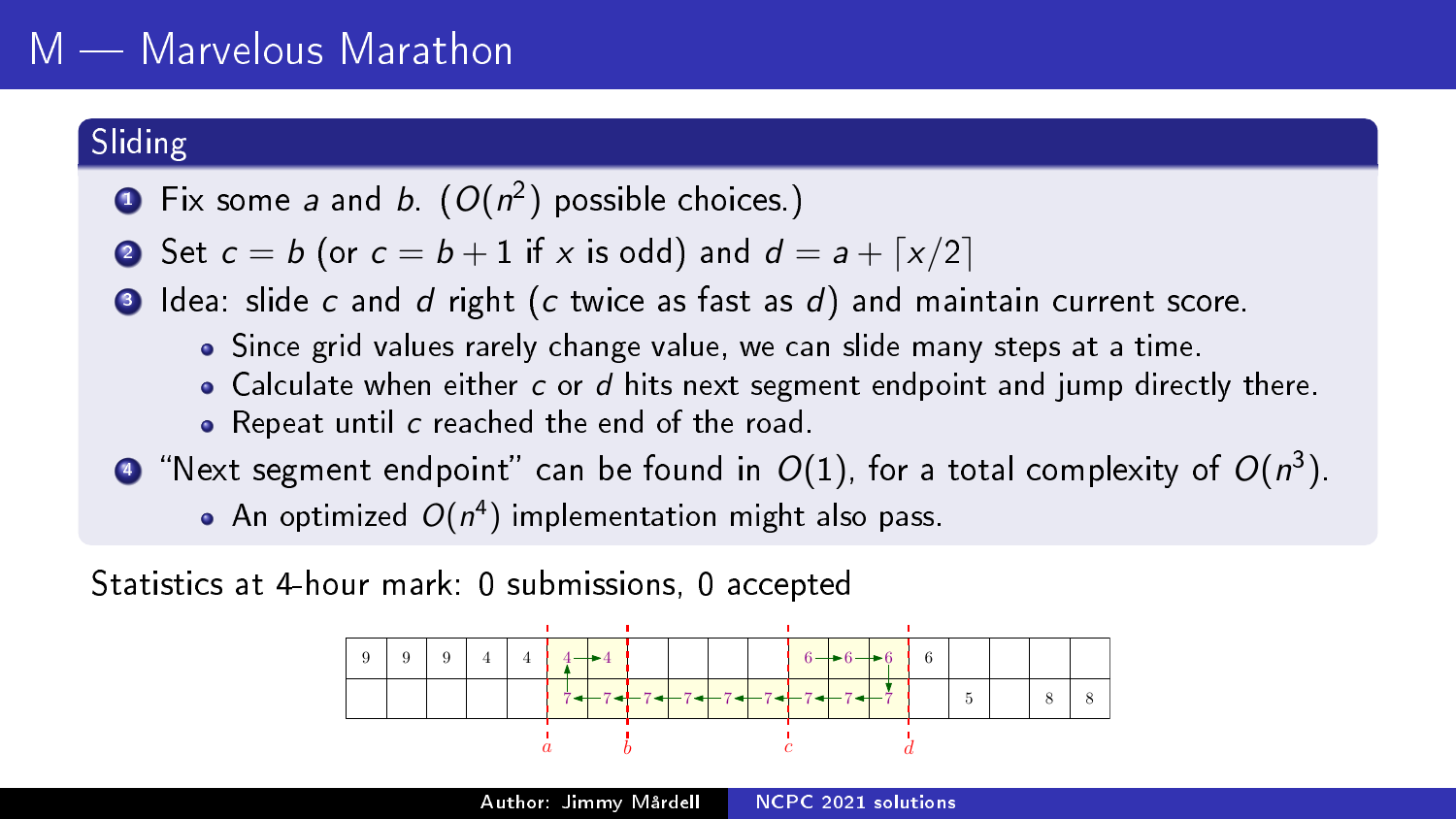# M — Marvelous Marathon

## Sliding

1. Fix some $a$ and $b$. ($O(n^2)$ possible choices.)
2. Set $c = b$ (or $c = b + 1$ if $x$ is odd) and $d = a + \lceil x/2 \rceil$
3. Idea: slide $c$ and $d$ right ($c$ twice as fast as $d$) and maintain current score.
   - Since grid values rarely change value, we can slide many steps at a time.
   - Calculate when either $c$ or $d$ hits next segment endpoint and jump directly there.
   - Repeat until $c$ reached the end of the road.
4. "Next segment endpoint" can be found in $O(1)$, for a total complexity of $O(n^3)$.
   - An optimized $O(n^4)$ implementation might also pass.

Statistics at 4-hour mark: 0 submissions, 0 accepted

| 9 | 9 | 9 | 4 | 4 | 4 | 4 | | | | | 6 | 6 | 6 | 6 | | | | |
|---|---|---|---|---|---|---|---|---|---|---|---|---|---|---|---|---|---|---|
| | | | | | 7 | 7 | 7 | 7 | 7 | 7 | 7 | 7 | 7 | | 5 | | 8 | 8 |

$a$ $b$ $c$ $d$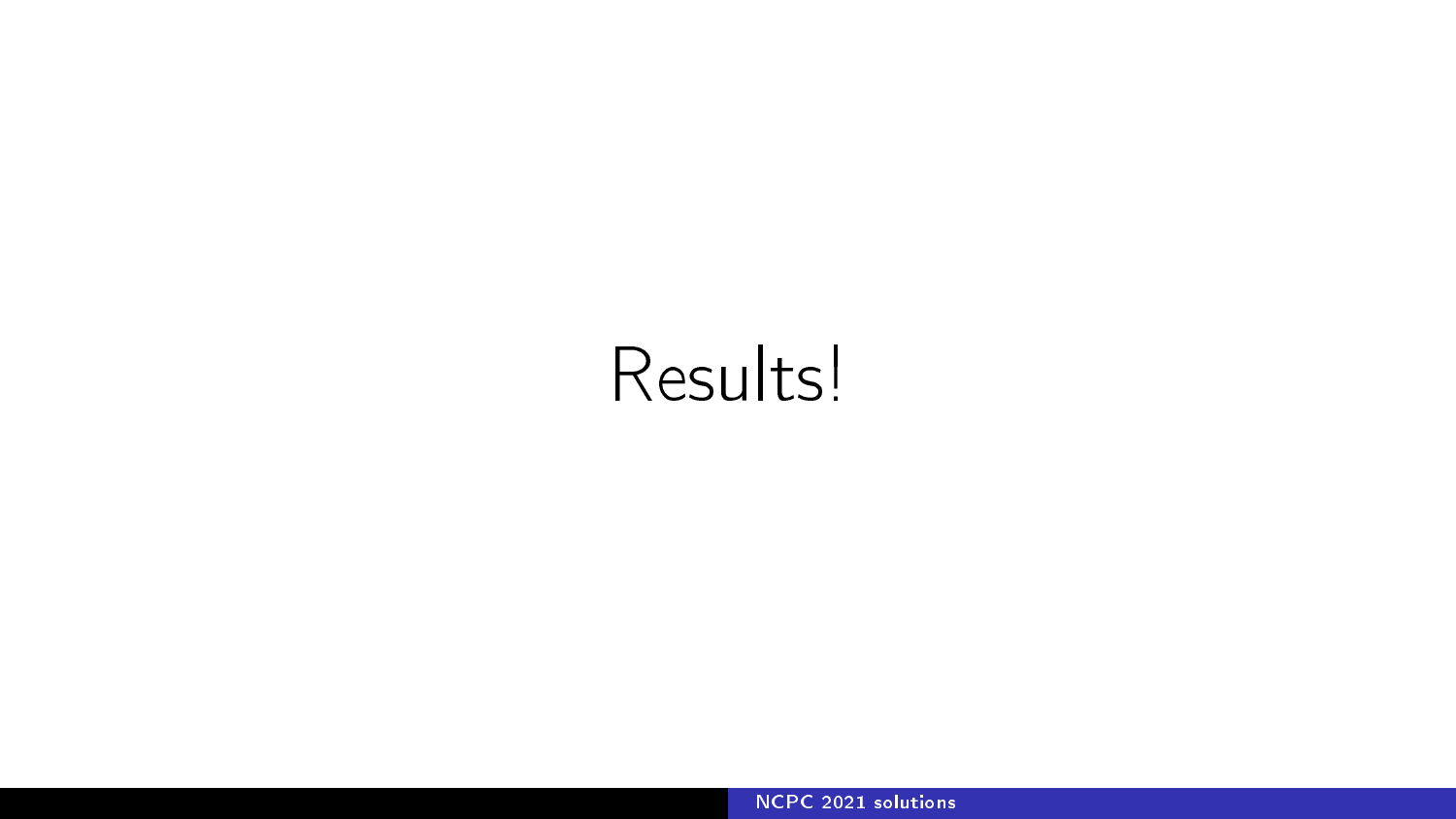# Results!